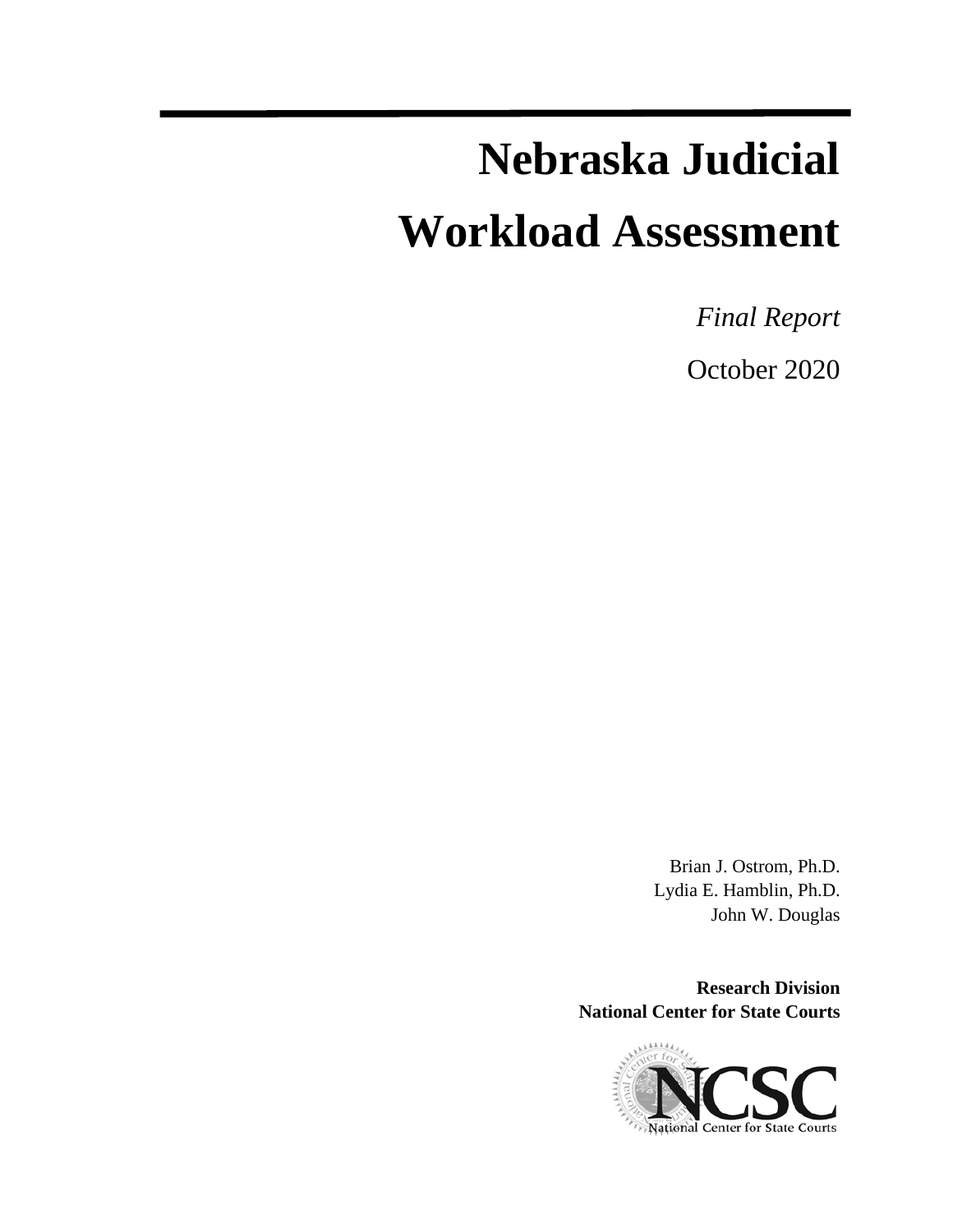# Nebraska Judicial Workload Assessment

*Final Report*

October 2020

Brian J. Ostrom, Ph.D.
Lydia E. Hamblin, Ph.D.
John W. Douglas

**Research Division**
**National Center for State Courts**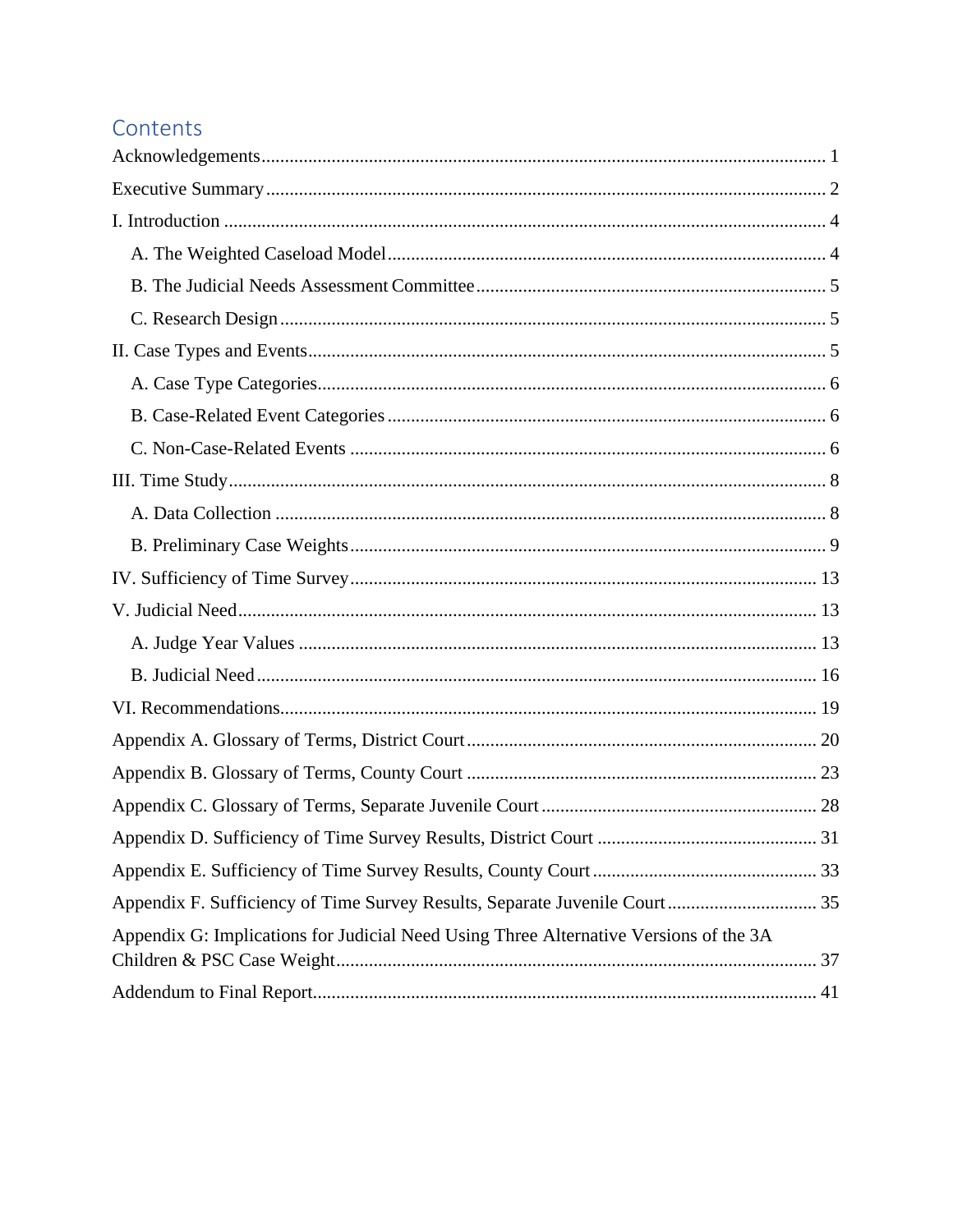# Contents

Acknowledgements ........................................................................................................................ 1

Executive Summary ....................................................................................................................... 2

I. Introduction ............................................................................................................................... 4

- A. The Weighted Caseload Model ............................................................................................ 4
- B. The Judicial Needs Assessment Committee .......................................................................... 5
- C. Research Design ................................................................................................................... 5

II. Case Types and Events .............................................................................................................. 5

- A. Case Type Categories ........................................................................................................... 6
- B. Case-Related Event Categories ............................................................................................. 6
- C. Non-Case-Related Events .................................................................................................... 6

III. Time Study ............................................................................................................................... 8

- A. Data Collection .................................................................................................................... 8
- B. Preliminary Case Weights ..................................................................................................... 9

IV. Sufficiency of Time Survey ................................................................................................... 13

V. Judicial Need .......................................................................................................................... 13

- A. Judge Year Values .............................................................................................................. 13
- B. Judicial Need ...................................................................................................................... 16

VI. Recommendations .................................................................................................................. 19

Appendix A. Glossary of Terms, District Court .......................................................................... 20

Appendix B. Glossary of Terms, County Court .......................................................................... 23

Appendix C. Glossary of Terms, Separate Juvenile Court .......................................................... 28

Appendix D. Sufficiency of Time Survey Results, District Court ............................................... 31

Appendix E. Sufficiency of Time Survey Results, County Court ................................................ 33

Appendix F. Sufficiency of Time Survey Results, Separate Juvenile Court ................................ 35

Appendix G: Implications for Judicial Need Using Three Alternative Versions of the 3A Children & PSC Case Weight ...................................................................................................... 37

Addendum to Final Report ........................................................................................................... 41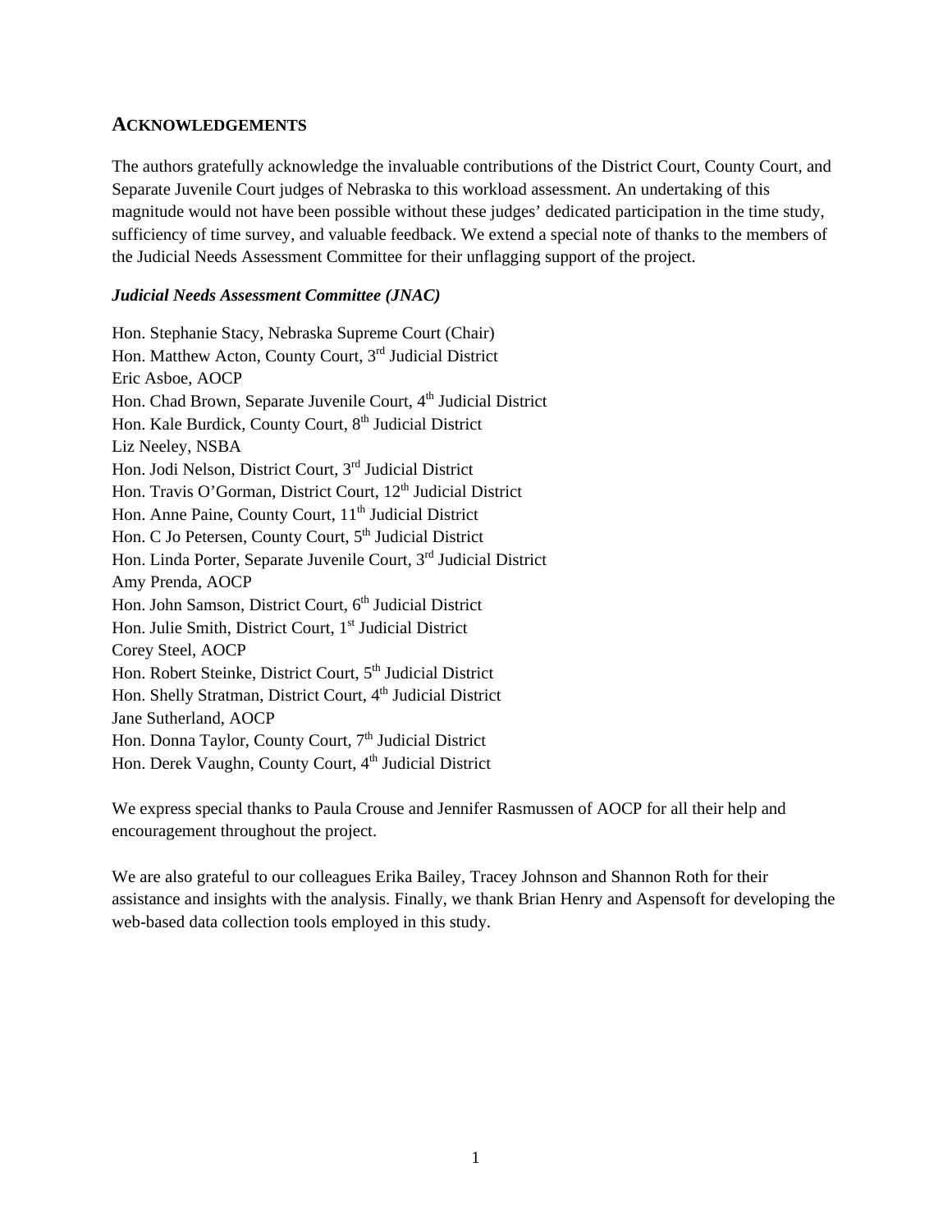## ACKNOWLEDGEMENTS

The authors gratefully acknowledge the invaluable contributions of the District Court, County Court, and Separate Juvenile Court judges of Nebraska to this workload assessment. An undertaking of this magnitude would not have been possible without these judges' dedicated participation in the time study, sufficiency of time survey, and valuable feedback. We extend a special note of thanks to the members of the Judicial Needs Assessment Committee for their unflagging support of the project.

***Judicial Needs Assessment Committee (JNAC)***

Hon. Stephanie Stacy, Nebraska Supreme Court (Chair)
Hon. Matthew Acton, County Court, 3rd Judicial District
Eric Asboe, AOCP
Hon. Chad Brown, Separate Juvenile Court, 4th Judicial District
Hon. Kale Burdick, County Court, 8th Judicial District
Liz Neeley, NSBA
Hon. Jodi Nelson, District Court, 3rd Judicial District
Hon. Travis O'Gorman, District Court, 12th Judicial District
Hon. Anne Paine, County Court, 11th Judicial District
Hon. C Jo Petersen, County Court, 5th Judicial District
Hon. Linda Porter, Separate Juvenile Court, 3rd Judicial District
Amy Prenda, AOCP
Hon. John Samson, District Court, 6th Judicial District
Hon. Julie Smith, District Court, 1st Judicial District
Corey Steel, AOCP
Hon. Robert Steinke, District Court, 5th Judicial District
Hon. Shelly Stratman, District Court, 4th Judicial District
Jane Sutherland, AOCP
Hon. Donna Taylor, County Court, 7th Judicial District
Hon. Derek Vaughn, County Court, 4th Judicial District

We express special thanks to Paula Crouse and Jennifer Rasmussen of AOCP for all their help and encouragement throughout the project.

We are also grateful to our colleagues Erika Bailey, Tracey Johnson and Shannon Roth for their assistance and insights with the analysis. Finally, we thank Brian Henry and Aspensoft for developing the web-based data collection tools employed in this study.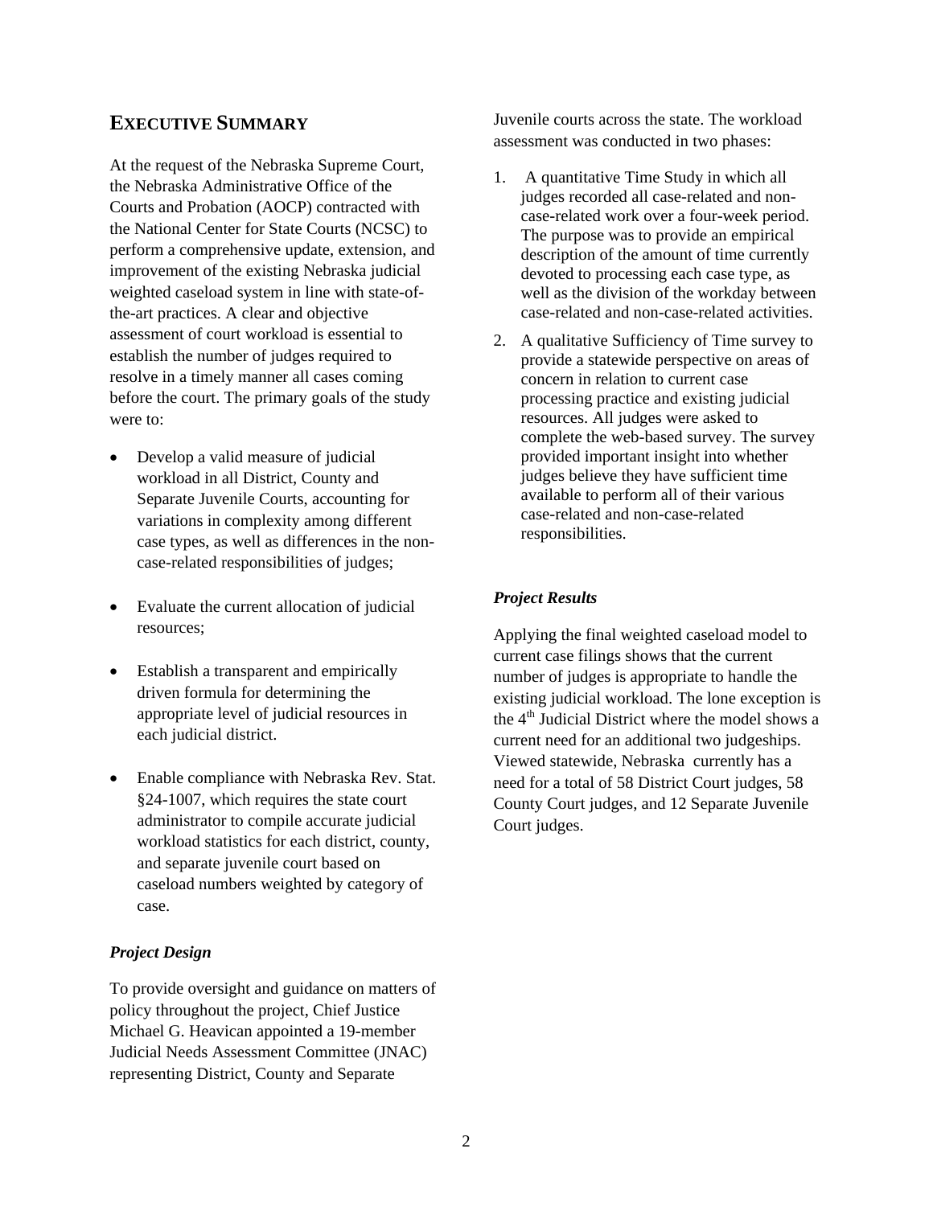## Executive Summary

At the request of the Nebraska Supreme Court, the Nebraska Administrative Office of the Courts and Probation (AOCP) contracted with the National Center for State Courts (NCSC) to perform a comprehensive update, extension, and improvement of the existing Nebraska judicial weighted caseload system in line with state-of-the-art practices. A clear and objective assessment of court workload is essential to establish the number of judges required to resolve in a timely manner all cases coming before the court. The primary goals of the study were to:

- Develop a valid measure of judicial workload in all District, County and Separate Juvenile Courts, accounting for variations in complexity among different case types, as well as differences in the non-case-related responsibilities of judges;
- Evaluate the current allocation of judicial resources;
- Establish a transparent and empirically driven formula for determining the appropriate level of judicial resources in each judicial district.
- Enable compliance with Nebraska Rev. Stat. §24-1007, which requires the state court administrator to compile accurate judicial workload statistics for each district, county, and separate juvenile court based on caseload numbers weighted by category of case.

### *Project Design*

To provide oversight and guidance on matters of policy throughout the project, Chief Justice Michael G. Heavican appointed a 19-member Judicial Needs Assessment Committee (JNAC) representing District, County and Separate Juvenile courts across the state. The workload assessment was conducted in two phases:

1. A quantitative Time Study in which all judges recorded all case-related and non-case-related work over a four-week period. The purpose was to provide an empirical description of the amount of time currently devoted to processing each case type, as well as the division of the workday between case-related and non-case-related activities.
2. A qualitative Sufficiency of Time survey to provide a statewide perspective on areas of concern in relation to current case processing practice and existing judicial resources. All judges were asked to complete the web-based survey. The survey provided important insight into whether judges believe they have sufficient time available to perform all of their various case-related and non-case-related responsibilities.

### *Project Results*

Applying the final weighted caseload model to current case filings shows that the current number of judges is appropriate to handle the existing judicial workload. The lone exception is the 4th Judicial District where the model shows a current need for an additional two judgeships. Viewed statewide, Nebraska currently has a need for a total of 58 District Court judges, 58 County Court judges, and 12 Separate Juvenile Court judges.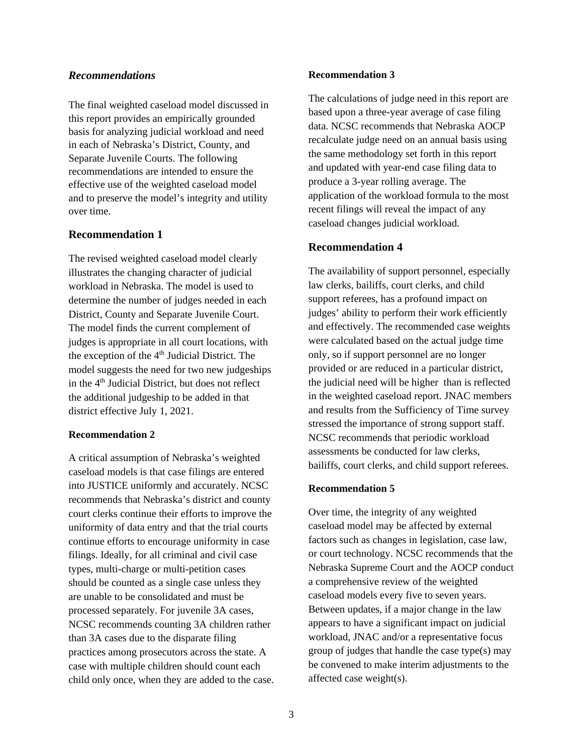### *Recommendations*

The final weighted caseload model discussed in this report provides an empirically grounded basis for analyzing judicial workload and need in each of Nebraska's District, County, and Separate Juvenile Courts. The following recommendations are intended to ensure the effective use of the weighted caseload model and to preserve the model's integrity and utility over time.

## Recommendation 1

The revised weighted caseload model clearly illustrates the changing character of judicial workload in Nebraska. The model is used to determine the number of judges needed in each District, County and Separate Juvenile Court. The model finds the current complement of judges is appropriate in all court locations, with the exception of the 4th Judicial District. The model suggests the need for two new judgeships in the 4th Judicial District, but does not reflect the additional judgeship to be added in that district effective July 1, 2021.

**Recommendation 2**

A critical assumption of Nebraska's weighted caseload models is that case filings are entered into JUSTICE uniformly and accurately. NCSC recommends that Nebraska's district and county court clerks continue their efforts to improve the uniformity of data entry and that the trial courts continue efforts to encourage uniformity in case filings. Ideally, for all criminal and civil case types, multi-charge or multi-petition cases should be counted as a single case unless they are unable to be consolidated and must be processed separately. For juvenile 3A cases, NCSC recommends counting 3A children rather than 3A cases due to the disparate filing practices among prosecutors across the state. A case with multiple children should count each child only once, when they are added to the case.

**Recommendation 3**

The calculations of judge need in this report are based upon a three-year average of case filing data. NCSC recommends that Nebraska AOCP recalculate judge need on an annual basis using the same methodology set forth in this report and updated with year-end case filing data to produce a 3-year rolling average. The application of the workload formula to the most recent filings will reveal the impact of any caseload changes judicial workload.

## Recommendation 4

The availability of support personnel, especially law clerks, bailiffs, court clerks, and child support referees, has a profound impact on judges' ability to perform their work efficiently and effectively. The recommended case weights were calculated based on the actual judge time only, so if support personnel are no longer provided or are reduced in a particular district, the judicial need will be higher than is reflected in the weighted caseload report. JNAC members and results from the Sufficiency of Time survey stressed the importance of strong support staff. NCSC recommends that periodic workload assessments be conducted for law clerks, bailiffs, court clerks, and child support referees.

**Recommendation 5**

Over time, the integrity of any weighted caseload model may be affected by external factors such as changes in legislation, case law, or court technology. NCSC recommends that the Nebraska Supreme Court and the AOCP conduct a comprehensive review of the weighted caseload models every five to seven years. Between updates, if a major change in the law appears to have a significant impact on judicial workload, JNAC and/or a representative focus group of judges that handle the case type(s) may be convened to make interim adjustments to the affected case weight(s).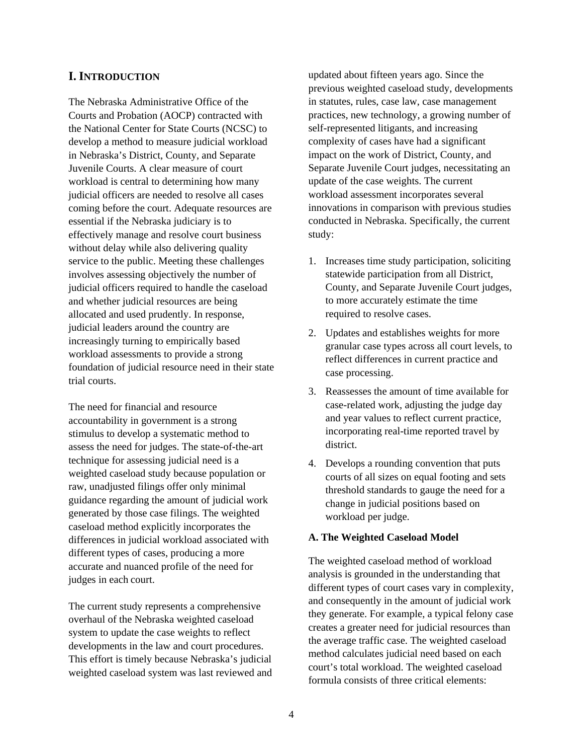# I. Introduction

The Nebraska Administrative Office of the Courts and Probation (AOCP) contracted with the National Center for State Courts (NCSC) to develop a method to measure judicial workload in Nebraska's District, County, and Separate Juvenile Courts. A clear measure of court workload is central to determining how many judicial officers are needed to resolve all cases coming before the court. Adequate resources are essential if the Nebraska judiciary is to effectively manage and resolve court business without delay while also delivering quality service to the public. Meeting these challenges involves assessing objectively the number of judicial officers required to handle the caseload and whether judicial resources are being allocated and used prudently. In response, judicial leaders around the country are increasingly turning to empirically based workload assessments to provide a strong foundation of judicial resource need in their state trial courts.

The need for financial and resource accountability in government is a strong stimulus to develop a systematic method to assess the need for judges. The state-of-the-art technique for assessing judicial need is a weighted caseload study because population or raw, unadjusted filings offer only minimal guidance regarding the amount of judicial work generated by those case filings. The weighted caseload method explicitly incorporates the differences in judicial workload associated with different types of cases, producing a more accurate and nuanced profile of the need for judges in each court.

The current study represents a comprehensive overhaul of the Nebraska weighted caseload system to update the case weights to reflect developments in the law and court procedures. This effort is timely because Nebraska's judicial weighted caseload system was last reviewed and updated about fifteen years ago. Since the previous weighted caseload study, developments in statutes, rules, case law, case management practices, new technology, a growing number of self-represented litigants, and increasing complexity of cases have had a significant impact on the work of District, County, and Separate Juvenile Court judges, necessitating an update of the case weights. The current workload assessment incorporates several innovations in comparison with previous studies conducted in Nebraska. Specifically, the current study:

1. Increases time study participation, soliciting statewide participation from all District, County, and Separate Juvenile Court judges, to more accurately estimate the time required to resolve cases.
2. Updates and establishes weights for more granular case types across all court levels, to reflect differences in current practice and case processing.
3. Reassesses the amount of time available for case-related work, adjusting the judge day and year values to reflect current practice, incorporating real-time reported travel by district.
4. Develops a rounding convention that puts courts of all sizes on equal footing and sets threshold standards to gauge the need for a change in judicial positions based on workload per judge.

### A. The Weighted Caseload Model

The weighted caseload method of workload analysis is grounded in the understanding that different types of court cases vary in complexity, and consequently in the amount of judicial work they generate. For example, a typical felony case creates a greater need for judicial resources than the average traffic case. The weighted caseload method calculates judicial need based on each court's total workload. The weighted caseload formula consists of three critical elements: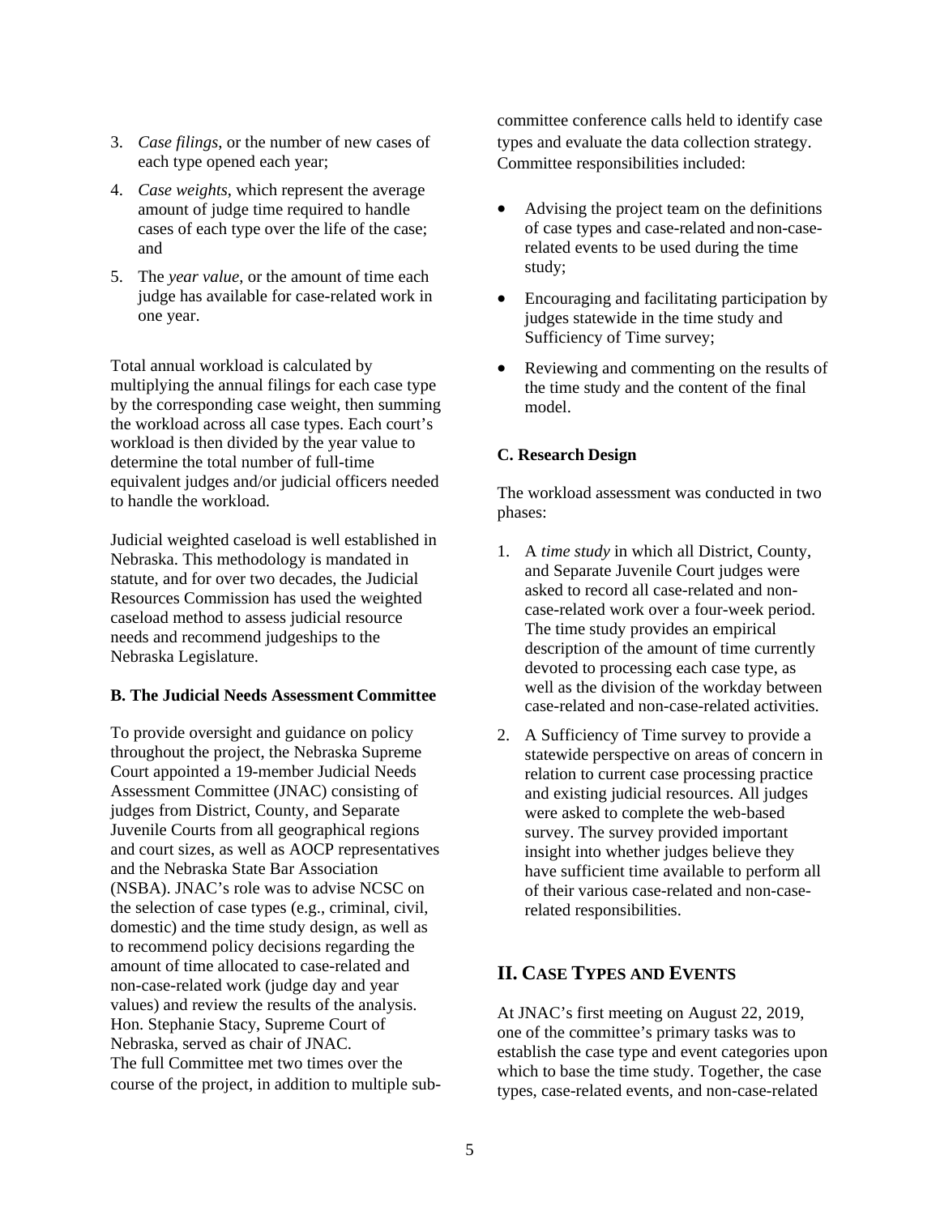3. *Case filings*, or the number of new cases of each type opened each year;
4. *Case weights*, which represent the average amount of judge time required to handle cases of each type over the life of the case; and
5. The *year value*, or the amount of time each judge has available for case-related work in one year.

Total annual workload is calculated by multiplying the annual filings for each case type by the corresponding case weight, then summing the workload across all case types. Each court's workload is then divided by the year value to determine the total number of full-time equivalent judges and/or judicial officers needed to handle the workload.

Judicial weighted caseload is well established in Nebraska. This methodology is mandated in statute, and for over two decades, the Judicial Resources Commission has used the weighted caseload method to assess judicial resource needs and recommend judgeships to the Nebraska Legislature.

### B. The Judicial Needs Assessment Committee

To provide oversight and guidance on policy throughout the project, the Nebraska Supreme Court appointed a 19-member Judicial Needs Assessment Committee (JNAC) consisting of judges from District, County, and Separate Juvenile Courts from all geographical regions and court sizes, as well as AOCP representatives and the Nebraska State Bar Association (NSBA). JNAC's role was to advise NCSC on the selection of case types (e.g., criminal, civil, domestic) and the time study design, as well as to recommend policy decisions regarding the amount of time allocated to case-related and non-case-related work (judge day and year values) and review the results of the analysis. Hon. Stephanie Stacy, Supreme Court of Nebraska, served as chair of JNAC.
The full Committee met two times over the course of the project, in addition to multiple sub-committee conference calls held to identify case types and evaluate the data collection strategy. Committee responsibilities included:

- Advising the project team on the definitions of case types and case-related and non-case-related events to be used during the time study;
- Encouraging and facilitating participation by judges statewide in the time study and Sufficiency of Time survey;
- Reviewing and commenting on the results of the time study and the content of the final model.

### C. Research Design

The workload assessment was conducted in two phases:

1. A *time study* in which all District, County, and Separate Juvenile Court judges were asked to record all case-related and non-case-related work over a four-week period. The time study provides an empirical description of the amount of time currently devoted to processing each case type, as well as the division of the workday between case-related and non-case-related activities.
2. A Sufficiency of Time survey to provide a statewide perspective on areas of concern in relation to current case processing practice and existing judicial resources. All judges were asked to complete the web-based survey. The survey provided important insight into whether judges believe they have sufficient time available to perform all of their various case-related and non-case-related responsibilities.

## II. Case Types and Events

At JNAC's first meeting on August 22, 2019, one of the committee's primary tasks was to establish the case type and event categories upon which to base the time study. Together, the case types, case-related events, and non-case-related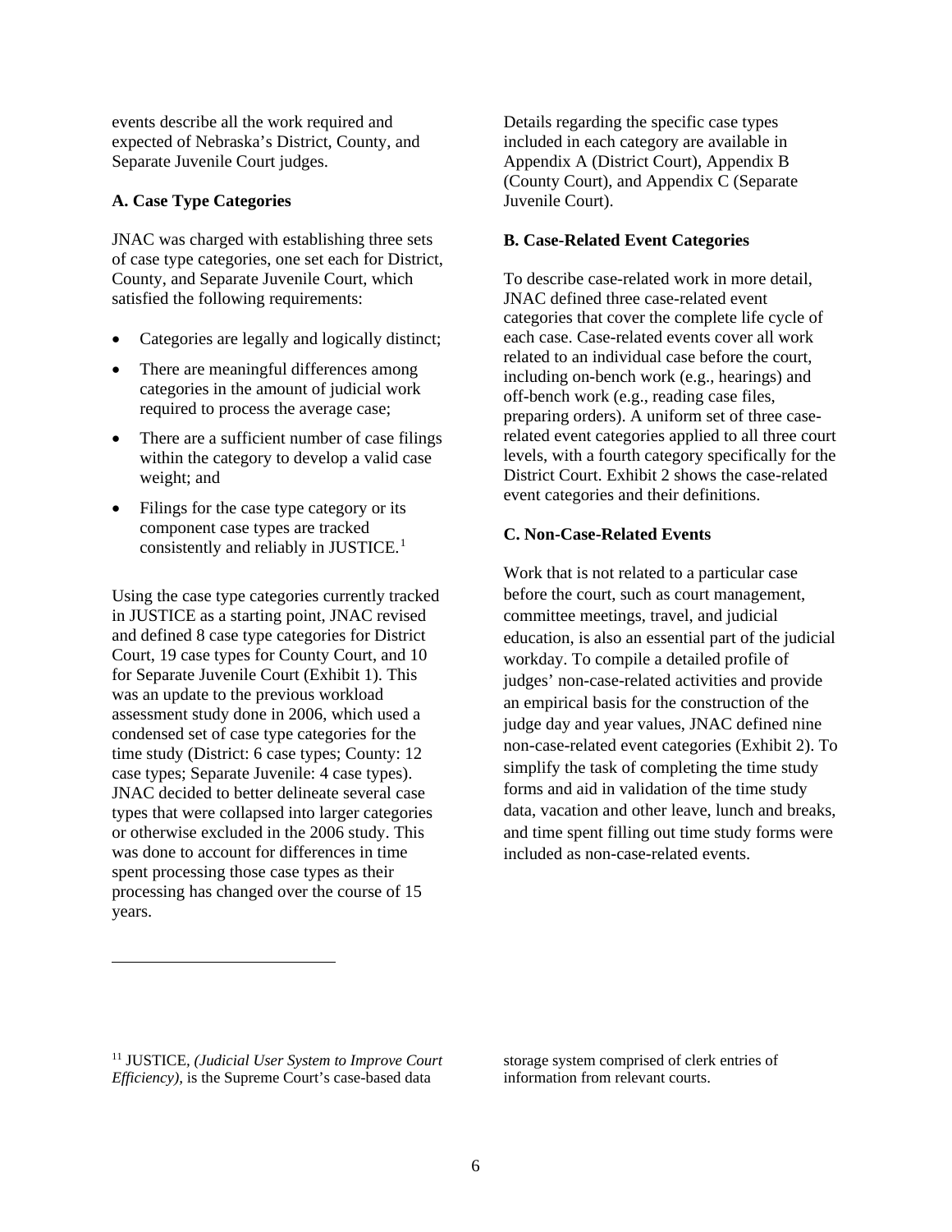events describe all the work required and expected of Nebraska's District, County, and Separate Juvenile Court judges.

**A. Case Type Categories**

JNAC was charged with establishing three sets of case type categories, one set each for District, County, and Separate Juvenile Court, which satisfied the following requirements:

- Categories are legally and logically distinct;
- There are meaningful differences among categories in the amount of judicial work required to process the average case;
- There are a sufficient number of case filings within the category to develop a valid case weight; and
- Filings for the case type category or its component case types are tracked consistently and reliably in JUSTICE.[1]

Using the case type categories currently tracked in JUSTICE as a starting point, JNAC revised and defined 8 case type categories for District Court, 19 case types for County Court, and 10 for Separate Juvenile Court (Exhibit 1). This was an update to the previous workload assessment study done in 2006, which used a condensed set of case type categories for the time study (District: 6 case types; County: 12 case types; Separate Juvenile: 4 case types). JNAC decided to better delineate several case types that were collapsed into larger categories or otherwise excluded in the 2006 study. This was done to account for differences in time spent processing those case types as their processing has changed over the course of 15 years.

Details regarding the specific case types included in each category are available in Appendix A (District Court), Appendix B (County Court), and Appendix C (Separate Juvenile Court).

**B. Case-Related Event Categories**

To describe case-related work in more detail, JNAC defined three case-related event categories that cover the complete life cycle of each case. Case-related events cover all work related to an individual case before the court, including on-bench work (e.g., hearings) and off-bench work (e.g., reading case files, preparing orders). A uniform set of three case-related event categories applied to all three court levels, with a fourth category specifically for the District Court. Exhibit 2 shows the case-related event categories and their definitions.

**C. Non-Case-Related Events**

Work that is not related to a particular case before the court, such as court management, committee meetings, travel, and judicial education, is also an essential part of the judicial workday. To compile a detailed profile of judges' non-case-related activities and provide an empirical basis for the construction of the judge day and year values, JNAC defined nine non-case-related event categories (Exhibit 2). To simplify the task of completing the time study forms and aid in validation of the time study data, vacation and other leave, lunch and breaks, and time spent filling out time study forms were included as non-case-related events.

---

[11] JUSTICE, *(Judicial User System to Improve Court Efficiency)*, is the Supreme Court's case-based data storage system comprised of clerk entries of information from relevant courts.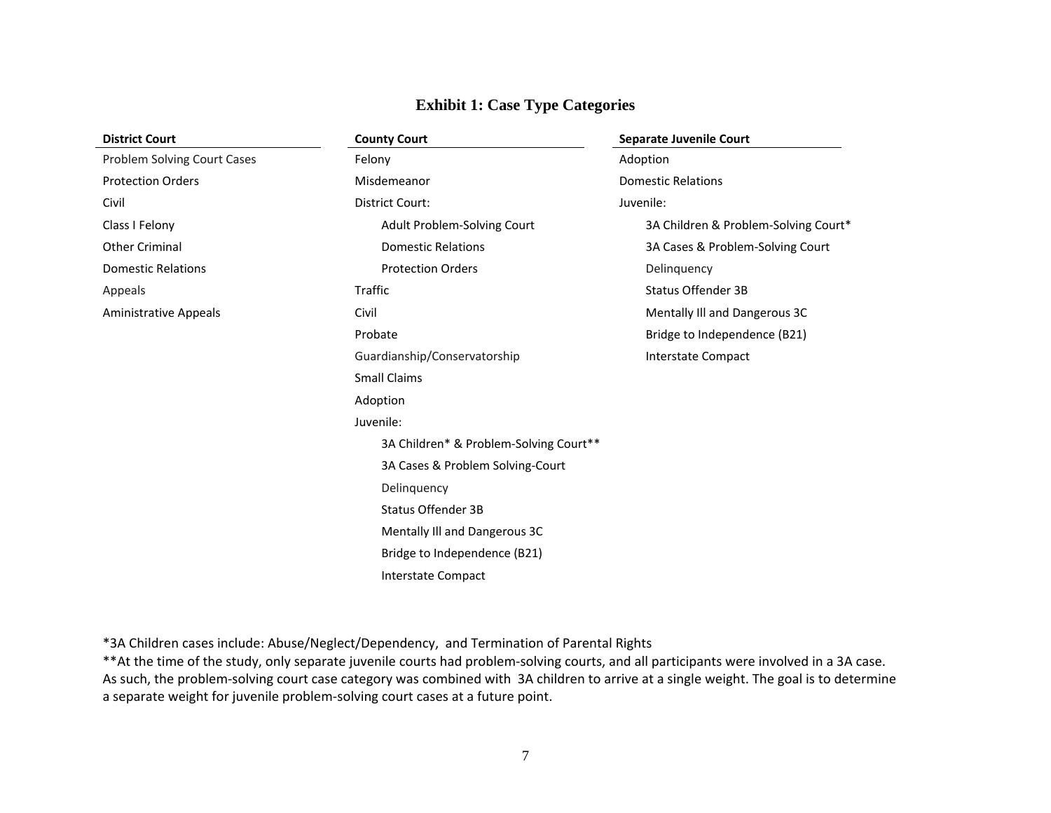## Exhibit 1: Case Type Categories

| District Court | County Court | Separate Juvenile Court |
|---|---|---|
| Problem Solving Court Cases | Felony | Adoption |
| Protection Orders | Misdemeanor | Domestic Relations |
| Civil | District Court: | Juvenile: |
| Class I Felony | Adult Problem-Solving Court | 3A Children & Problem-Solving Court* |
| Other Criminal | Domestic Relations | 3A Cases & Problem-Solving Court |
| Domestic Relations | Protection Orders | Delinquency |
| Appeals | Traffic | Status Offender 3B |
| Aministrative Appeals | Civil | Mentally Ill and Dangerous 3C |
| | Probate | Bridge to Independence (B21) |
| | Guardianship/Conservatorship | Interstate Compact |
| | Small Claims | |
| | Adoption | |
| | Juvenile: | |
| | 3A Children* & Problem-Solving Court** | |
| | 3A Cases & Problem Solving-Court | |
| | Delinquency | |
| | Status Offender 3B | |
| | Mentally Ill and Dangerous 3C | |
| | Bridge to Independence (B21) | |
| | Interstate Compact | |

*3A Children cases include: Abuse/Neglect/Dependency, and Termination of Parental Rights

**At the time of the study, only separate juvenile courts had problem-solving courts, and all participants were involved in a 3A case. As such, the problem-solving court case category was combined with 3A children to arrive at a single weight. The goal is to determine a separate weight for juvenile problem-solving court cases at a future point.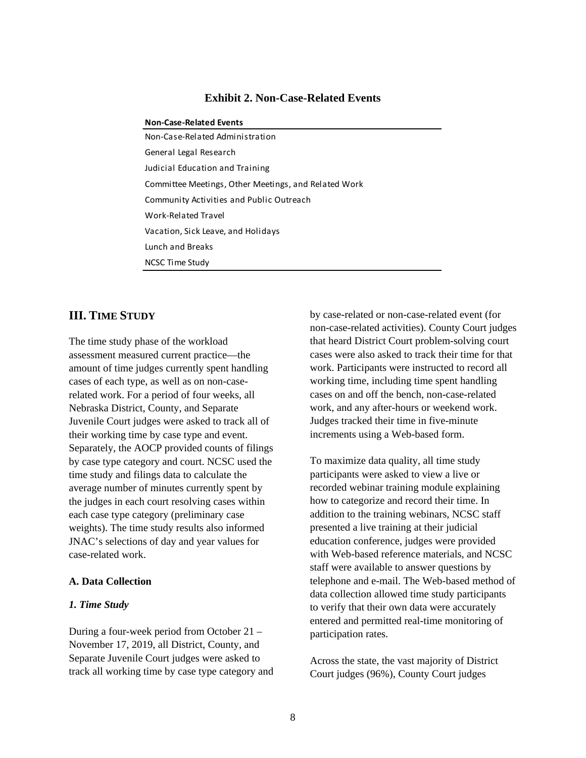**Exhibit 2. Non-Case-Related Events**

| Non-Case-Related Events |
|---|
| Non-Case-Related Administration |
| General Legal Research |
| Judicial Education and Training |
| Committee Meetings, Other Meetings, and Related Work |
| Community Activities and Public Outreach |
| Work-Related Travel |
| Vacation, Sick Leave, and Holidays |
| Lunch and Breaks |
| NCSC Time Study |

## III. Time Study

The time study phase of the workload assessment measured current practice—the amount of time judges currently spent handling cases of each type, as well as on non-case-related work. For a period of four weeks, all Nebraska District, County, and Separate Juvenile Court judges were asked to track all of their working time by case type and event. Separately, the AOCP provided counts of filings by case type category and court. NCSC used the time study and filings data to calculate the average number of minutes currently spent by the judges in each court resolving cases within each case type category (preliminary case weights). The time study results also informed JNAC's selections of day and year values for case-related work.

### A. Data Collection

#### *1. Time Study*

During a four-week period from October 21 – November 17, 2019, all District, County, and Separate Juvenile Court judges were asked to track all working time by case type category and by case-related or non-case-related event (for non-case-related activities). County Court judges that heard District Court problem-solving court cases were also asked to track their time for that work. Participants were instructed to record all working time, including time spent handling cases on and off the bench, non-case-related work, and any after-hours or weekend work. Judges tracked their time in five-minute increments using a Web-based form.

To maximize data quality, all time study participants were asked to view a live or recorded webinar training module explaining how to categorize and record their time. In addition to the training webinars, NCSC staff presented a live training at their judicial education conference, judges were provided with Web-based reference materials, and NCSC staff were available to answer questions by telephone and e-mail. The Web-based method of data collection allowed time study participants to verify that their own data were accurately entered and permitted real-time monitoring of participation rates.

Across the state, the vast majority of District Court judges (96%), County Court judges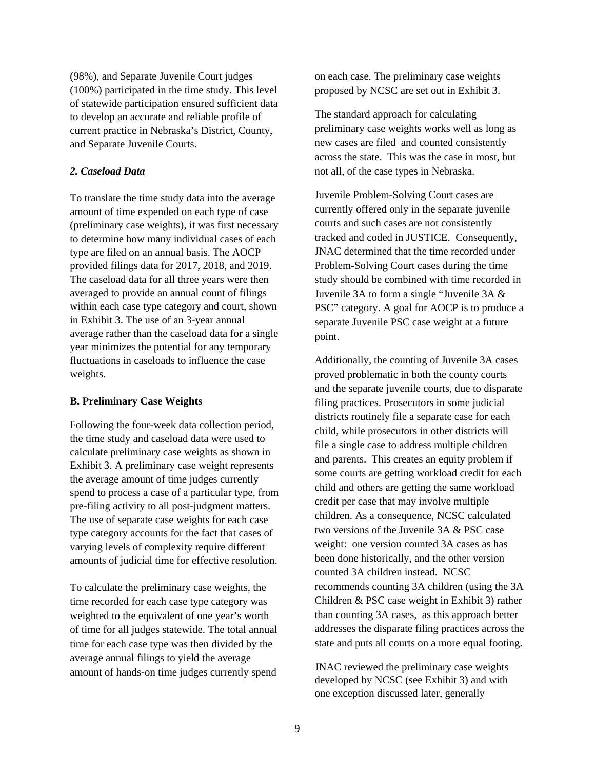(98%), and Separate Juvenile Court judges (100%) participated in the time study. This level of statewide participation ensured sufficient data to develop an accurate and reliable profile of current practice in Nebraska's District, County, and Separate Juvenile Courts.

### *2. Caseload Data*

To translate the time study data into the average amount of time expended on each type of case (preliminary case weights), it was first necessary to determine how many individual cases of each type are filed on an annual basis. The AOCP provided filings data for 2017, 2018, and 2019. The caseload data for all three years were then averaged to provide an annual count of filings within each case type category and court, shown in Exhibit 3. The use of a 3-year annual average rather than the caseload data for a single year minimizes the potential for any temporary fluctuations in caseloads to influence the case weights.

## B. Preliminary Case Weights

Following the four-week data collection period, the time study and caseload data were used to calculate preliminary case weights as shown in Exhibit 3. A preliminary case weight represents the average amount of time judges currently spend to process a case of a particular type, from pre-filing activity to all post-judgment matters. The use of separate case weights for each case type category accounts for the fact that cases of varying levels of complexity require different amounts of judicial time for effective resolution.

To calculate the preliminary case weights, the time recorded for each case type category was weighted to the equivalent of one year's worth of time for all judges statewide. The total annual time for each case type was then divided by the average annual filings to yield the average amount of hands-on time judges currently spend on each case. The preliminary case weights proposed by NCSC are set out in Exhibit 3.

The standard approach for calculating preliminary case weights works well as long as new cases are filed and counted consistently across the state. This was the case in most, but not all, of the case types in Nebraska.

Juvenile Problem-Solving Court cases are currently offered only in the separate juvenile courts and such cases are not consistently tracked and coded in JUSTICE. Consequently, JNAC determined that the time recorded under Problem-Solving Court cases during the time study should be combined with time recorded in Juvenile 3A to form a single "Juvenile 3A & PSC" category. A goal for AOCP is to produce a separate Juvenile PSC case weight at a future point.

Additionally, the counting of Juvenile 3A cases proved problematic in both the county courts and the separate juvenile courts, due to disparate filing practices. Prosecutors in some judicial districts routinely file a separate case for each child, while prosecutors in other districts will file a single case to address multiple children and parents. This creates an equity problem if some courts are getting workload credit for each child and others are getting the same workload credit per case that may involve multiple children. As a consequence, NCSC calculated two versions of the Juvenile 3A & PSC case weight: one version counted 3A cases as has been done historically, and the other version counted 3A children instead. NCSC recommends counting 3A children (using the 3A Children & PSC case weight in Exhibit 3) rather than counting 3A cases, as this approach better addresses the disparate filing practices across the state and puts all courts on a more equal footing.

JNAC reviewed the preliminary case weights developed by NCSC (see Exhibit 3) and with one exception discussed later, generally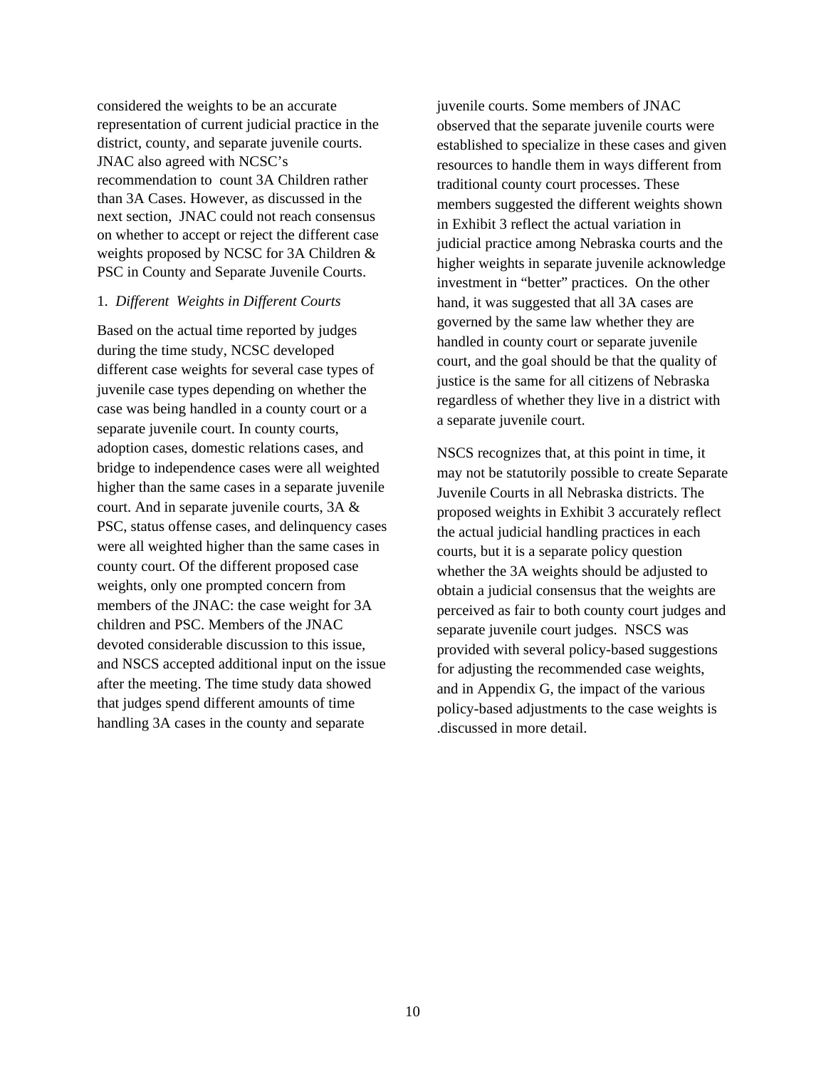considered the weights to be an accurate representation of current judicial practice in the district, county, and separate juvenile courts. JNAC also agreed with NCSC's recommendation to count 3A Children rather than 3A Cases. However, as discussed in the next section, JNAC could not reach consensus on whether to accept or reject the different case weights proposed by NCSC for 3A Children & PSC in County and Separate Juvenile Courts.

1. *Different Weights in Different Courts*

Based on the actual time reported by judges during the time study, NCSC developed different case weights for several case types of juvenile case types depending on whether the case was being handled in a county court or a separate juvenile court. In county courts, adoption cases, domestic relations cases, and bridge to independence cases were all weighted higher than the same cases in a separate juvenile court. And in separate juvenile courts, 3A & PSC, status offense cases, and delinquency cases were all weighted higher than the same cases in county court. Of the different proposed case weights, only one prompted concern from members of the JNAC: the case weight for 3A children and PSC. Members of the JNAC devoted considerable discussion to this issue, and NSCS accepted additional input on the issue after the meeting. The time study data showed that judges spend different amounts of time handling 3A cases in the county and separate juvenile courts. Some members of JNAC observed that the separate juvenile courts were established to specialize in these cases and given resources to handle them in ways different from traditional county court processes. These members suggested the different weights shown in Exhibit 3 reflect the actual variation in judicial practice among Nebraska courts and the higher weights in separate juvenile acknowledge investment in "better" practices. On the other hand, it was suggested that all 3A cases are governed by the same law whether they are handled in county court or separate juvenile court, and the goal should be that the quality of justice is the same for all citizens of Nebraska regardless of whether they live in a district with a separate juvenile court.

NSCS recognizes that, at this point in time, it may not be statutorily possible to create Separate Juvenile Courts in all Nebraska districts. The proposed weights in Exhibit 3 accurately reflect the actual judicial handling practices in each courts, but it is a separate policy question whether the 3A weights should be adjusted to obtain a judicial consensus that the weights are perceived as fair to both county court judges and separate juvenile court judges. NSCS was provided with several policy-based suggestions for adjusting the recommended case weights, and in Appendix G, the impact of the various policy-based adjustments to the case weights is .discussed in more detail.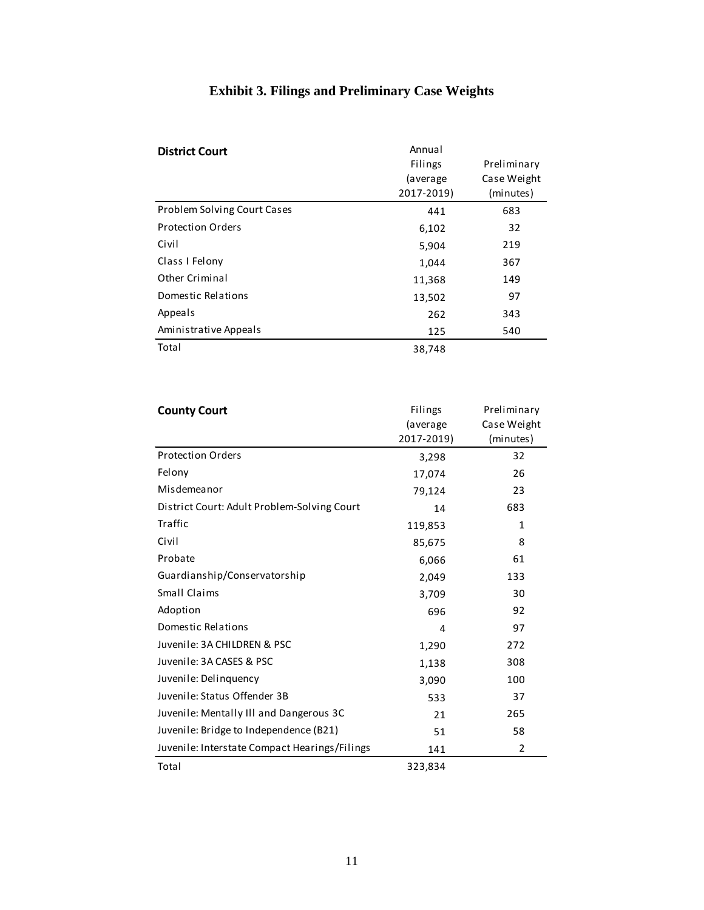# Exhibit 3. Filings and Preliminary Case Weights

| District Court | Annual Filings (average 2017-2019) | Preliminary Case Weight (minutes) |
|---|---|---|
| Problem Solving Court Cases | 441 | 683 |
| Protection Orders | 6,102 | 32 |
| Civil | 5,904 | 219 |
| Class I Felony | 1,044 | 367 |
| Other Criminal | 11,368 | 149 |
| Domestic Relations | 13,502 | 97 |
| Appeals | 262 | 343 |
| Aministrative Appeals | 125 | 540 |
| Total | 38,748 | |

| County Court | Filings (average 2017-2019) | Preliminary Case Weight (minutes) |
|---|---|---|
| Protection Orders | 3,298 | 32 |
| Felony | 17,074 | 26 |
| Misdemeanor | 79,124 | 23 |
| District Court: Adult Problem-Solving Court | 14 | 683 |
| Traffic | 119,853 | 1 |
| Civil | 85,675 | 8 |
| Probate | 6,066 | 61 |
| Guardianship/Conservatorship | 2,049 | 133 |
| Small Claims | 3,709 | 30 |
| Adoption | 696 | 92 |
| Domestic Relations | 4 | 97 |
| Juvenile: 3A CHILDREN & PSC | 1,290 | 272 |
| Juvenile: 3A CASES & PSC | 1,138 | 308 |
| Juvenile: Delinquency | 3,090 | 100 |
| Juvenile: Status Offender 3B | 533 | 37 |
| Juvenile: Mentally Ill and Dangerous 3C | 21 | 265 |
| Juvenile: Bridge to Independence (B21) | 51 | 58 |
| Juvenile: Interstate Compact Hearings/Filings | 141 | 2 |
| Total | 323,834 | |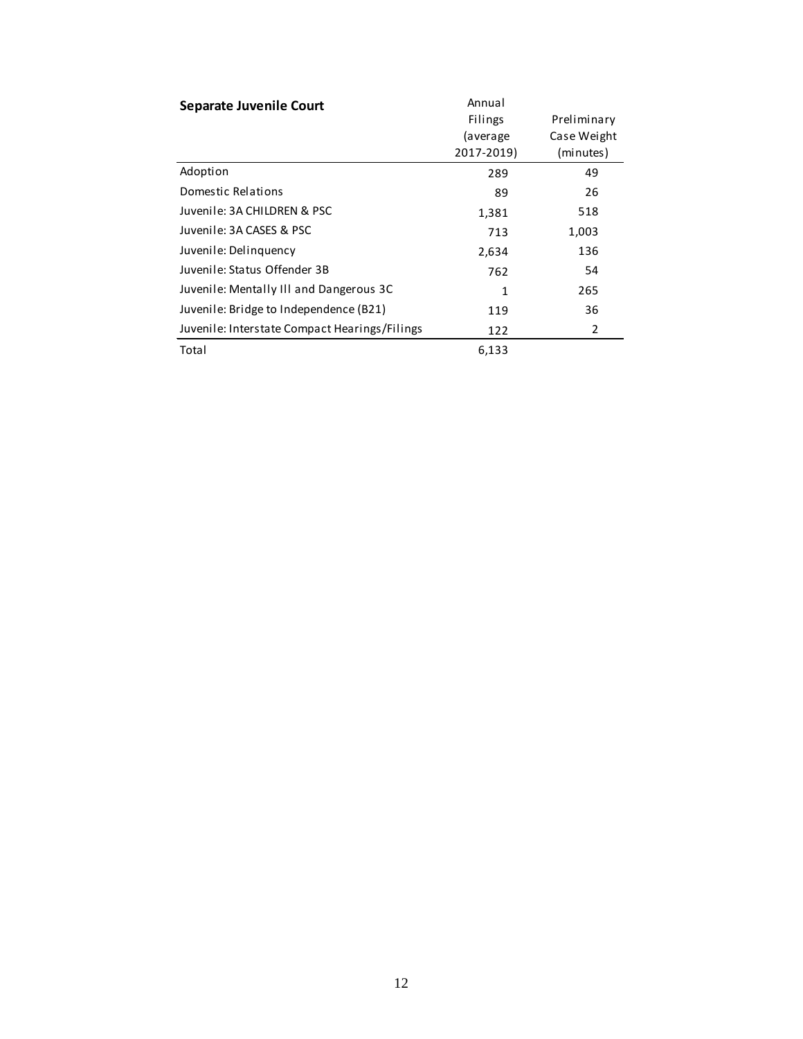| **Separate Juvenile Court** | Annual Filings (average 2017-2019) | Preliminary Case Weight (minutes) |
|---|---|---|
| Adoption | 289 | 49 |
| Domestic Relations | 89 | 26 |
| Juvenile: 3A CHILDREN & PSC | 1,381 | 518 |
| Juvenile: 3A CASES & PSC | 713 | 1,003 |
| Juvenile: Delinquency | 2,634 | 136 |
| Juvenile: Status Offender 3B | 762 | 54 |
| Juvenile: Mentally Ill and Dangerous 3C | 1 | 265 |
| Juvenile: Bridge to Independence (B21) | 119 | 36 |
| Juvenile: Interstate Compact Hearings/Filings | 122 | 2 |
| Total | 6,133 | |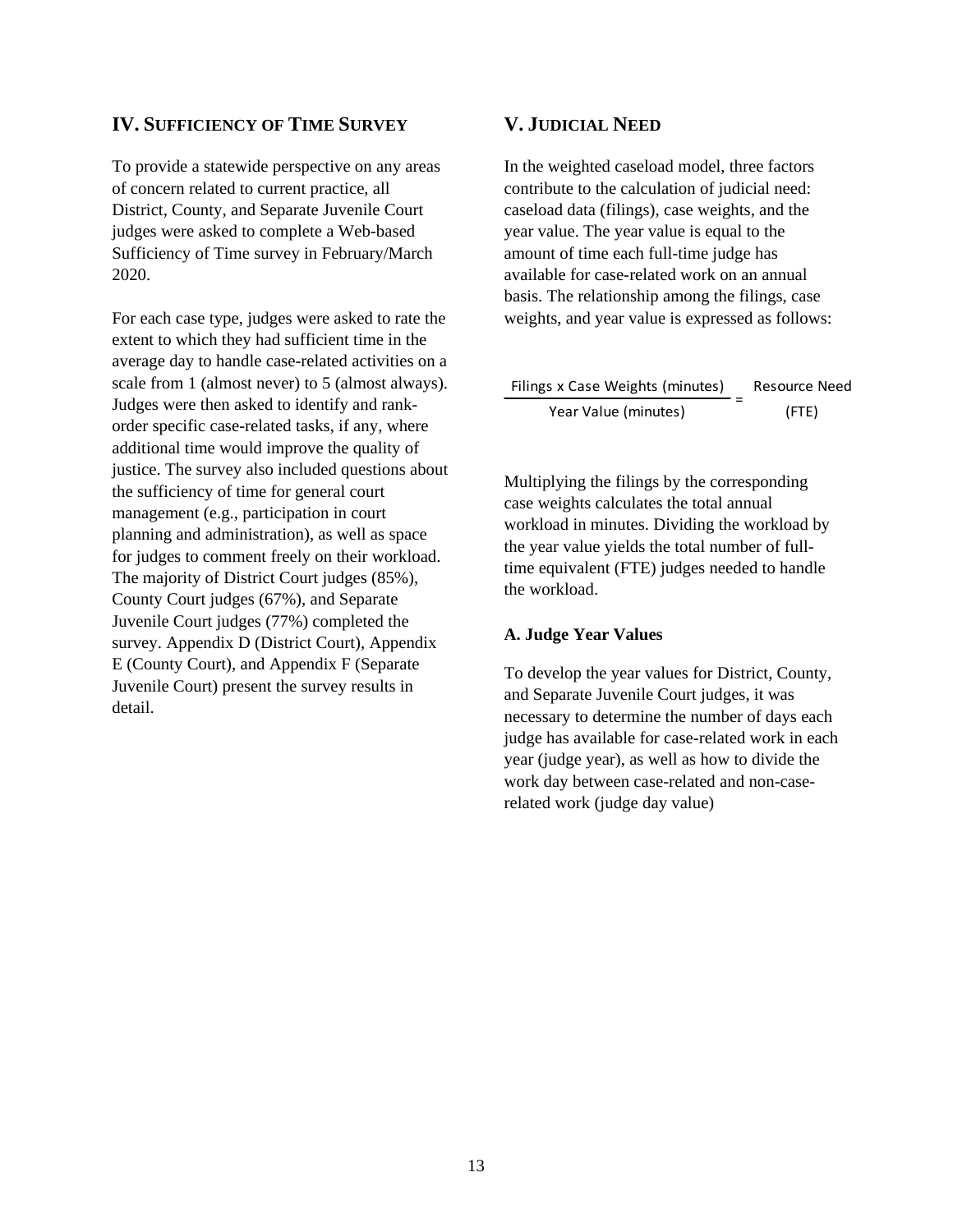## IV. Sufficiency of Time Survey

To provide a statewide perspective on any areas of concern related to current practice, all District, County, and Separate Juvenile Court judges were asked to complete a Web-based Sufficiency of Time survey in February/March 2020.

For each case type, judges were asked to rate the extent to which they had sufficient time in the average day to handle case-related activities on a scale from 1 (almost never) to 5 (almost always). Judges were then asked to identify and rank-order specific case-related tasks, if any, where additional time would improve the quality of justice. The survey also included questions about the sufficiency of time for general court management (e.g., participation in court planning and administration), as well as space for judges to comment freely on their workload. The majority of District Court judges (85%), County Court judges (67%), and Separate Juvenile Court judges (77%) completed the survey. Appendix D (District Court), Appendix E (County Court), and Appendix F (Separate Juvenile Court) present the survey results in detail.

## V. Judicial Need

In the weighted caseload model, three factors contribute to the calculation of judicial need: caseload data (filings), case weights, and the year value. The year value is equal to the amount of time each full-time judge has available for case-related work on an annual basis. The relationship among the filings, case weights, and year value is expressed as follows:

$$\frac{\text{Filings x Case Weights (minutes)}}{\text{Year Value (minutes)}} = \begin{array}{c}\text{Resource Need} \\ \text{(FTE)}\end{array}$$

Multiplying the filings by the corresponding case weights calculates the total annual workload in minutes. Dividing the workload by the year value yields the total number of full-time equivalent (FTE) judges needed to handle the workload.

### A. Judge Year Values

To develop the year values for District, County, and Separate Juvenile Court judges, it was necessary to determine the number of days each judge has available for case-related work in each year (judge year), as well as how to divide the work day between case-related and non-case-related work (judge day value)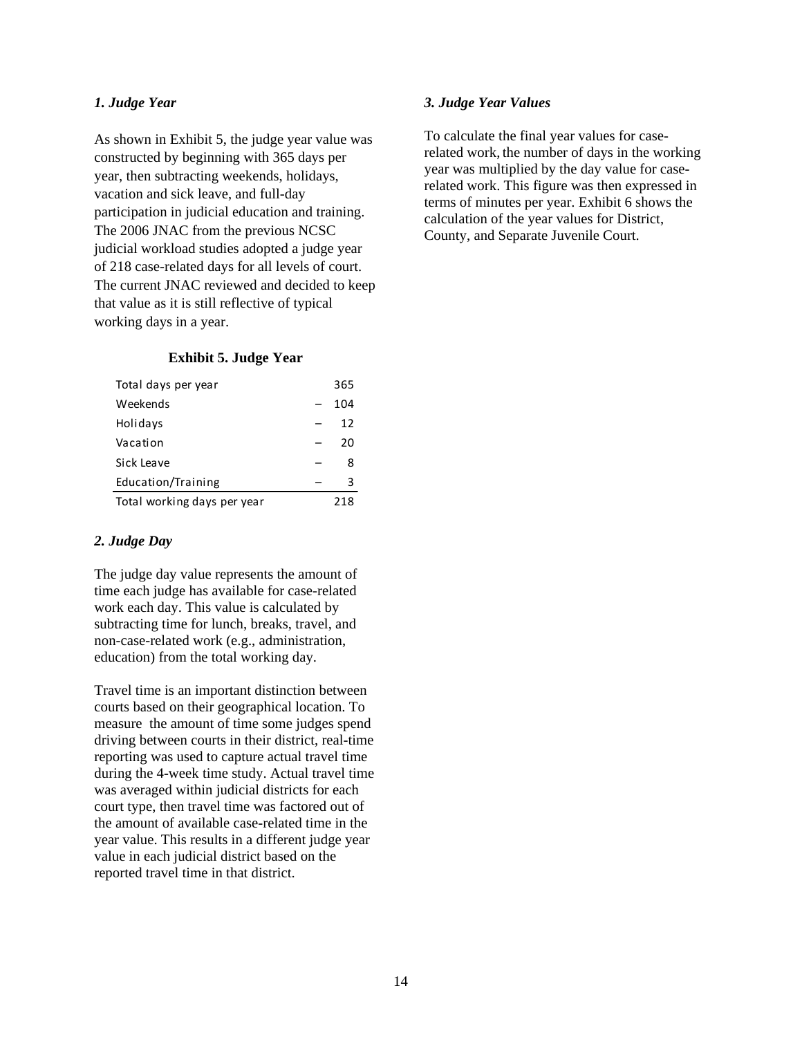### *1. Judge Year*

As shown in Exhibit 5, the judge year value was constructed by beginning with 365 days per year, then subtracting weekends, holidays, vacation and sick leave, and full-day participation in judicial education and training. The 2006 JNAC from the previous NCSC judicial workload studies adopted a judge year of 218 case-related days for all levels of court. The current JNAC reviewed and decided to keep that value as it is still reflective of typical working days in a year.

**Exhibit 5. Judge Year**

| | | |
|---|---|---|
| Total days per year | | 365 |
| Weekends | – | 104 |
| Holidays | – | 12 |
| Vacation | – | 20 |
| Sick Leave | – | 8 |
| Education/Training | – | 3 |
| Total working days per year | | 218 |

### *2. Judge Day*

The judge day value represents the amount of time each judge has available for case-related work each day. This value is calculated by subtracting time for lunch, breaks, travel, and non-case-related work (e.g., administration, education) from the total working day.

Travel time is an important distinction between courts based on their geographical location. To measure the amount of time some judges spend driving between courts in their district, real-time reporting was used to capture actual travel time during the 4-week time study. Actual travel time was averaged within judicial districts for each court type, then travel time was factored out of the amount of available case-related time in the year value. This results in a different judge year value in each judicial district based on the reported travel time in that district.

### *3. Judge Year Values*

To calculate the final year values for case-related work, the number of days in the working year was multiplied by the day value for case-related work. This figure was then expressed in terms of minutes per year. Exhibit 6 shows the calculation of the year values for District, County, and Separate Juvenile Court.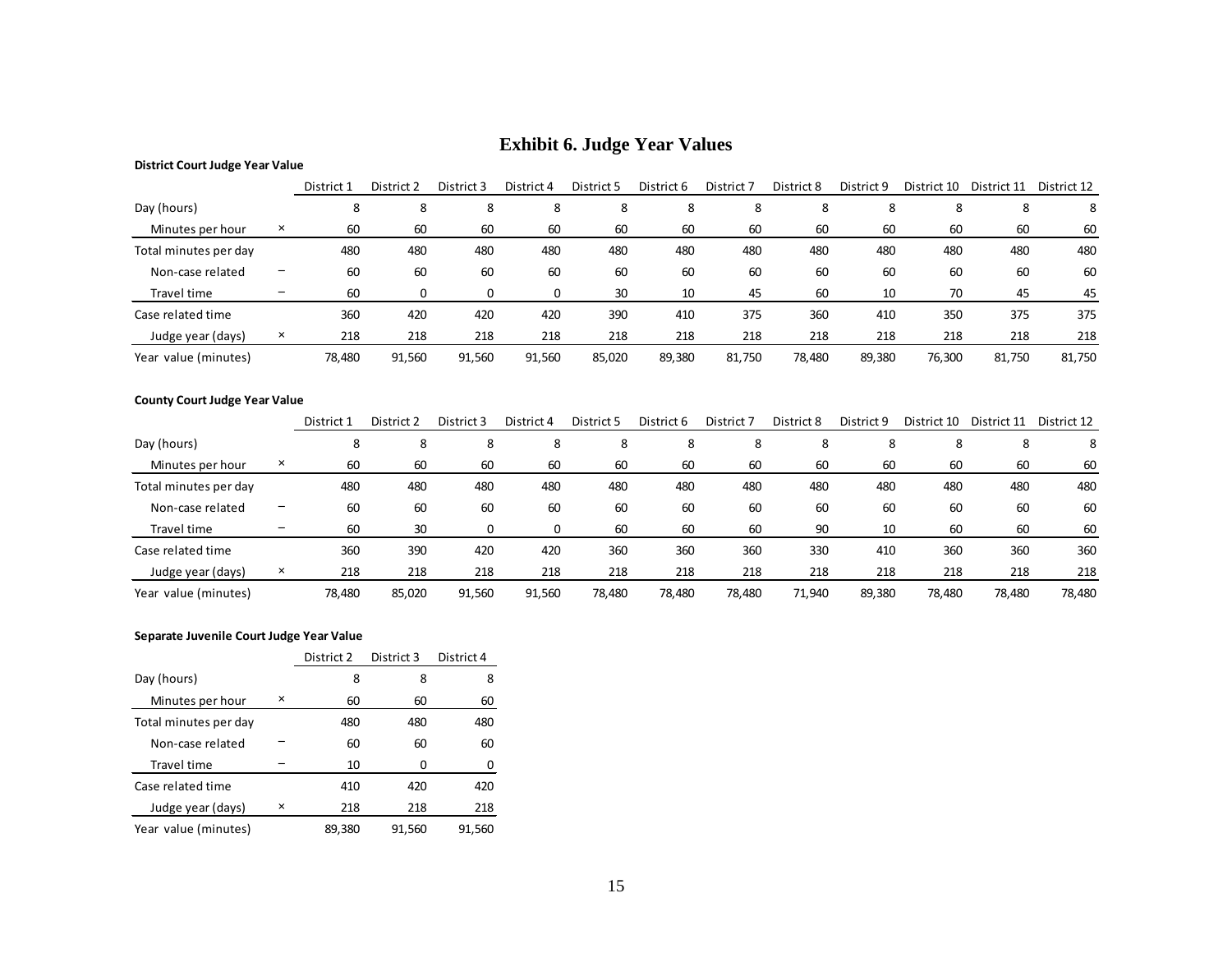# Exhibit 6. Judge Year Values

**District Court Judge Year Value**

| | | District 1 | District 2 | District 3 | District 4 | District 5 | District 6 | District 7 | District 8 | District 9 | District 10 | District 11 | District 12 |
|---|---|---|---|---|---|---|---|---|---|---|---|---|---|
| Day (hours) | | 8 | 8 | 8 | 8 | 8 | 8 | 8 | 8 | 8 | 8 | 8 | 8 |
| Minutes per hour | × | 60 | 60 | 60 | 60 | 60 | 60 | 60 | 60 | 60 | 60 | 60 | 60 |
| Total minutes per day | | 480 | 480 | 480 | 480 | 480 | 480 | 480 | 480 | 480 | 480 | 480 | 480 |
| Non-case related | – | 60 | 60 | 60 | 60 | 60 | 60 | 60 | 60 | 60 | 60 | 60 | 60 |
| Travel time | – | 60 | 0 | 0 | 0 | 30 | 10 | 45 | 60 | 10 | 70 | 45 | 45 |
| Case related time | | 360 | 420 | 420 | 420 | 390 | 410 | 375 | 360 | 410 | 350 | 375 | 375 |
| Judge year (days) | × | 218 | 218 | 218 | 218 | 218 | 218 | 218 | 218 | 218 | 218 | 218 | 218 |
| Year value (minutes) | | 78,480 | 91,560 | 91,560 | 91,560 | 85,020 | 89,380 | 81,750 | 78,480 | 89,380 | 76,300 | 81,750 | 81,750 |

**County Court Judge Year Value**

| | | District 1 | District 2 | District 3 | District 4 | District 5 | District 6 | District 7 | District 8 | District 9 | District 10 | District 11 | District 12 |
|---|---|---|---|---|---|---|---|---|---|---|---|---|---|
| Day (hours) | | 8 | 8 | 8 | 8 | 8 | 8 | 8 | 8 | 8 | 8 | 8 | 8 |
| Minutes per hour | × | 60 | 60 | 60 | 60 | 60 | 60 | 60 | 60 | 60 | 60 | 60 | 60 |
| Total minutes per day | | 480 | 480 | 480 | 480 | 480 | 480 | 480 | 480 | 480 | 480 | 480 | 480 |
| Non-case related | – | 60 | 60 | 60 | 60 | 60 | 60 | 60 | 60 | 60 | 60 | 60 | 60 |
| Travel time | – | 60 | 30 | 0 | 0 | 60 | 60 | 60 | 90 | 10 | 60 | 60 | 60 |
| Case related time | | 360 | 390 | 420 | 420 | 360 | 360 | 360 | 330 | 410 | 360 | 360 | 360 |
| Judge year (days) | × | 218 | 218 | 218 | 218 | 218 | 218 | 218 | 218 | 218 | 218 | 218 | 218 |
| Year value (minutes) | | 78,480 | 85,020 | 91,560 | 91,560 | 78,480 | 78,480 | 78,480 | 71,940 | 89,380 | 78,480 | 78,480 | 78,480 |

**Separate Juvenile Court Judge Year Value**

| | | District 2 | District 3 | District 4 |
|---|---|---|---|---|
| Day (hours) | | 8 | 8 | 8 |
| Minutes per hour | × | 60 | 60 | 60 |
| Total minutes per day | | 480 | 480 | 480 |
| Non-case related | – | 60 | 60 | 60 |
| Travel time | – | 10 | 0 | 0 |
| Case related time | | 410 | 420 | 420 |
| Judge year (days) | × | 218 | 218 | 218 |
| Year value (minutes) | | 89,380 | 91,560 | 91,560 |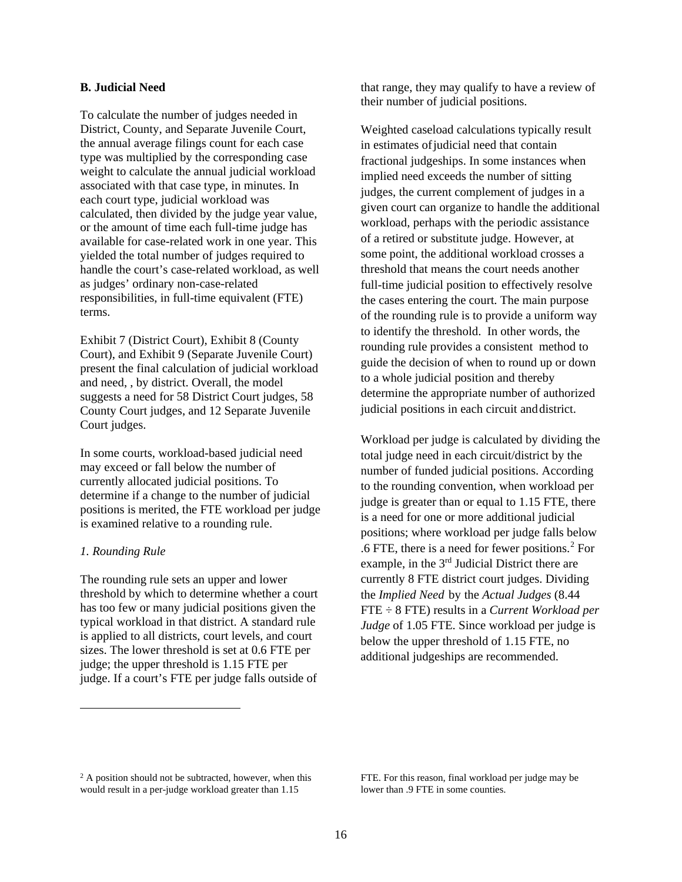### B. Judicial Need

To calculate the number of judges needed in District, County, and Separate Juvenile Court, the annual average filings count for each case type was multiplied by the corresponding case weight to calculate the annual judicial workload associated with that case type, in minutes. In each court type, judicial workload was calculated, then divided by the judge year value, or the amount of time each full-time judge has available for case-related work in one year. This yielded the total number of judges required to handle the court's case-related workload, as well as judges' ordinary non-case-related responsibilities, in full-time equivalent (FTE) terms.

Exhibit 7 (District Court), Exhibit 8 (County Court), and Exhibit 9 (Separate Juvenile Court) present the final calculation of judicial workload and need, , by district. Overall, the model suggests a need for 58 District Court judges, 58 County Court judges, and 12 Separate Juvenile Court judges.

In some courts, workload-based judicial need may exceed or fall below the number of currently allocated judicial positions. To determine if a change to the number of judicial positions is merited, the FTE workload per judge is examined relative to a rounding rule.

#### *1. Rounding Rule*

The rounding rule sets an upper and lower threshold by which to determine whether a court has too few or many judicial positions given the typical workload in that district. A standard rule is applied to all districts, court levels, and court sizes. The lower threshold is set at 0.6 FTE per judge; the upper threshold is 1.15 FTE per judge. If a court's FTE per judge falls outside of that range, they may qualify to have a review of their number of judicial positions.

Weighted caseload calculations typically result in estimates of judicial need that contain fractional judgeships. In some instances when implied need exceeds the number of sitting judges, the current complement of judges in a given court can organize to handle the additional workload, perhaps with the periodic assistance of a retired or substitute judge. However, at some point, the additional workload crosses a threshold that means the court needs another full-time judicial position to effectively resolve the cases entering the court. The main purpose of the rounding rule is to provide a uniform way to identify the threshold. In other words, the rounding rule provides a consistent method to guide the decision of when to round up or down to a whole judicial position and thereby determine the appropriate number of authorized judicial positions in each circuit and district.

Workload per judge is calculated by dividing the total judge need in each circuit/district by the number of funded judicial positions. According to the rounding convention, when workload per judge is greater than or equal to 1.15 FTE, there is a need for one or more additional judicial positions; where workload per judge falls below .6 FTE, there is a need for fewer positions.[2] For example, in the 3rd Judicial District there are currently 8 FTE district court judges. Dividing the *Implied Need* by the *Actual Judges* (8.44 FTE ÷ 8 FTE) results in a *Current Workload per Judge* of 1.05 FTE. Since workload per judge is below the upper threshold of 1.15 FTE, no additional judgeships are recommended.

---

[2] A position should not be subtracted, however, when this would result in a per-judge workload greater than 1.15 FTE. For this reason, final workload per judge may be lower than .9 FTE in some counties.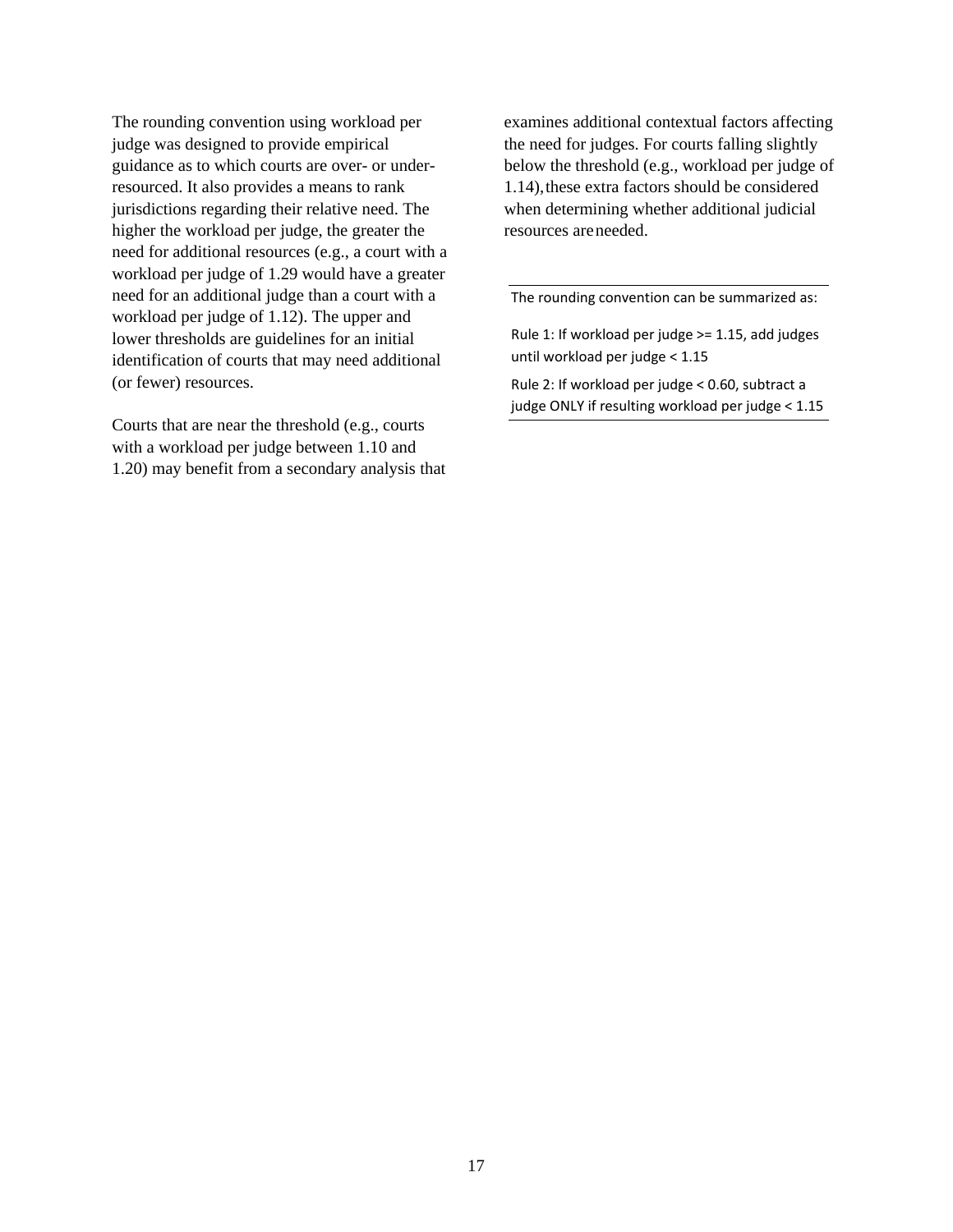The rounding convention using workload per judge was designed to provide empirical guidance as to which courts are over- or under-resourced. It also provides a means to rank jurisdictions regarding their relative need. The higher the workload per judge, the greater the need for additional resources (e.g., a court with a workload per judge of 1.29 would have a greater need for an additional judge than a court with a workload per judge of 1.12). The upper and lower thresholds are guidelines for an initial identification of courts that may need additional (or fewer) resources.

Courts that are near the threshold (e.g., courts with a workload per judge between 1.10 and 1.20) may benefit from a secondary analysis that examines additional contextual factors affecting the need for judges. For courts falling slightly below the threshold (e.g., workload per judge of 1.14), these extra factors should be considered when determining whether additional judicial resources are needed.

---

The rounding convention can be summarized as:

Rule 1: If workload per judge >= 1.15, add judges until workload per judge < 1.15

Rule 2: If workload per judge < 0.60, subtract a judge ONLY if resulting workload per judge < 1.15

---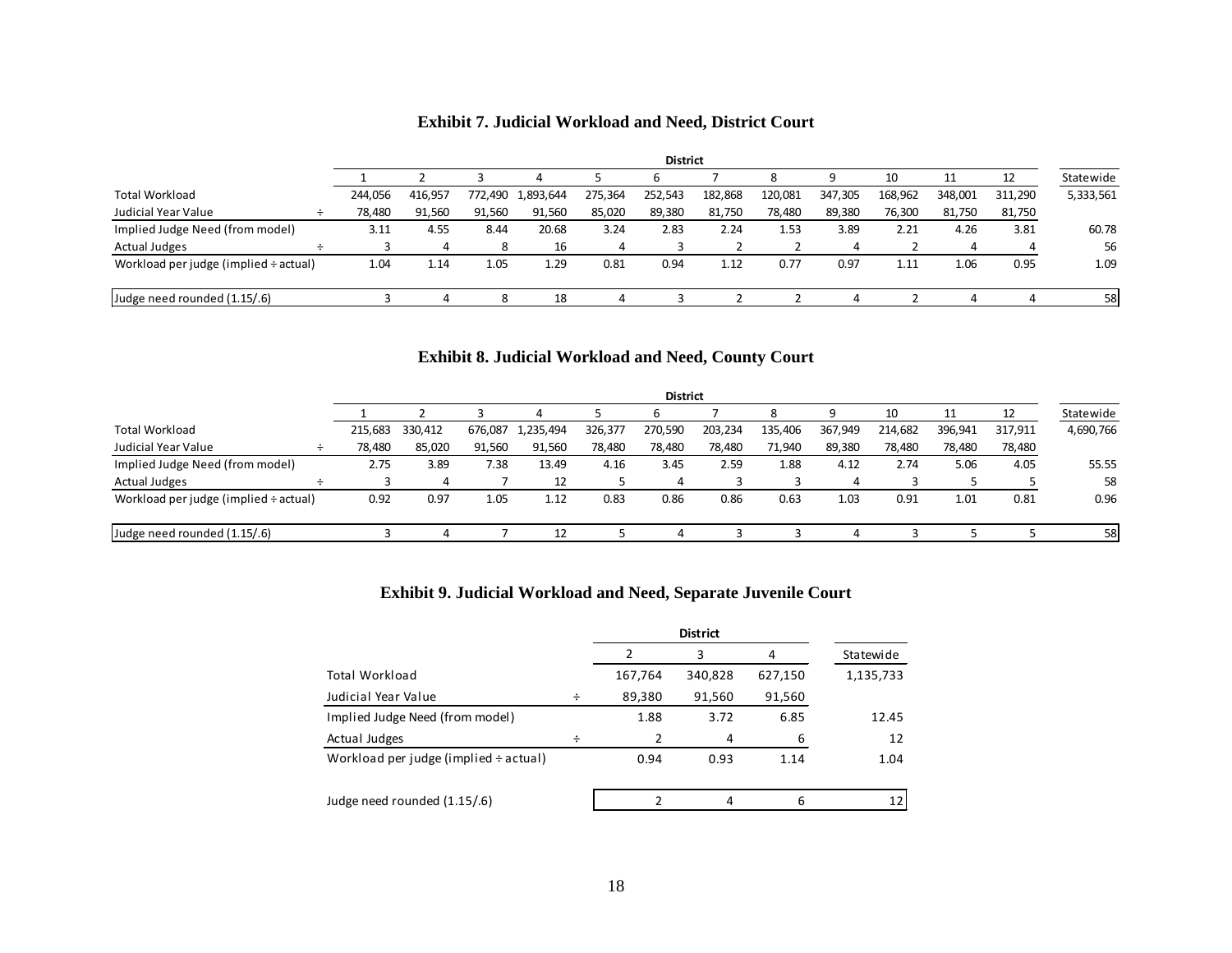## Exhibit 7. Judicial Workload and Need, District Court

| | | District | | | | | | | | | | | | |
|---|---|---|---|---|---|---|---|---|---|---|---|---|---|---|
| | | 1 | 2 | 3 | 4 | 5 | 6 | 7 | 8 | 9 | 10 | 11 | 12 | Statewide |
| Total Workload | | 244,056 | 416,957 | 772,490 | 1,893,644 | 275,364 | 252,543 | 182,868 | 120,081 | 347,305 | 168,962 | 348,001 | 311,290 | 5,333,561 |
| Judicial Year Value | ÷ | 78,480 | 91,560 | 91,560 | 91,560 | 85,020 | 89,380 | 81,750 | 78,480 | 89,380 | 76,300 | 81,750 | 81,750 | |
| Implied Judge Need (from model) | | 3.11 | 4.55 | 8.44 | 20.68 | 3.24 | 2.83 | 2.24 | 1.53 | 3.89 | 2.21 | 4.26 | 3.81 | 60.78 |
| Actual Judges | ÷ | 3 | 4 | 8 | 16 | 4 | 3 | 2 | 2 | 4 | 2 | 4 | 4 | 56 |
| Workload per judge (implied ÷ actual) | | 1.04 | 1.14 | 1.05 | 1.29 | 0.81 | 0.94 | 1.12 | 0.77 | 0.97 | 1.11 | 1.06 | 0.95 | 1.09 |
| Judge need rounded (1.15/.6) | | 3 | 4 | 8 | 18 | 4 | 3 | 2 | 2 | 4 | 2 | 4 | 4 | 58 |

## Exhibit 8. Judicial Workload and Need, County Court

| | | District | | | | | | | | | | | | |
|---|---|---|---|---|---|---|---|---|---|---|---|---|---|---|
| | | 1 | 2 | 3 | 4 | 5 | 6 | 7 | 8 | 9 | 10 | 11 | 12 | Statewide |
| Total Workload | | 215,683 | 330,412 | 676,087 | 1,235,494 | 326,377 | 270,590 | 203,234 | 135,406 | 367,949 | 214,682 | 396,941 | 317,911 | 4,690,766 |
| Judicial Year Value | ÷ | 78,480 | 85,020 | 91,560 | 91,560 | 78,480 | 78,480 | 78,480 | 71,940 | 89,380 | 78,480 | 78,480 | 78,480 | |
| Implied Judge Need (from model) | | 2.75 | 3.89 | 7.38 | 13.49 | 4.16 | 3.45 | 2.59 | 1.88 | 4.12 | 2.74 | 5.06 | 4.05 | 55.55 |
| Actual Judges | ÷ | 3 | 4 | 7 | 12 | 5 | 4 | 3 | 3 | 4 | 3 | 5 | 5 | 58 |
| Workload per judge (implied ÷ actual) | | 0.92 | 0.97 | 1.05 | 1.12 | 0.83 | 0.86 | 0.86 | 0.63 | 1.03 | 0.91 | 1.01 | 0.81 | 0.96 |
| Judge need rounded (1.15/.6) | | 3 | 4 | 7 | 12 | 5 | 4 | 3 | 3 | 4 | 3 | 5 | 5 | 58 |

## Exhibit 9. Judicial Workload and Need, Separate Juvenile Court

| | | District | | | |
|---|---|---|---|---|---|
| | | 2 | 3 | 4 | Statewide |
| Total Workload | | 167,764 | 340,828 | 627,150 | 1,135,733 |
| Judicial Year Value | ÷ | 89,380 | 91,560 | 91,560 | |
| Implied Judge Need (from model) | | 1.88 | 3.72 | 6.85 | 12.45 |
| Actual Judges | ÷ | 2 | 4 | 6 | 12 |
| Workload per judge (implied ÷ actual) | | 0.94 | 0.93 | 1.14 | 1.04 |
| Judge need rounded (1.15/.6) | | 2 | 4 | 6 | 12 |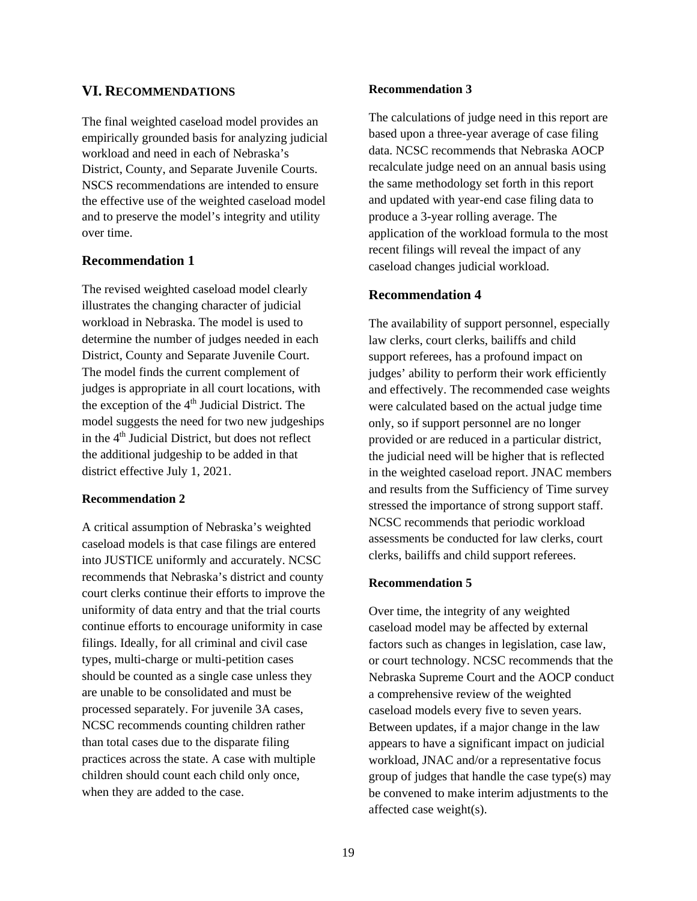## VI. Recommendations

The final weighted caseload model provides an empirically grounded basis for analyzing judicial workload and need in each of Nebraska's District, County, and Separate Juvenile Courts. NSCS recommendations are intended to ensure the effective use of the weighted caseload model and to preserve the model's integrity and utility over time.

### Recommendation 1

The revised weighted caseload model clearly illustrates the changing character of judicial workload in Nebraska. The model is used to determine the number of judges needed in each District, County and Separate Juvenile Court. The model finds the current complement of judges is appropriate in all court locations, with the exception of the 4th Judicial District. The model suggests the need for two new judgeships in the 4th Judicial District, but does not reflect the additional judgeship to be added in that district effective July 1, 2021.

**Recommendation 2**

A critical assumption of Nebraska's weighted caseload models is that case filings are entered into JUSTICE uniformly and accurately. NCSC recommends that Nebraska's district and county court clerks continue their efforts to improve the uniformity of data entry and that the trial courts continue efforts to encourage uniformity in case filings. Ideally, for all criminal and civil case types, multi-charge or multi-petition cases should be counted as a single case unless they are unable to be consolidated and must be processed separately. For juvenile 3A cases, NCSC recommends counting children rather than total cases due to the disparate filing practices across the state. A case with multiple children should count each child only once, when they are added to the case.

**Recommendation 3**

The calculations of judge need in this report are based upon a three-year average of case filing data. NCSC recommends that Nebraska AOCP recalculate judge need on an annual basis using the same methodology set forth in this report and updated with year-end case filing data to produce a 3-year rolling average. The application of the workload formula to the most recent filings will reveal the impact of any caseload changes judicial workload.

### Recommendation 4

The availability of support personnel, especially law clerks, court clerks, bailiffs and child support referees, has a profound impact on judges' ability to perform their work efficiently and effectively. The recommended case weights were calculated based on the actual judge time only, so if support personnel are no longer provided or are reduced in a particular district, the judicial need will be higher that is reflected in the weighted caseload report. JNAC members and results from the Sufficiency of Time survey stressed the importance of strong support staff. NCSC recommends that periodic workload assessments be conducted for law clerks, court clerks, bailiffs and child support referees.

**Recommendation 5**

Over time, the integrity of any weighted caseload model may be affected by external factors such as changes in legislation, case law, or court technology. NCSC recommends that the Nebraska Supreme Court and the AOCP conduct a comprehensive review of the weighted caseload models every five to seven years. Between updates, if a major change in the law appears to have a significant impact on judicial workload, JNAC and/or a representative focus group of judges that handle the case type(s) may be convened to make interim adjustments to the affected case weight(s).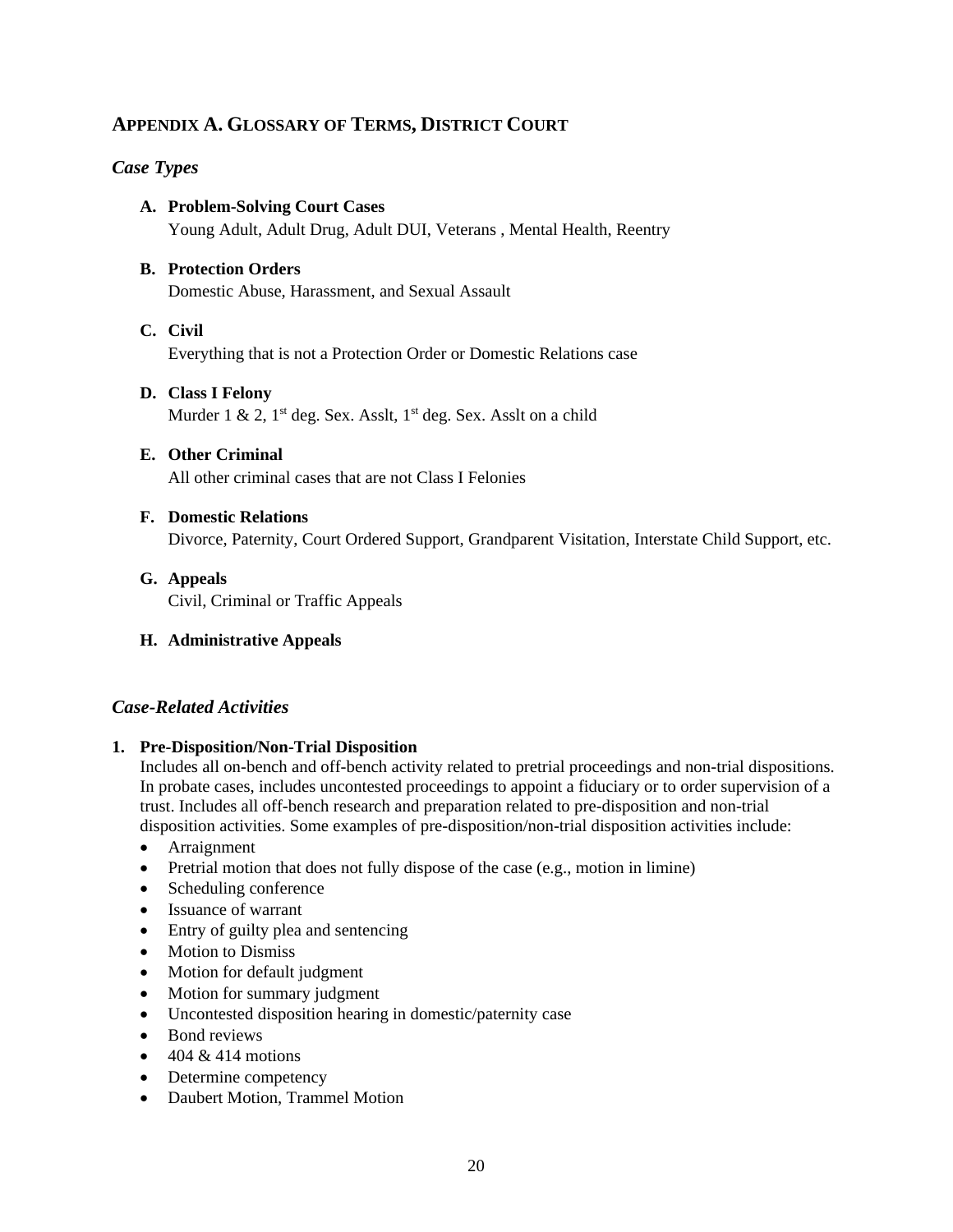## Appendix A. Glossary of Terms, District Court

### *Case Types*

**A. Problem-Solving Court Cases**
Young Adult, Adult Drug, Adult DUI, Veterans , Mental Health, Reentry

**B. Protection Orders**
Domestic Abuse, Harassment, and Sexual Assault

**C. Civil**
Everything that is not a Protection Order or Domestic Relations case

**D. Class I Felony**
Murder 1 & 2, 1st deg. Sex. Asslt, 1st deg. Sex. Asslt on a child

**E. Other Criminal**
All other criminal cases that are not Class I Felonies

**F. Domestic Relations**
Divorce, Paternity, Court Ordered Support, Grandparent Visitation, Interstate Child Support, etc.

**G. Appeals**
Civil, Criminal or Traffic Appeals

**H. Administrative Appeals**

### *Case-Related Activities*

**1. Pre-Disposition/Non-Trial Disposition**
Includes all on-bench and off-bench activity related to pretrial proceedings and non-trial dispositions. In probate cases, includes uncontested proceedings to appoint a fiduciary or to order supervision of a trust. Includes all off-bench research and preparation related to pre-disposition and non-trial disposition activities. Some examples of pre-disposition/non-trial disposition activities include:

- Arraignment
- Pretrial motion that does not fully dispose of the case (e.g., motion in limine)
- Scheduling conference
- Issuance of warrant
- Entry of guilty plea and sentencing
- Motion to Dismiss
- Motion for default judgment
- Motion for summary judgment
- Uncontested disposition hearing in domestic/paternity case
- Bond reviews
- 404 & 414 motions
- Determine competency
- Daubert Motion, Trammel Motion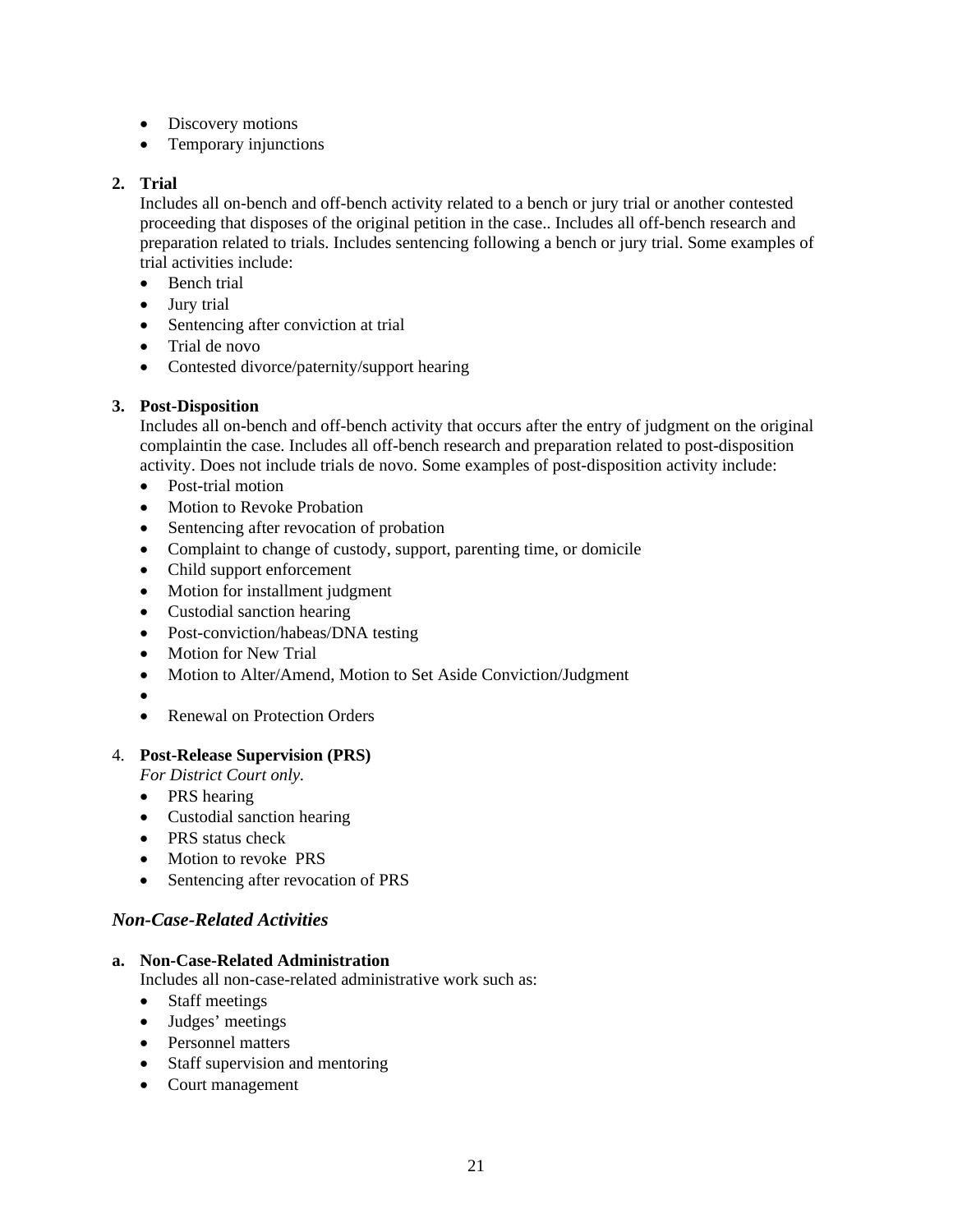- Discovery motions
- Temporary injunctions

**2. Trial**

Includes all on-bench and off-bench activity related to a bench or jury trial or another contested proceeding that disposes of the original petition in the case.. Includes all off-bench research and preparation related to trials. Includes sentencing following a bench or jury trial. Some examples of trial activities include:

- Bench trial
- Jury trial
- Sentencing after conviction at trial
- Trial de novo
- Contested divorce/paternity/support hearing

**3. Post-Disposition**

Includes all on-bench and off-bench activity that occurs after the entry of judgment on the original complaintin the case. Includes all off-bench research and preparation related to post-disposition activity. Does not include trials de novo. Some examples of post-disposition activity include:

- Post-trial motion
- Motion to Revoke Probation
- Sentencing after revocation of probation
- Complaint to change of custody, support, parenting time, or domicile
- Child support enforcement
- Motion for installment judgment
- Custodial sanction hearing
- Post-conviction/habeas/DNA testing
- Motion for New Trial
- Motion to Alter/Amend, Motion to Set Aside Conviction/Judgment
- 
- Renewal on Protection Orders

4. **Post-Release Supervision (PRS)**

*For District Court only.*

- PRS hearing
- Custodial sanction hearing
- PRS status check
- Motion to revoke PRS
- Sentencing after revocation of PRS

### *Non-Case-Related Activities*

**a. Non-Case-Related Administration**

Includes all non-case-related administrative work such as:

- Staff meetings
- Judges' meetings
- Personnel matters
- Staff supervision and mentoring
- Court management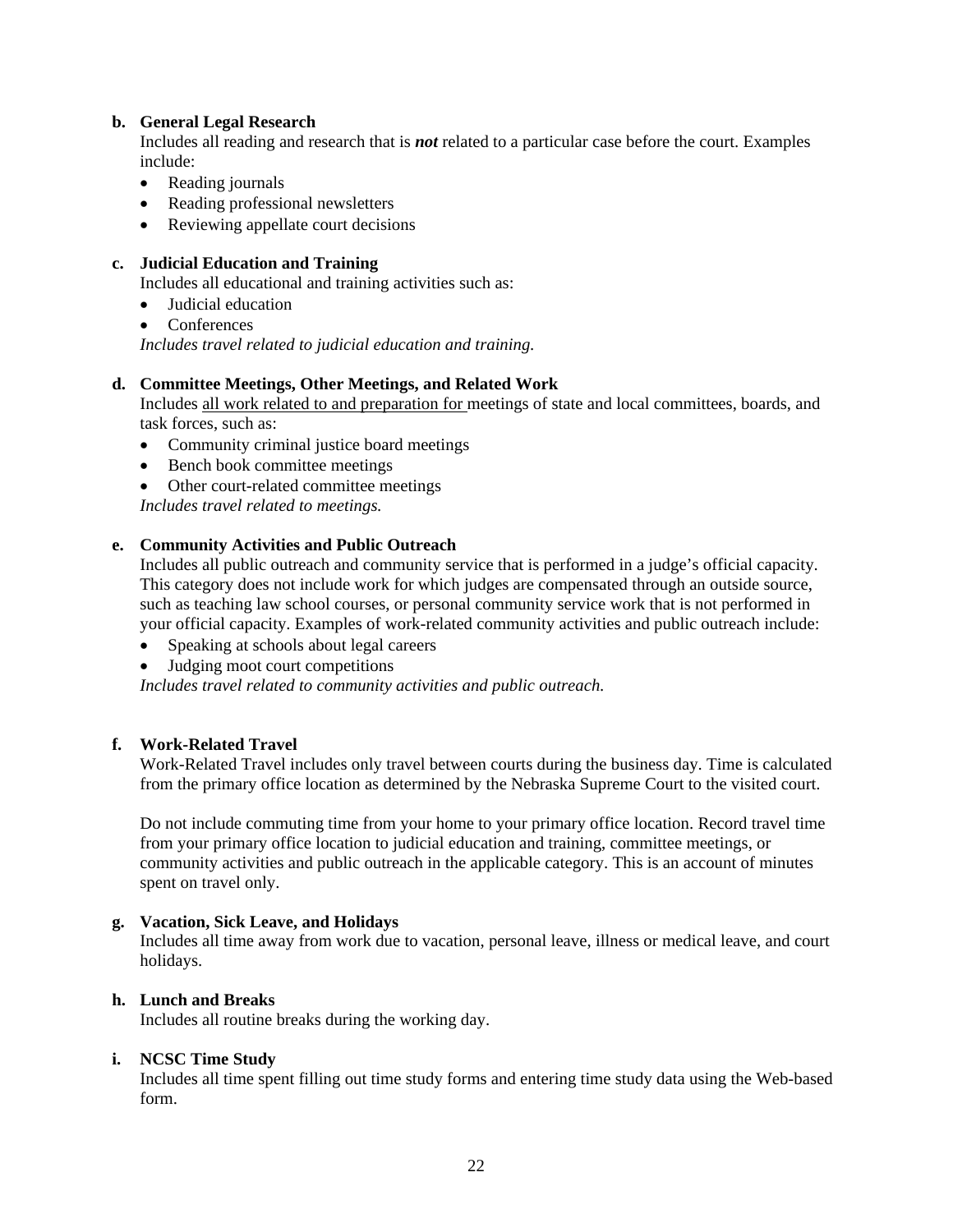**b. General Legal Research**

Includes all reading and research that is ***not*** related to a particular case before the court. Examples include:

- Reading journals
- Reading professional newsletters
- Reviewing appellate court decisions

**c. Judicial Education and Training**

Includes all educational and training activities such as:

- Judicial education
- Conferences

*Includes travel related to judicial education and training.*

**d. Committee Meetings, Other Meetings, and Related Work**

Includes <u>all work related to and preparation for</u> meetings of state and local committees, boards, and task forces, such as:

- Community criminal justice board meetings
- Bench book committee meetings
- Other court-related committee meetings

*Includes travel related to meetings.*

**e. Community Activities and Public Outreach**

Includes all public outreach and community service that is performed in a judge's official capacity. This category does not include work for which judges are compensated through an outside source, such as teaching law school courses, or personal community service work that is not performed in your official capacity. Examples of work-related community activities and public outreach include:

- Speaking at schools about legal careers
- Judging moot court competitions

*Includes travel related to community activities and public outreach.*

**f. Work-Related Travel**

Work-Related Travel includes only travel between courts during the business day. Time is calculated from the primary office location as determined by the Nebraska Supreme Court to the visited court.

Do not include commuting time from your home to your primary office location. Record travel time from your primary office location to judicial education and training, committee meetings, or community activities and public outreach in the applicable category. This is an account of minutes spent on travel only.

**g. Vacation, Sick Leave, and Holidays**

Includes all time away from work due to vacation, personal leave, illness or medical leave, and court holidays.

**h. Lunch and Breaks**

Includes all routine breaks during the working day.

**i. NCSC Time Study**

Includes all time spent filling out time study forms and entering time study data using the Web-based form.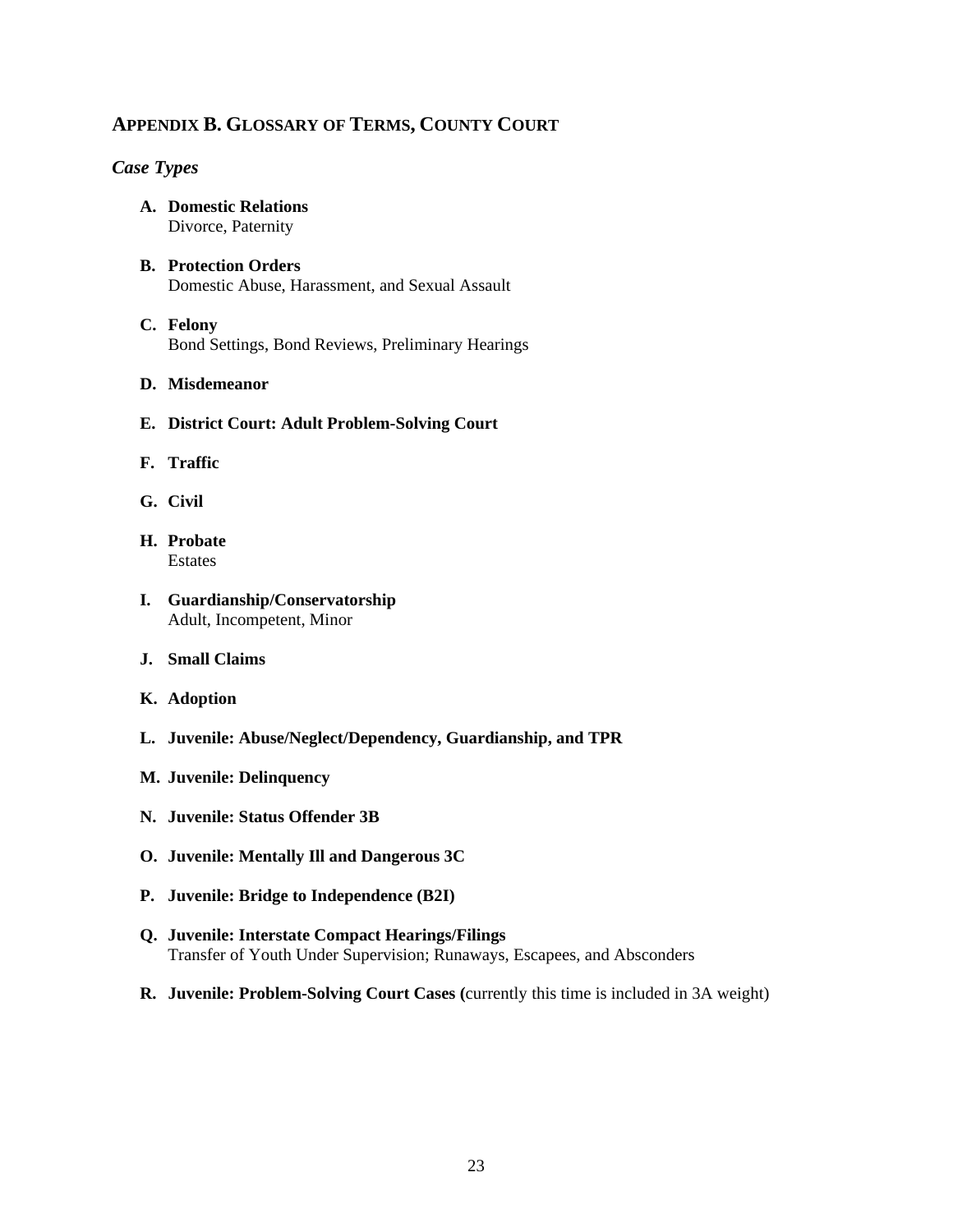## APPENDIX B. GLOSSARY OF TERMS, COUNTY COURT

### *Case Types*

**A. Domestic Relations**
Divorce, Paternity

**B. Protection Orders**
Domestic Abuse, Harassment, and Sexual Assault

**C. Felony**
Bond Settings, Bond Reviews, Preliminary Hearings

**D. Misdemeanor**

**E. District Court: Adult Problem-Solving Court**

**F. Traffic**

**G. Civil**

**H. Probate**
Estates

**I. Guardianship/Conservatorship**
Adult, Incompetent, Minor

**J. Small Claims**

**K. Adoption**

**L. Juvenile: Abuse/Neglect/Dependency, Guardianship, and TPR**

**M. Juvenile: Delinquency**

**N. Juvenile: Status Offender 3B**

**O. Juvenile: Mentally Ill and Dangerous 3C**

**P. Juvenile: Bridge to Independence (B2I)**

**Q. Juvenile: Interstate Compact Hearings/Filings**
Transfer of Youth Under Supervision; Runaways, Escapees, and Absconders

**R. Juvenile: Problem-Solving Court Cases (**currently this time is included in 3A weight)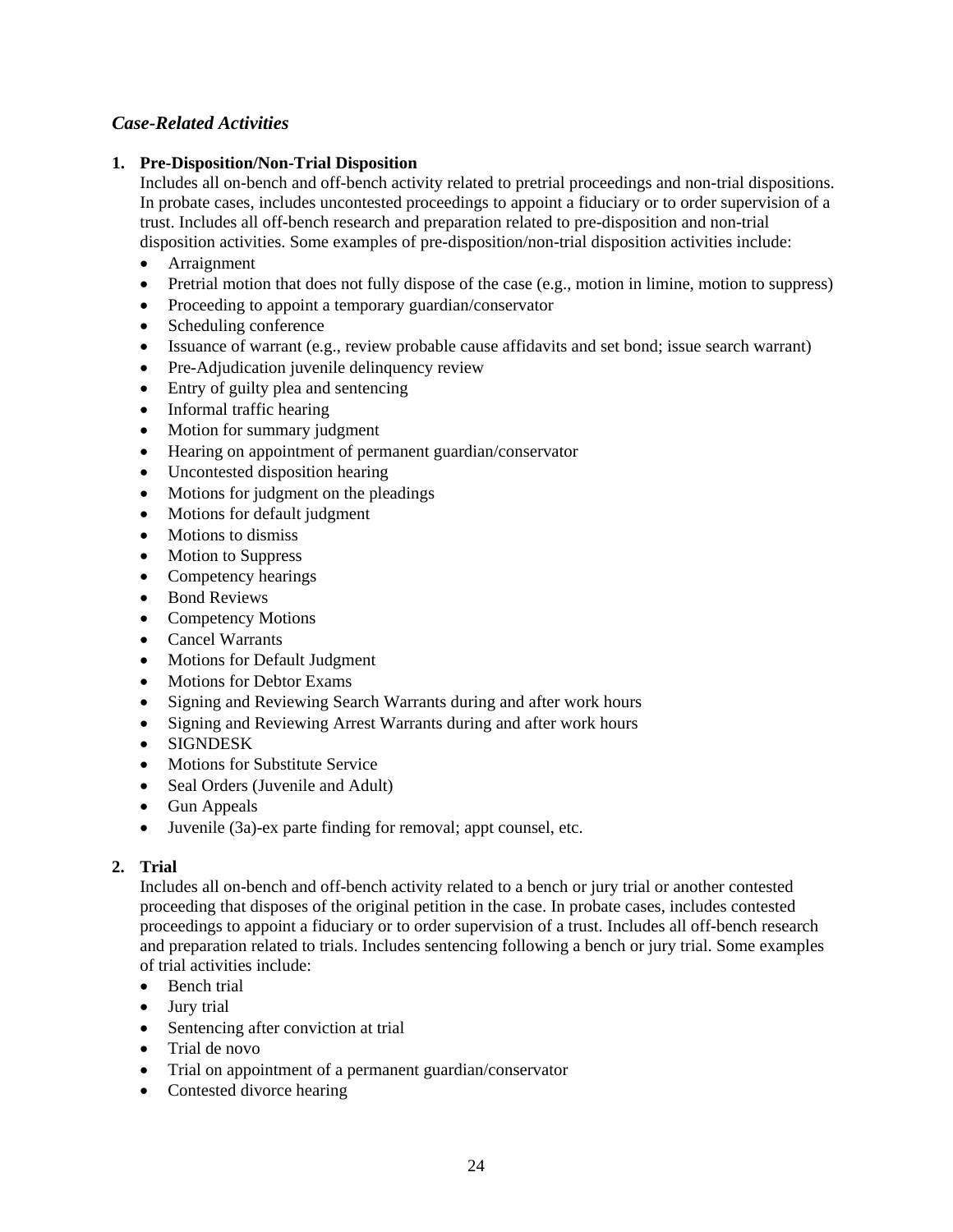### *Case-Related Activities*

1. **Pre-Disposition/Non-Trial Disposition**
   Includes all on-bench and off-bench activity related to pretrial proceedings and non-trial dispositions. In probate cases, includes uncontested proceedings to appoint a fiduciary or to order supervision of a trust. Includes all off-bench research and preparation related to pre-disposition and non-trial disposition activities. Some examples of pre-disposition/non-trial disposition activities include:
   - Arraignment
   - Pretrial motion that does not fully dispose of the case (e.g., motion in limine, motion to suppress)
   - Proceeding to appoint a temporary guardian/conservator
   - Scheduling conference
   - Issuance of warrant (e.g., review probable cause affidavits and set bond; issue search warrant)
   - Pre-Adjudication juvenile delinquency review
   - Entry of guilty plea and sentencing
   - Informal traffic hearing
   - Motion for summary judgment
   - Hearing on appointment of permanent guardian/conservator
   - Uncontested disposition hearing
   - Motions for judgment on the pleadings
   - Motions for default judgment
   - Motions to dismiss
   - Motion to Suppress
   - Competency hearings
   - Bond Reviews
   - Competency Motions
   - Cancel Warrants
   - Motions for Default Judgment
   - Motions for Debtor Exams
   - Signing and Reviewing Search Warrants during and after work hours
   - Signing and Reviewing Arrest Warrants during and after work hours
   - SIGNDESK
   - Motions for Substitute Service
   - Seal Orders (Juvenile and Adult)
   - Gun Appeals
   - Juvenile (3a)-ex parte finding for removal; appt counsel, etc.

2. **Trial**
   Includes all on-bench and off-bench activity related to a bench or jury trial or another contested proceeding that disposes of the original petition in the case. In probate cases, includes contested proceedings to appoint a fiduciary or to order supervision of a trust. Includes all off-bench research and preparation related to trials. Includes sentencing following a bench or jury trial. Some examples of trial activities include:
   - Bench trial
   - Jury trial
   - Sentencing after conviction at trial
   - Trial de novo
   - Trial on appointment of a permanent guardian/conservator
   - Contested divorce hearing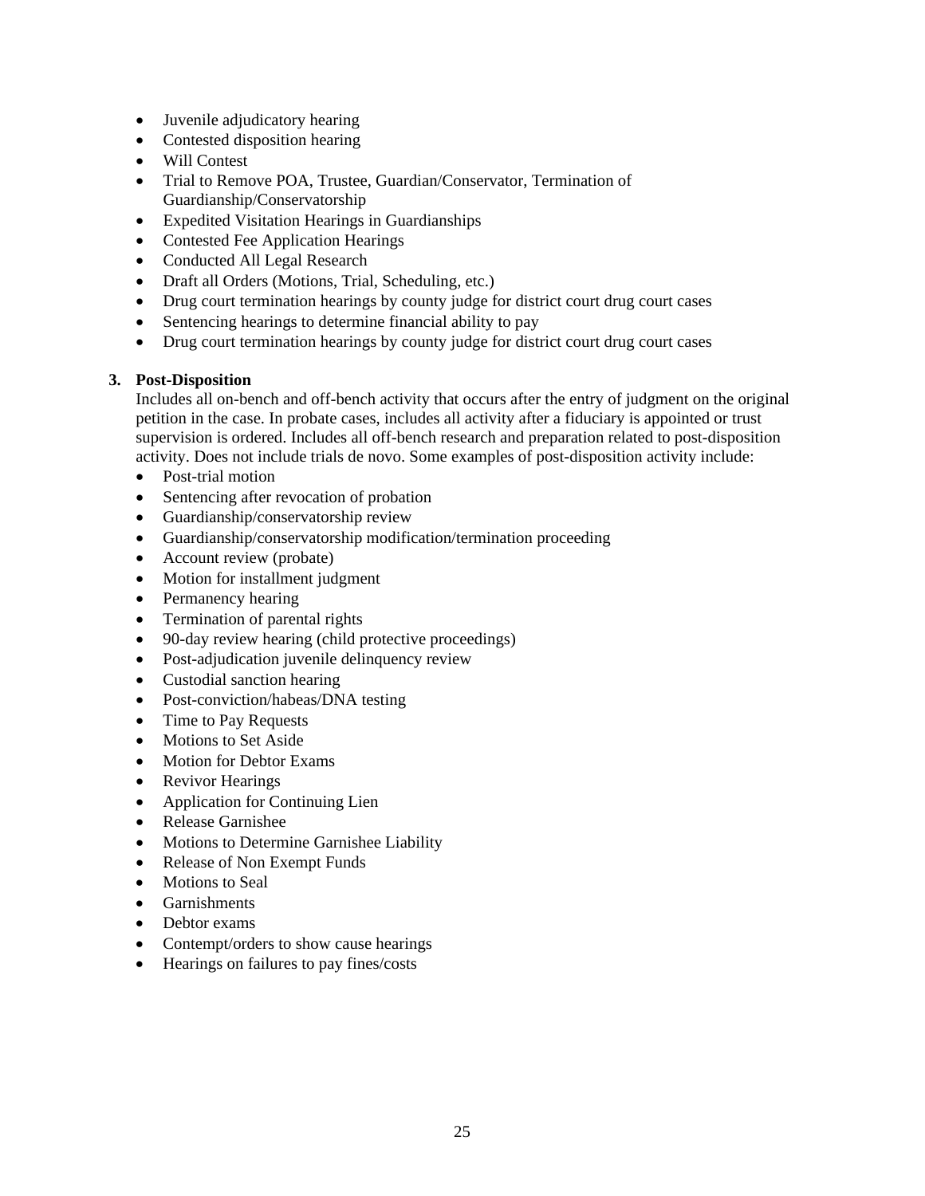- Juvenile adjudicatory hearing
- Contested disposition hearing
- Will Contest
- Trial to Remove POA, Trustee, Guardian/Conservator, Termination of Guardianship/Conservatorship
- Expedited Visitation Hearings in Guardianships
- Contested Fee Application Hearings
- Conducted All Legal Research
- Draft all Orders (Motions, Trial, Scheduling, etc.)
- Drug court termination hearings by county judge for district court drug court cases
- Sentencing hearings to determine financial ability to pay
- Drug court termination hearings by county judge for district court drug court cases

3. **Post-Disposition**

   Includes all on-bench and off-bench activity that occurs after the entry of judgment on the original petition in the case. In probate cases, includes all activity after a fiduciary is appointed or trust supervision is ordered. Includes all off-bench research and preparation related to post-disposition activity. Does not include trials de novo. Some examples of post-disposition activity include:

   - Post-trial motion
   - Sentencing after revocation of probation
   - Guardianship/conservatorship review
   - Guardianship/conservatorship modification/termination proceeding
   - Account review (probate)
   - Motion for installment judgment
   - Permanency hearing
   - Termination of parental rights
   - 90-day review hearing (child protective proceedings)
   - Post-adjudication juvenile delinquency review
   - Custodial sanction hearing
   - Post-conviction/habeas/DNA testing
   - Time to Pay Requests
   - Motions to Set Aside
   - Motion for Debtor Exams
   - Revivor Hearings
   - Application for Continuing Lien
   - Release Garnishee
   - Motions to Determine Garnishee Liability
   - Release of Non Exempt Funds
   - Motions to Seal
   - Garnishments
   - Debtor exams
   - Contempt/orders to show cause hearings
   - Hearings on failures to pay fines/costs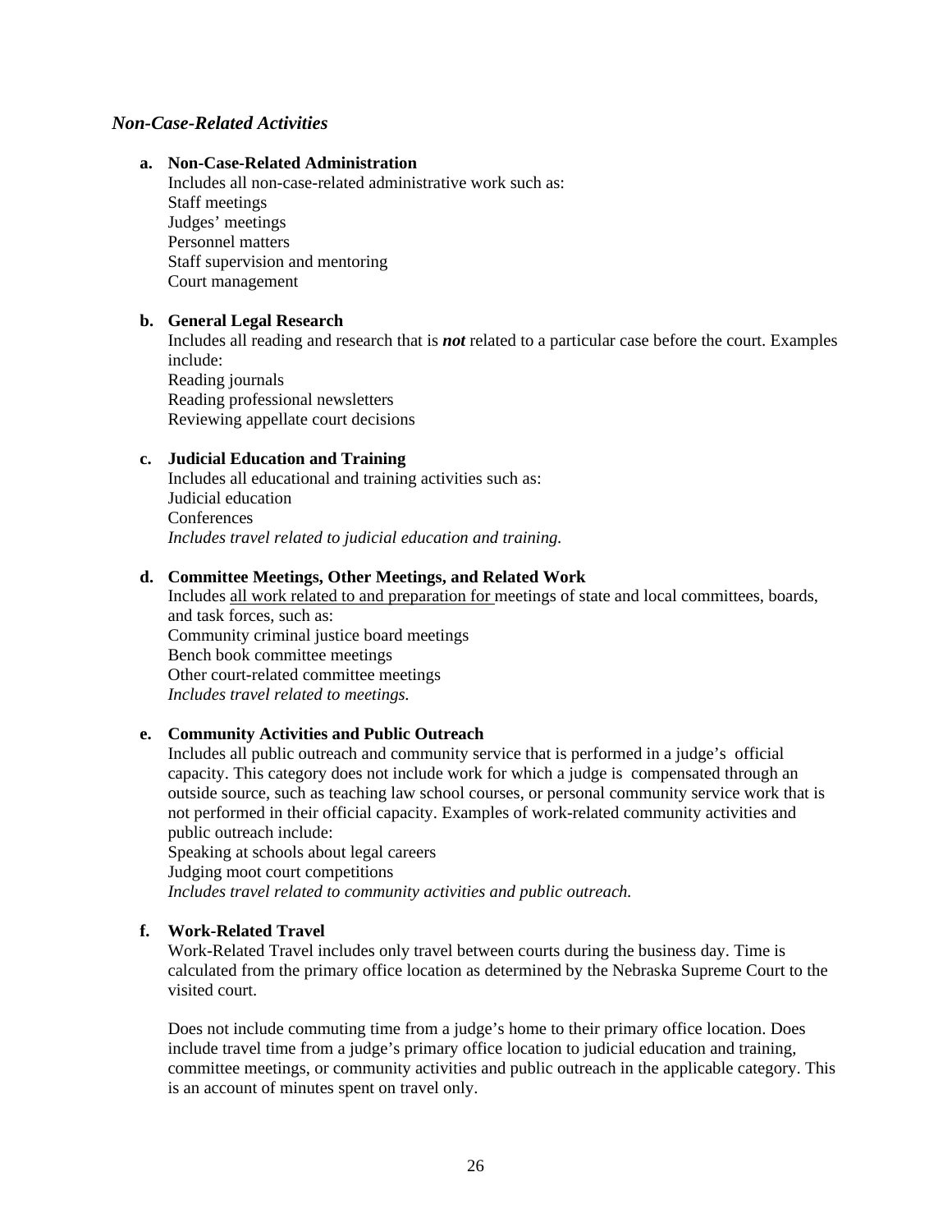### *Non-Case-Related Activities*

**a. Non-Case-Related Administration**

Includes all non-case-related administrative work such as:
Staff meetings
Judges' meetings
Personnel matters
Staff supervision and mentoring
Court management

**b. General Legal Research**

Includes all reading and research that is ***not*** related to a particular case before the court. Examples include:
Reading journals
Reading professional newsletters
Reviewing appellate court decisions

**c. Judicial Education and Training**

Includes all educational and training activities such as:
Judicial education
Conferences
*Includes travel related to judicial education and training.*

**d. Committee Meetings, Other Meetings, and Related Work**

Includes <u>all work related to and preparation for</u> meetings of state and local committees, boards, and task forces, such as:
Community criminal justice board meetings
Bench book committee meetings
Other court-related committee meetings
*Includes travel related to meetings.*

**e. Community Activities and Public Outreach**

Includes all public outreach and community service that is performed in a judge's official capacity. This category does not include work for which a judge is compensated through an outside source, such as teaching law school courses, or personal community service work that is not performed in their official capacity. Examples of work-related community activities and public outreach include:
Speaking at schools about legal careers
Judging moot court competitions
*Includes travel related to community activities and public outreach.*

**f. Work-Related Travel**

Work-Related Travel includes only travel between courts during the business day. Time is calculated from the primary office location as determined by the Nebraska Supreme Court to the visited court.

Does not include commuting time from a judge's home to their primary office location. Does include travel time from a judge's primary office location to judicial education and training, committee meetings, or community activities and public outreach in the applicable category. This is an account of minutes spent on travel only.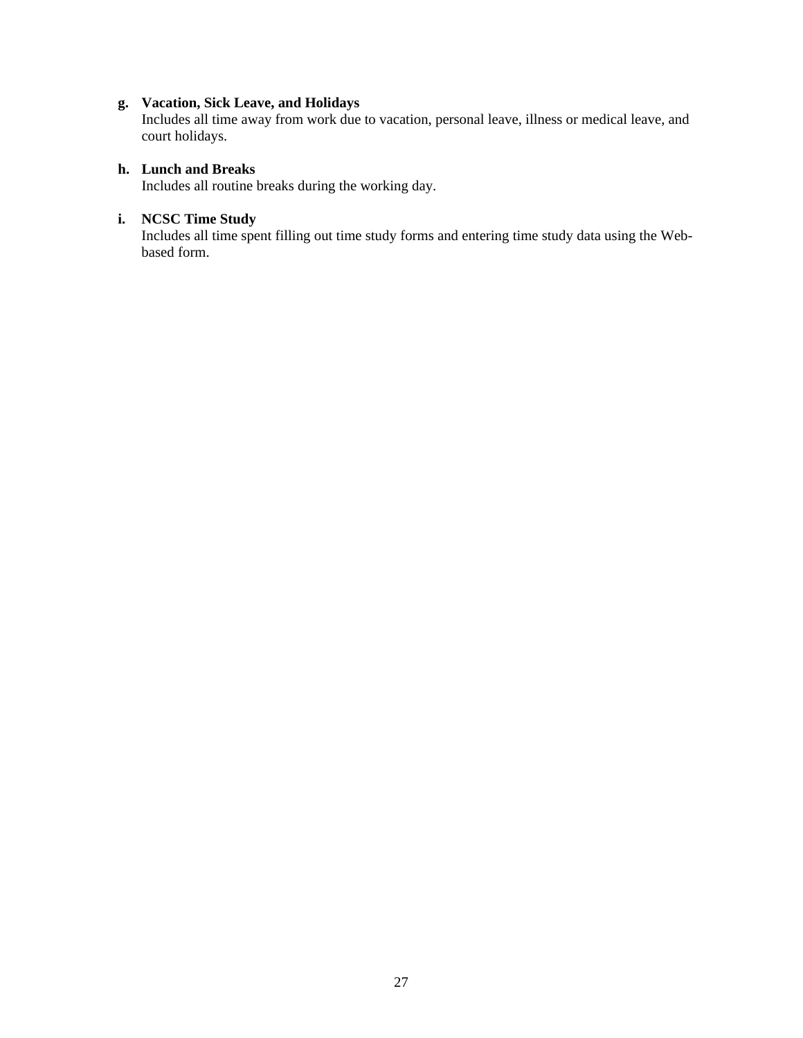**g. Vacation, Sick Leave, and Holidays**
Includes all time away from work due to vacation, personal leave, illness or medical leave, and court holidays.

**h. Lunch and Breaks**
Includes all routine breaks during the working day.

**i. NCSC Time Study**
Includes all time spent filling out time study forms and entering time study data using the Web-based form.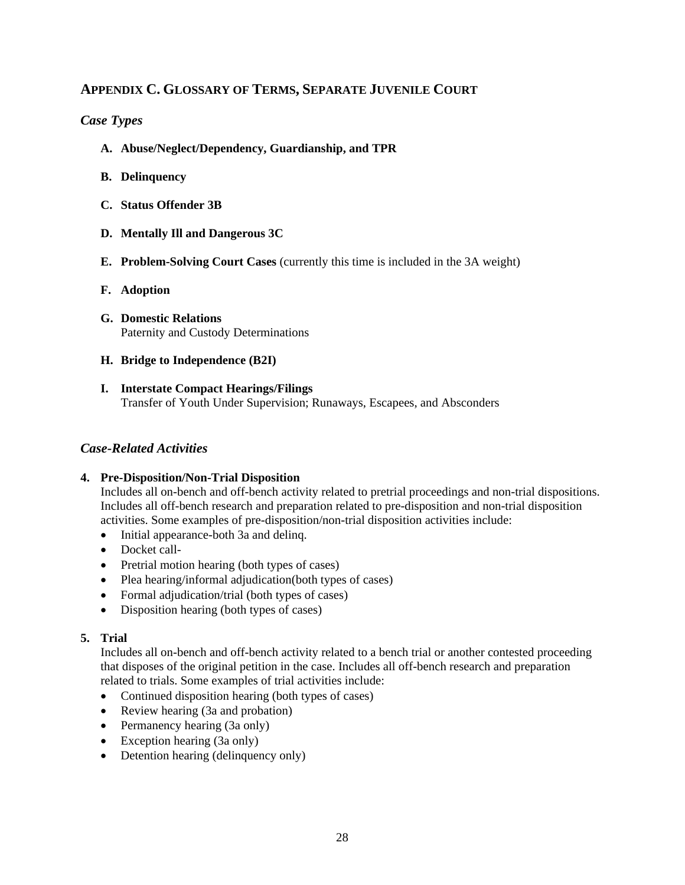## APPENDIX C. GLOSSARY OF TERMS, SEPARATE JUVENILE COURT

### *Case Types*

A. **Abuse/Neglect/Dependency, Guardianship, and TPR**

B. **Delinquency**

C. **Status Offender 3B**

D. **Mentally Ill and Dangerous 3C**

E. **Problem-Solving Court Cases** (currently this time is included in the 3A weight)

F. **Adoption**

G. **Domestic Relations**
   Paternity and Custody Determinations

H. **Bridge to Independence (B2I)**

I. **Interstate Compact Hearings/Filings**
   Transfer of Youth Under Supervision; Runaways, Escapees, and Absconders

### *Case-Related Activities*

**4. Pre-Disposition/Non-Trial Disposition**

Includes all on-bench and off-bench activity related to pretrial proceedings and non-trial dispositions. Includes all off-bench research and preparation related to pre-disposition and non-trial disposition activities. Some examples of pre-disposition/non-trial disposition activities include:

- Initial appearance-both 3a and delinq.
- Docket call-
- Pretrial motion hearing (both types of cases)
- Plea hearing/informal adjudication(both types of cases)
- Formal adjudication/trial (both types of cases)
- Disposition hearing (both types of cases)

**5. Trial**

Includes all on-bench and off-bench activity related to a bench trial or another contested proceeding that disposes of the original petition in the case. Includes all off-bench research and preparation related to trials. Some examples of trial activities include:

- Continued disposition hearing (both types of cases)
- Review hearing (3a and probation)
- Permanency hearing (3a only)
- Exception hearing (3a only)
- Detention hearing (delinquency only)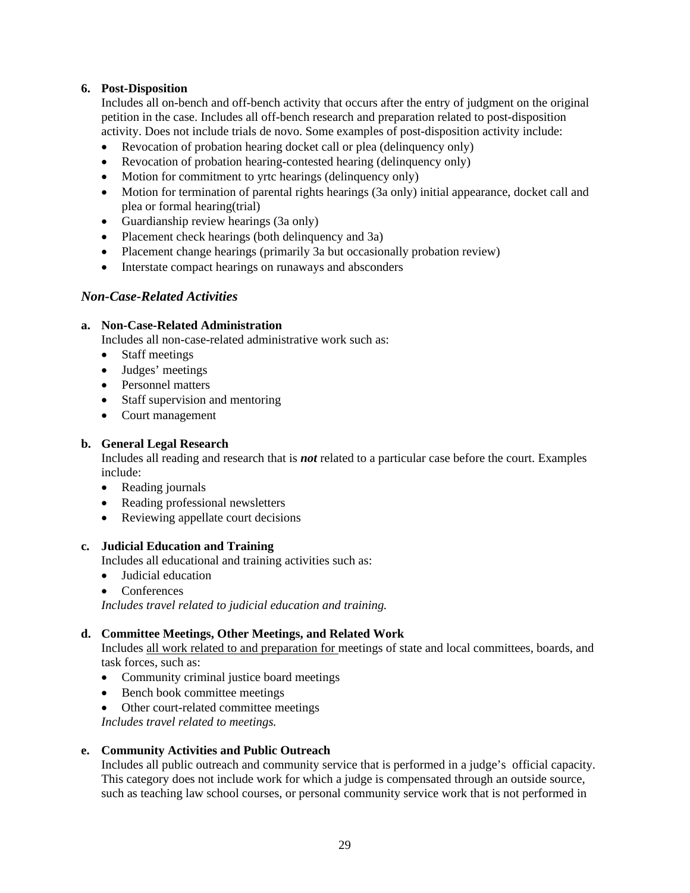**6. Post-Disposition**

Includes all on-bench and off-bench activity that occurs after the entry of judgment on the original petition in the case. Includes all off-bench research and preparation related to post-disposition activity. Does not include trials de novo. Some examples of post-disposition activity include:

- Revocation of probation hearing docket call or plea (delinquency only)
- Revocation of probation hearing-contested hearing (delinquency only)
- Motion for commitment to yrtc hearings (delinquency only)
- Motion for termination of parental rights hearings (3a only) initial appearance, docket call and plea or formal hearing(trial)
- Guardianship review hearings (3a only)
- Placement check hearings (both delinquency and 3a)
- Placement change hearings (primarily 3a but occasionally probation review)
- Interstate compact hearings on runaways and absconders

### *Non-Case-Related Activities*

**a. Non-Case-Related Administration**

Includes all non-case-related administrative work such as:

- Staff meetings
- Judges' meetings
- Personnel matters
- Staff supervision and mentoring
- Court management

**b. General Legal Research**

Includes all reading and research that is ***not*** related to a particular case before the court. Examples include:

- Reading journals
- Reading professional newsletters
- Reviewing appellate court decisions

**c. Judicial Education and Training**

Includes all educational and training activities such as:

- Judicial education
- Conferences

*Includes travel related to judicial education and training.*

**d. Committee Meetings, Other Meetings, and Related Work**

Includes all work related to and preparation for meetings of state and local committees, boards, and task forces, such as:

- Community criminal justice board meetings
- Bench book committee meetings
- Other court-related committee meetings

*Includes travel related to meetings.*

**e. Community Activities and Public Outreach**

Includes all public outreach and community service that is performed in a judge's official capacity. This category does not include work for which a judge is compensated through an outside source, such as teaching law school courses, or personal community service work that is not performed in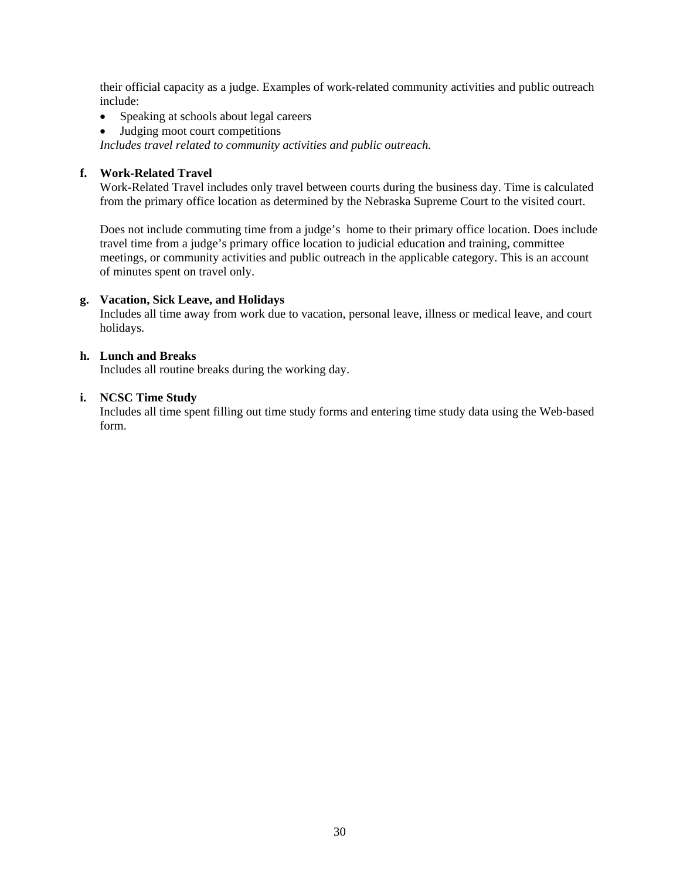their official capacity as a judge. Examples of work-related community activities and public outreach include:

- Speaking at schools about legal careers
- Judging moot court competitions

*Includes travel related to community activities and public outreach.*

**f. Work-Related Travel**

Work-Related Travel includes only travel between courts during the business day. Time is calculated from the primary office location as determined by the Nebraska Supreme Court to the visited court.

Does not include commuting time from a judge's home to their primary office location. Does include travel time from a judge's primary office location to judicial education and training, committee meetings, or community activities and public outreach in the applicable category. This is an account of minutes spent on travel only.

**g. Vacation, Sick Leave, and Holidays**

Includes all time away from work due to vacation, personal leave, illness or medical leave, and court holidays.

**h. Lunch and Breaks**

Includes all routine breaks during the working day.

**i. NCSC Time Study**

Includes all time spent filling out time study forms and entering time study data using the Web-based form.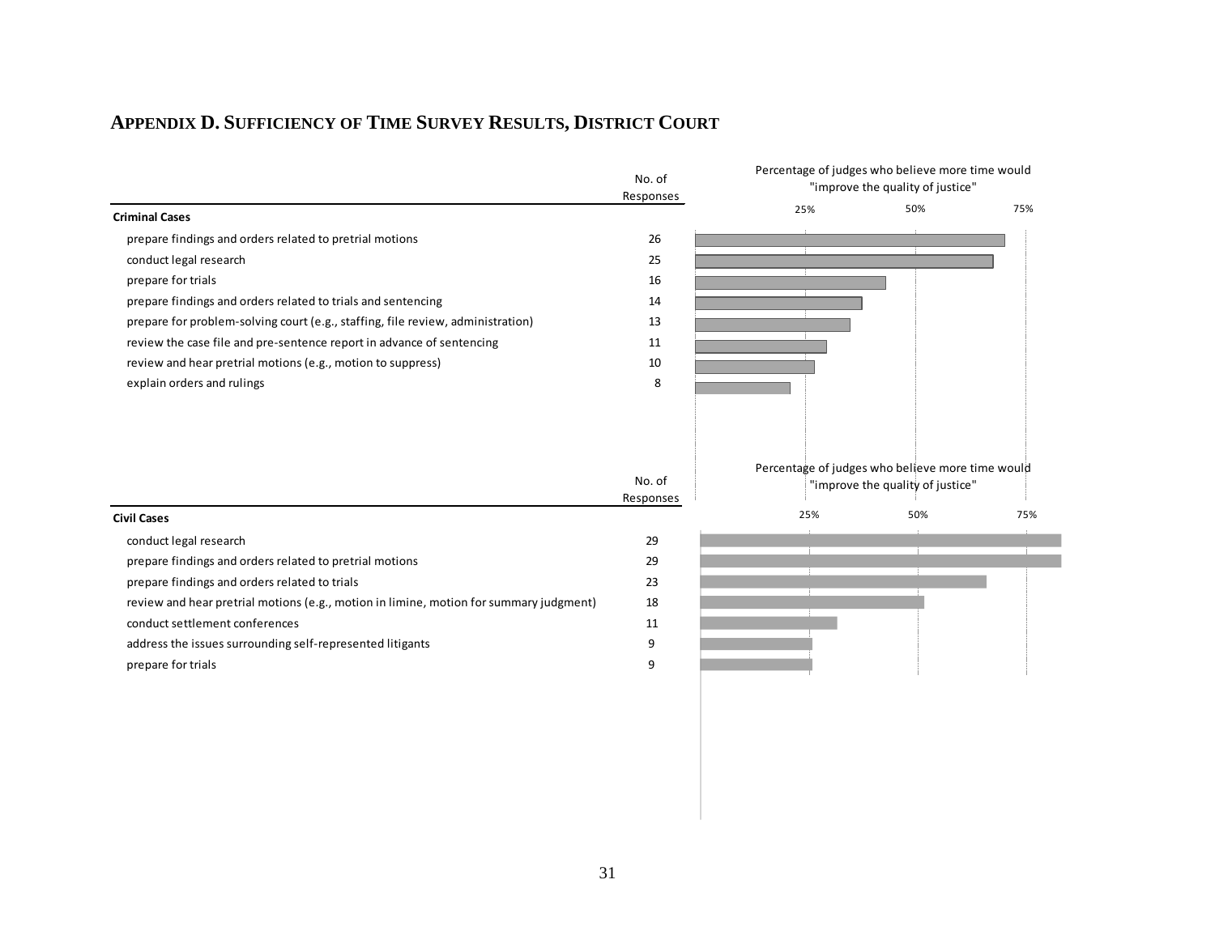## APPENDIX D. SUFFICIENCY OF TIME SURVEY RESULTS, DISTRICT COURT

| Criminal Cases | No. of Responses |
|---|---|
| prepare findings and orders related to pretrial motions | 26 |
| conduct legal research | 25 |
| prepare for trials | 16 |
| prepare findings and orders related to trials and sentencing | 14 |
| prepare for problem-solving court (e.g., staffing, file review, administration) | 13 |
| review the case file and pre-sentence report in advance of sentencing | 11 |
| review and hear pretrial motions (e.g., motion to suppress) | 10 |
| explain orders and rulings | 8 |

Percentage of judges who believe more time would "improve the quality of justice"

25% 50% 75%

| Civil Cases | No. of Responses |
|---|---|
| conduct legal research | 29 |
| prepare findings and orders related to pretrial motions | 29 |
| prepare findings and orders related to trials | 23 |
| review and hear pretrial motions (e.g., motion in limine, motion for summary judgment) | 18 |
| conduct settlement conferences | 11 |
| address the issues surrounding self-represented litigants | 9 |
| prepare for trials | 9 |

Percentage of judges who believe more time would "improve the quality of justice"

25% 50% 75%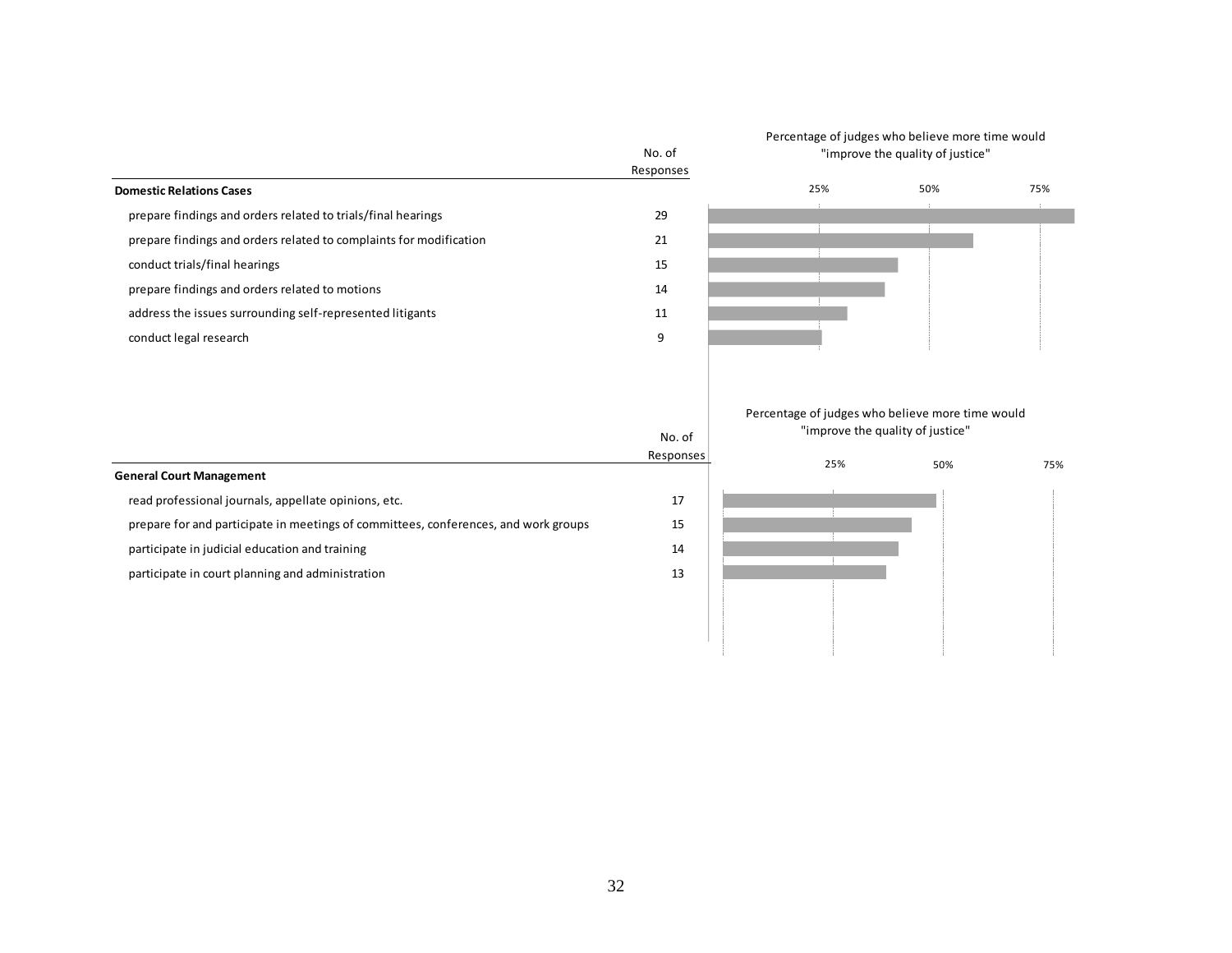| Domestic Relations Cases | No. of Responses |
|---|---|
| prepare findings and orders related to trials/final hearings | 29 |
| prepare findings and orders related to complaints for modification | 21 |
| conduct trials/final hearings | 15 |
| prepare findings and orders related to motions | 14 |
| address the issues surrounding self-represented litigants | 11 |
| conduct legal research | 9 |

Percentage of judges who believe more time would "improve the quality of justice"

25% 50% 75%

| General Court Management | No. of Responses |
|---|---|
| read professional journals, appellate opinions, etc. | 17 |
| prepare for and participate in meetings of committees, conferences, and work groups | 15 |
| participate in judicial education and training | 14 |
| participate in court planning and administration | 13 |

Percentage of judges who believe more time would "improve the quality of justice"

25% 50% 75%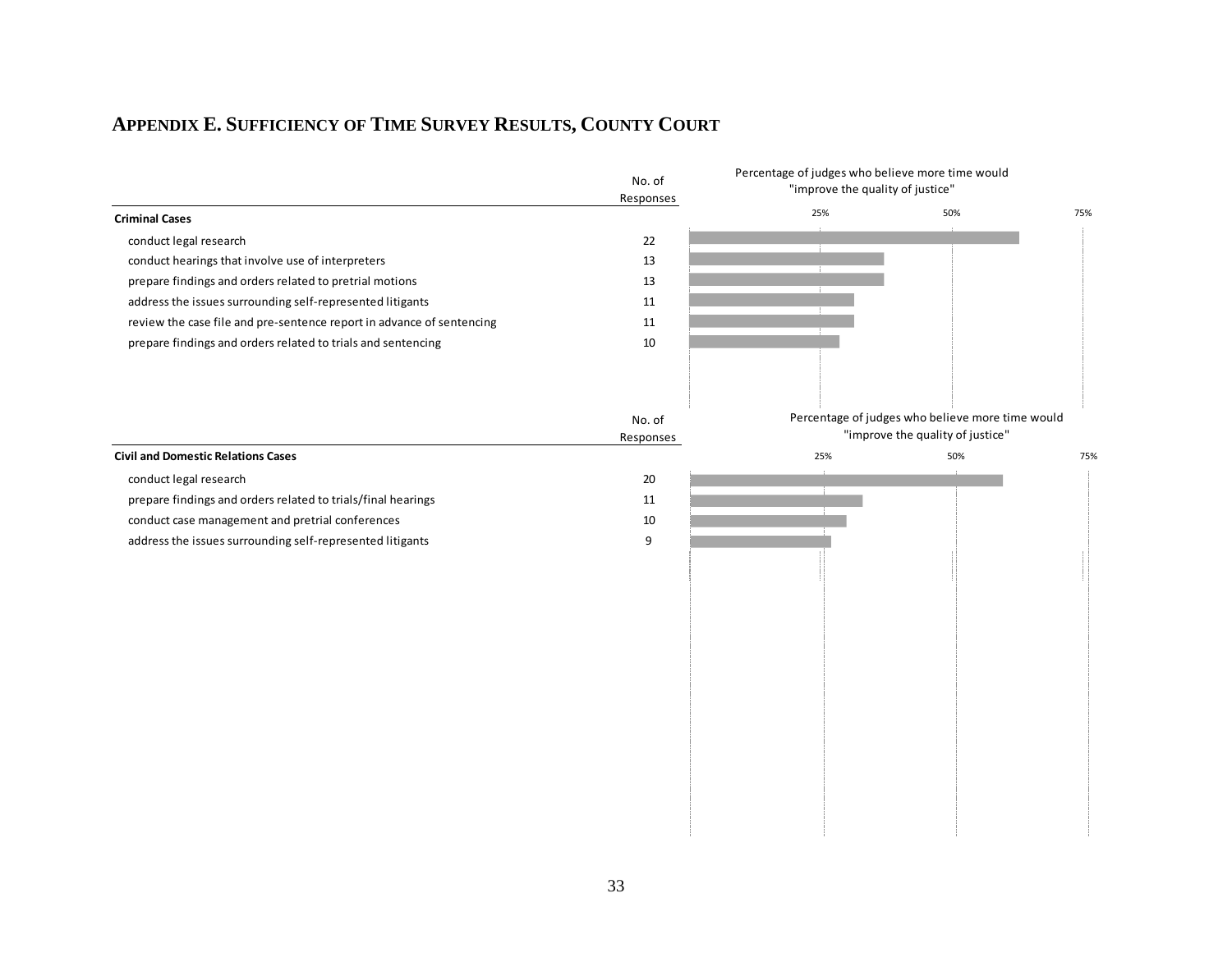## Appendix E. Sufficiency of Time Survey Results, County Court

Percentage of judges who believe more time would "improve the quality of justice"

| Criminal Cases | No. of Responses |
|---|---|
| conduct legal research | 22 |
| conduct hearings that involve use of interpreters | 13 |
| prepare findings and orders related to pretrial motions | 13 |
| address the issues surrounding self-represented litigants | 11 |
| review the case file and pre-sentence report in advance of sentencing | 11 |
| prepare findings and orders related to trials and sentencing | 10 |

Percentage of judges who believe more time would "improve the quality of justice"

| Civil and Domestic Relations Cases | No. of Responses |
|---|---|
| conduct legal research | 20 |
| prepare findings and orders related to trials/final hearings | 11 |
| conduct case management and pretrial conferences | 10 |
| address the issues surrounding self-represented litigants | 9 |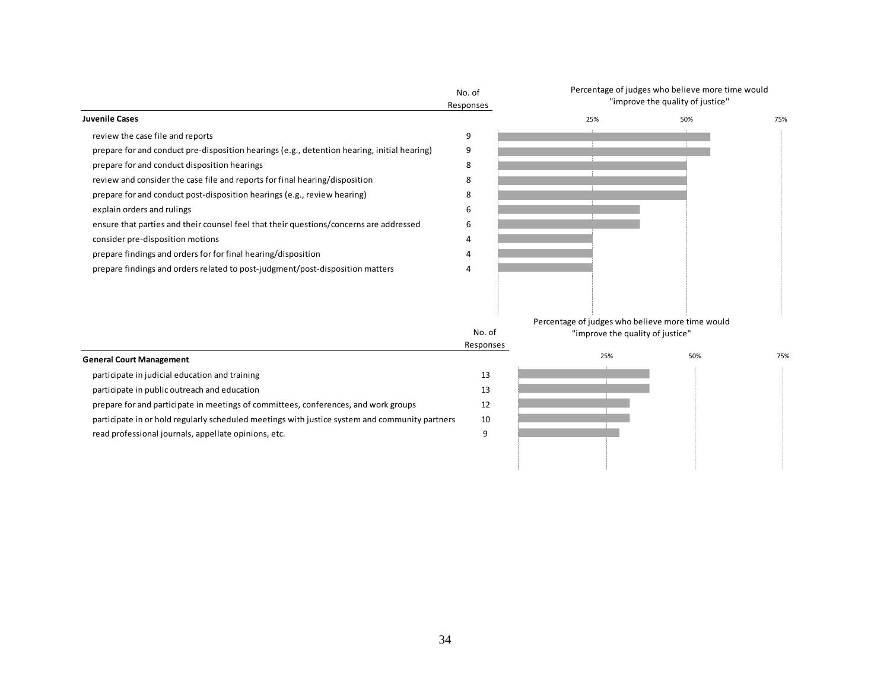| Juvenile Cases | No. of Responses | Percentage of judges who believe more time would "improve the quality of justice" |
|---|---|---|
| review the case file and reports | 9 | |
| prepare for and conduct pre-disposition hearings (e.g., detention hearing, initial hearing) | 9 | |
| prepare for and conduct disposition hearings | 8 | |
| review and consider the case file and reports for final hearing/disposition | 8 | |
| prepare for and conduct post-disposition hearings (e.g., review hearing) | 8 | |
| explain orders and rulings | 6 | |
| ensure that parties and their counsel feel that their questions/concerns are addressed | 6 | |
| consider pre-disposition motions | 4 | |
| prepare findings and orders for for final hearing/disposition | 4 | |
| prepare findings and orders related to post-judgment/post-disposition matters | 4 | |

| General Court Management | No. of Responses | Percentage of judges who believe more time would "improve the quality of justice" |
|---|---|---|
| participate in judicial education and training | 13 | |
| participate in public outreach and education | 13 | |
| prepare for and participate in meetings of committees, conferences, and work groups | 12 | |
| participate in or hold regularly scheduled meetings with justice system and community partners | 10 | |
| read professional journals, appellate opinions, etc. | 9 | |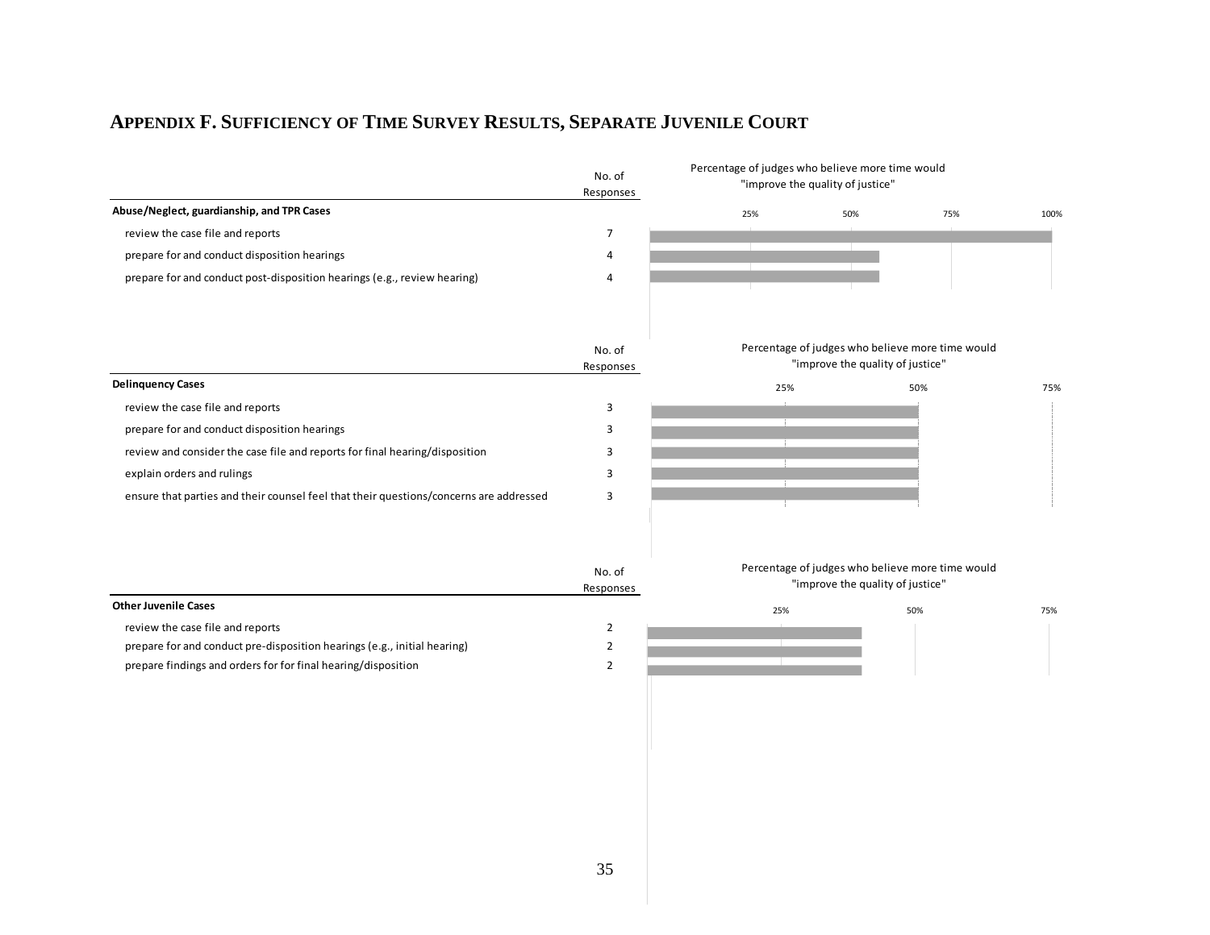## APPENDIX F. SUFFICIENCY OF TIME SURVEY RESULTS, SEPARATE JUVENILE COURT

| Abuse/Neglect, guardianship, and TPR Cases | No. of Responses | Percentage of judges who believe more time would "improve the quality of justice" |
|---|---|---|
| review the case file and reports | 7 | 100% |
| prepare for and conduct disposition hearings | 4 | 57% |
| prepare for and conduct post-disposition hearings (e.g., review hearing) | 4 | 57% |

| Delinquency Cases | No. of Responses | Percentage of judges who believe more time would "improve the quality of justice" |
|---|---|---|
| review the case file and reports | 3 | 50% |
| prepare for and conduct disposition hearings | 3 | 50% |
| review and consider the case file and reports for final hearing/disposition | 3 | 50% |
| explain orders and rulings | 3 | 50% |
| ensure that parties and their counsel feel that their questions/concerns are addressed | 3 | 50% |

| Other Juvenile Cases | No. of Responses | Percentage of judges who believe more time would "improve the quality of justice" |
|---|---|---|
| review the case file and reports | 2 | 40% |
| prepare for and conduct pre-disposition hearings (e.g., initial hearing) | 2 | 40% |
| prepare findings and orders for for final hearing/disposition | 2 | 40% |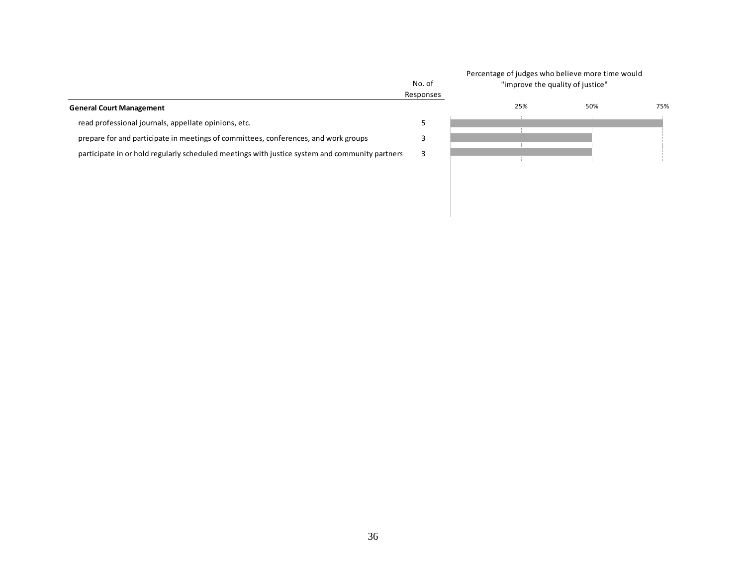Percentage of judges who believe more time would "improve the quality of justice"

| General Court Management | No. of Responses | Percentage |
|---|---|---|
| read professional journals, appellate opinions, etc. | 5 | 75% |
| prepare for and participate in meetings of committees, conferences, and work groups | 3 | 50% |
| participate in or hold regularly scheduled meetings with justice system and community partners | 3 | 50% |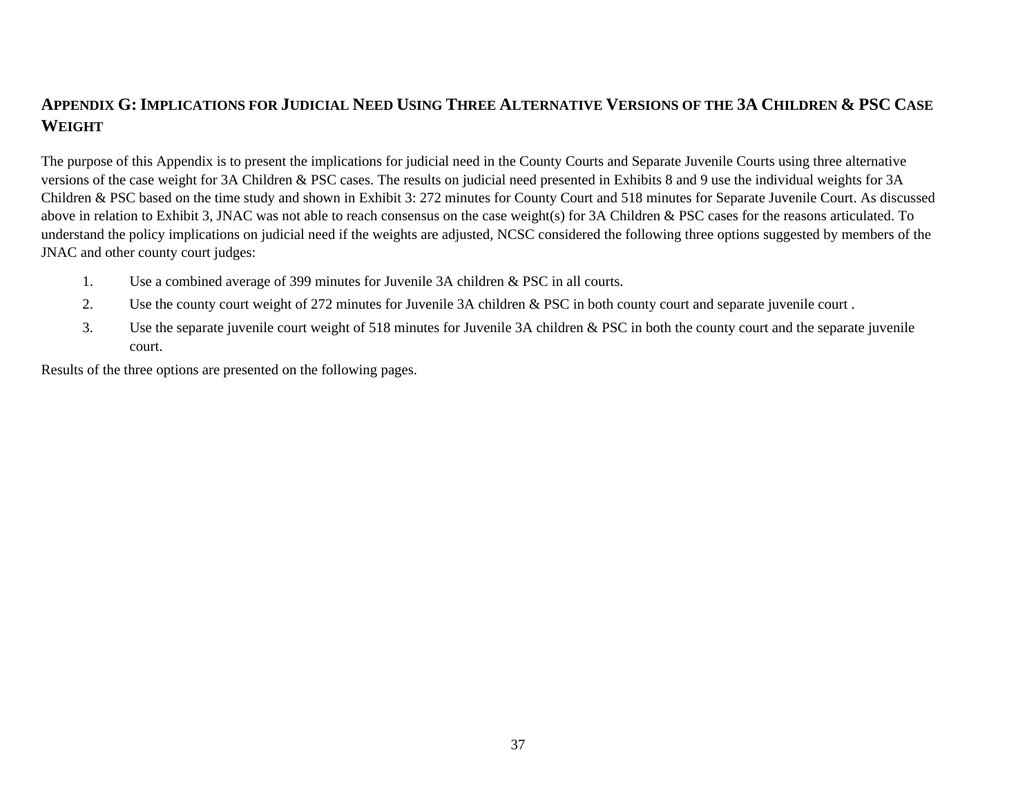## APPENDIX G: IMPLICATIONS FOR JUDICIAL NEED USING THREE ALTERNATIVE VERSIONS OF THE 3A CHILDREN & PSC CASE WEIGHT

The purpose of this Appendix is to present the implications for judicial need in the County Courts and Separate Juvenile Courts using three alternative versions of the case weight for 3A Children & PSC cases. The results on judicial need presented in Exhibits 8 and 9 use the individual weights for 3A Children & PSC based on the time study and shown in Exhibit 3: 272 minutes for County Court and 518 minutes for Separate Juvenile Court. As discussed above in relation to Exhibit 3, JNAC was not able to reach consensus on the case weight(s) for 3A Children & PSC cases for the reasons articulated. To understand the policy implications on judicial need if the weights are adjusted, NCSC considered the following three options suggested by members of the JNAC and other county court judges:

1. Use a combined average of 399 minutes for Juvenile 3A children & PSC in all courts.
2. Use the county court weight of 272 minutes for Juvenile 3A children & PSC in both county court and separate juvenile court .
3. Use the separate juvenile court weight of 518 minutes for Juvenile 3A children & PSC in both the county court and the separate juvenile court.

Results of the three options are presented on the following pages.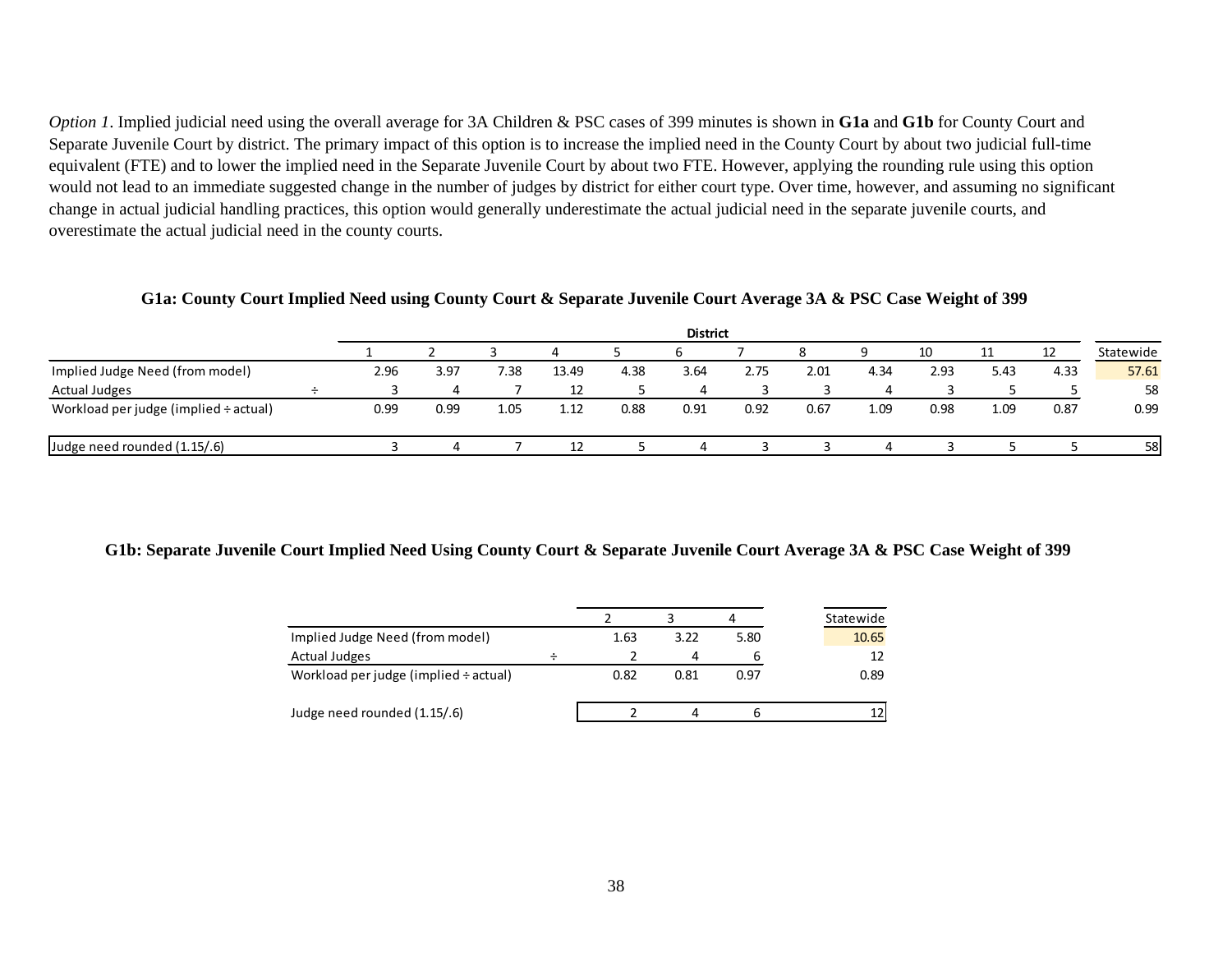*Option 1*. Implied judicial need using the overall average for 3A Children & PSC cases of 399 minutes is shown in **G1a** and **G1b** for County Court and Separate Juvenile Court by district. The primary impact of this option is to increase the implied need in the County Court by about two judicial full-time equivalent (FTE) and to lower the implied need in the Separate Juvenile Court by about two FTE. However, applying the rounding rule using this option would not lead to an immediate suggested change in the number of judges by district for either court type. Over time, however, and assuming no significant change in actual judicial handling practices, this option would generally underestimate the actual judicial need in the separate juvenile courts, and overestimate the actual judicial need in the county courts.

**G1a: County Court Implied Need using County Court & Separate Juvenile Court Average 3A & PSC Case Weight of 399**

| | | District | | | | | | | | | | | | |
|---|---|---|---|---|---|---|---|---|---|---|---|---|---|---|
| | | 1 | 2 | 3 | 4 | 5 | 6 | 7 | 8 | 9 | 10 | 11 | 12 | Statewide |
| Implied Judge Need (from model) | | 2.96 | 3.97 | 7.38 | 13.49 | 4.38 | 3.64 | 2.75 | 2.01 | 4.34 | 2.93 | 5.43 | 4.33 | 57.61 |
| Actual Judges | ÷ | 3 | 4 | 7 | 12 | 5 | 4 | 3 | 3 | 4 | 3 | 5 | 5 | 58 |
| Workload per judge (implied ÷ actual) | | 0.99 | 0.99 | 1.05 | 1.12 | 0.88 | 0.91 | 0.92 | 0.67 | 1.09 | 0.98 | 1.09 | 0.87 | 0.99 |
| Judge need rounded (1.15/.6) | | 3 | 4 | 7 | 12 | 5 | 4 | 3 | 3 | 4 | 3 | 5 | 5 | 58 |

**G1b: Separate Juvenile Court Implied Need Using County Court & Separate Juvenile Court Average 3A & PSC Case Weight of 399**

| | | 2 | 3 | 4 | Statewide |
|---|---|---|---|---|---|
| Implied Judge Need (from model) | | 1.63 | 3.22 | 5.80 | 10.65 |
| Actual Judges | ÷ | 2 | 4 | 6 | 12 |
| Workload per judge (implied ÷ actual) | | 0.82 | 0.81 | 0.97 | 0.89 |
| Judge need rounded (1.15/.6) | | 2 | 4 | 6 | 12 |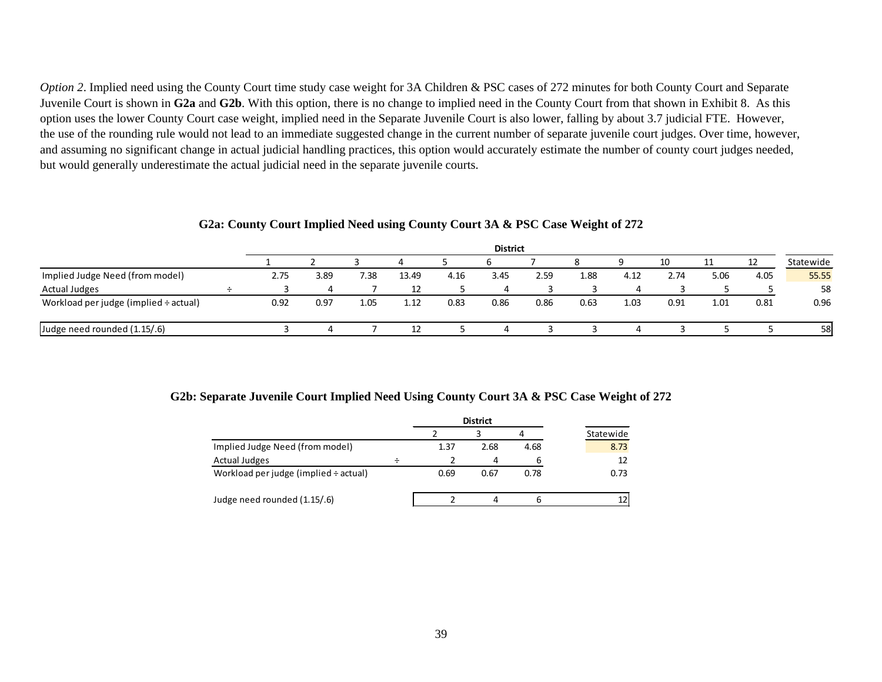*Option 2*. Implied need using the County Court time study case weight for 3A Children & PSC cases of 272 minutes for both County Court and Separate Juvenile Court is shown in **G2a** and **G2b**. With this option, there is no change to implied need in the County Court from that shown in Exhibit 8. As this option uses the lower County Court case weight, implied need in the Separate Juvenile Court is also lower, falling by about 3.7 judicial FTE. However, the use of the rounding rule would not lead to an immediate suggested change in the current number of separate juvenile court judges. Over time, however, and assuming no significant change in actual judicial handling practices, this option would accurately estimate the number of county court judges needed, but would generally underestimate the actual judicial need in the separate juvenile courts.

**G2a: County Court Implied Need using County Court 3A & PSC Case Weight of 272**

| | | District | | | | | | | | | | | | |
|---|---|---|---|---|---|---|---|---|---|---|---|---|---|---|
| | | 1 | 2 | 3 | 4 | 5 | 6 | 7 | 8 | 9 | 10 | 11 | 12 | Statewide |
| Implied Judge Need (from model) | | 2.75 | 3.89 | 7.38 | 13.49 | 4.16 | 3.45 | 2.59 | 1.88 | 4.12 | 2.74 | 5.06 | 4.05 | 55.55 |
| Actual Judges | ÷ | 3 | 4 | 7 | 12 | 5 | 4 | 3 | 3 | 4 | 3 | 5 | 5 | 58 |
| Workload per judge (implied ÷ actual) | | 0.92 | 0.97 | 1.05 | 1.12 | 0.83 | 0.86 | 0.86 | 0.63 | 1.03 | 0.91 | 1.01 | 0.81 | 0.96 |
| Judge need rounded (1.15/.6) | | 3 | 4 | 7 | 12 | 5 | 4 | 3 | 3 | 4 | 3 | 5 | 5 | 58 |

**G2b: Separate Juvenile Court Implied Need Using County Court 3A & PSC Case Weight of 272**

| | | District | | | |
|---|---|---|---|---|---|
| | | 2 | 3 | 4 | Statewide |
| Implied Judge Need (from model) | | 1.37 | 2.68 | 4.68 | 8.73 |
| Actual Judges | ÷ | 2 | 4 | 6 | 12 |
| Workload per judge (implied ÷ actual) | | 0.69 | 0.67 | 0.78 | 0.73 |
| Judge need rounded (1.15/.6) | | 2 | 4 | 6 | 12 |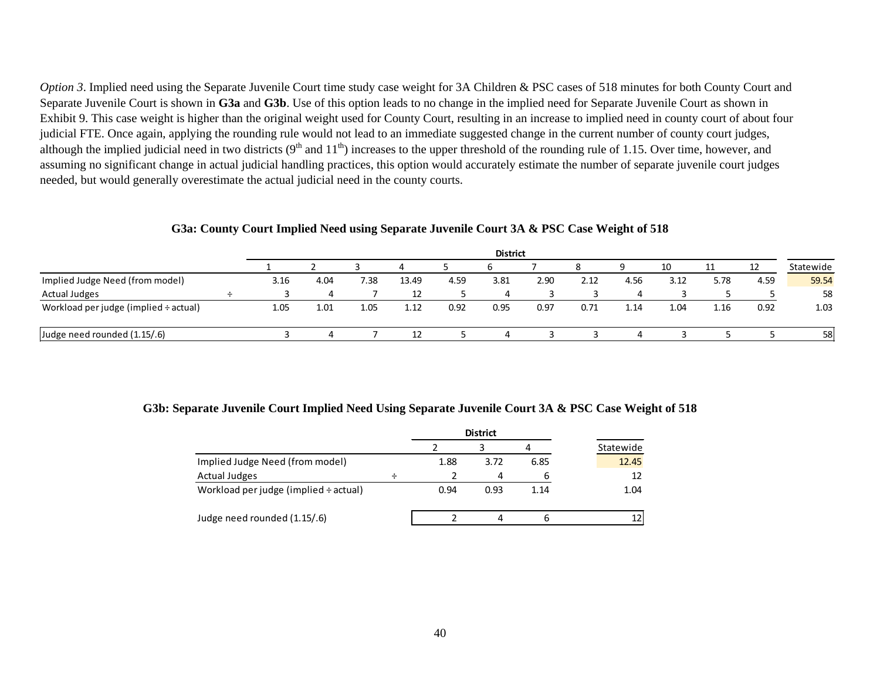*Option 3*. Implied need using the Separate Juvenile Court time study case weight for 3A Children & PSC cases of 518 minutes for both County Court and Separate Juvenile Court is shown in **G3a** and **G3b**. Use of this option leads to no change in the implied need for Separate Juvenile Court as shown in Exhibit 9. This case weight is higher than the original weight used for County Court, resulting in an increase to implied need in county court of about four judicial FTE. Once again, applying the rounding rule would not lead to an immediate suggested change in the current number of county court judges, although the implied judicial need in two districts (9th and 11th) increases to the upper threshold of the rounding rule of 1.15. Over time, however, and assuming no significant change in actual judicial handling practices, this option would accurately estimate the number of separate juvenile court judges needed, but would generally overestimate the actual judicial need in the county courts.

### G3a: County Court Implied Need using Separate Juvenile Court 3A & PSC Case Weight of 518

| | | District | | | | | | | | | | | | |
|---|---|---|---|---|---|---|---|---|---|---|---|---|---|---|
| | | 1 | 2 | 3 | 4 | 5 | 6 | 7 | 8 | 9 | 10 | 11 | 12 | Statewide |
| Implied Judge Need (from model) | | 3.16 | 4.04 | 7.38 | 13.49 | 4.59 | 3.81 | 2.90 | 2.12 | 4.56 | 3.12 | 5.78 | 4.59 | 59.54 |
| Actual Judges | ÷ | 3 | 4 | 7 | 12 | 5 | 4 | 3 | 3 | 4 | 3 | 5 | 5 | 58 |
| Workload per judge (implied ÷ actual) | | 1.05 | 1.01 | 1.05 | 1.12 | 0.92 | 0.95 | 0.97 | 0.71 | 1.14 | 1.04 | 1.16 | 0.92 | 1.03 |
| Judge need rounded (1.15/.6) | | 3 | 4 | 7 | 12 | 5 | 4 | 3 | 3 | 4 | 3 | 5 | 5 | 58 |

### G3b: Separate Juvenile Court Implied Need Using Separate Juvenile Court 3A & PSC Case Weight of 518

| | | District | | | |
|---|---|---|---|---|---|
| | | 2 | 3 | 4 | Statewide |
| Implied Judge Need (from model) | | 1.88 | 3.72 | 6.85 | 12.45 |
| Actual Judges | ÷ | 2 | 4 | 6 | 12 |
| Workload per judge (implied ÷ actual) | | 0.94 | 0.93 | 1.14 | 1.04 |
| Judge need rounded (1.15/.6) | | 2 | 4 | 6 | 12 |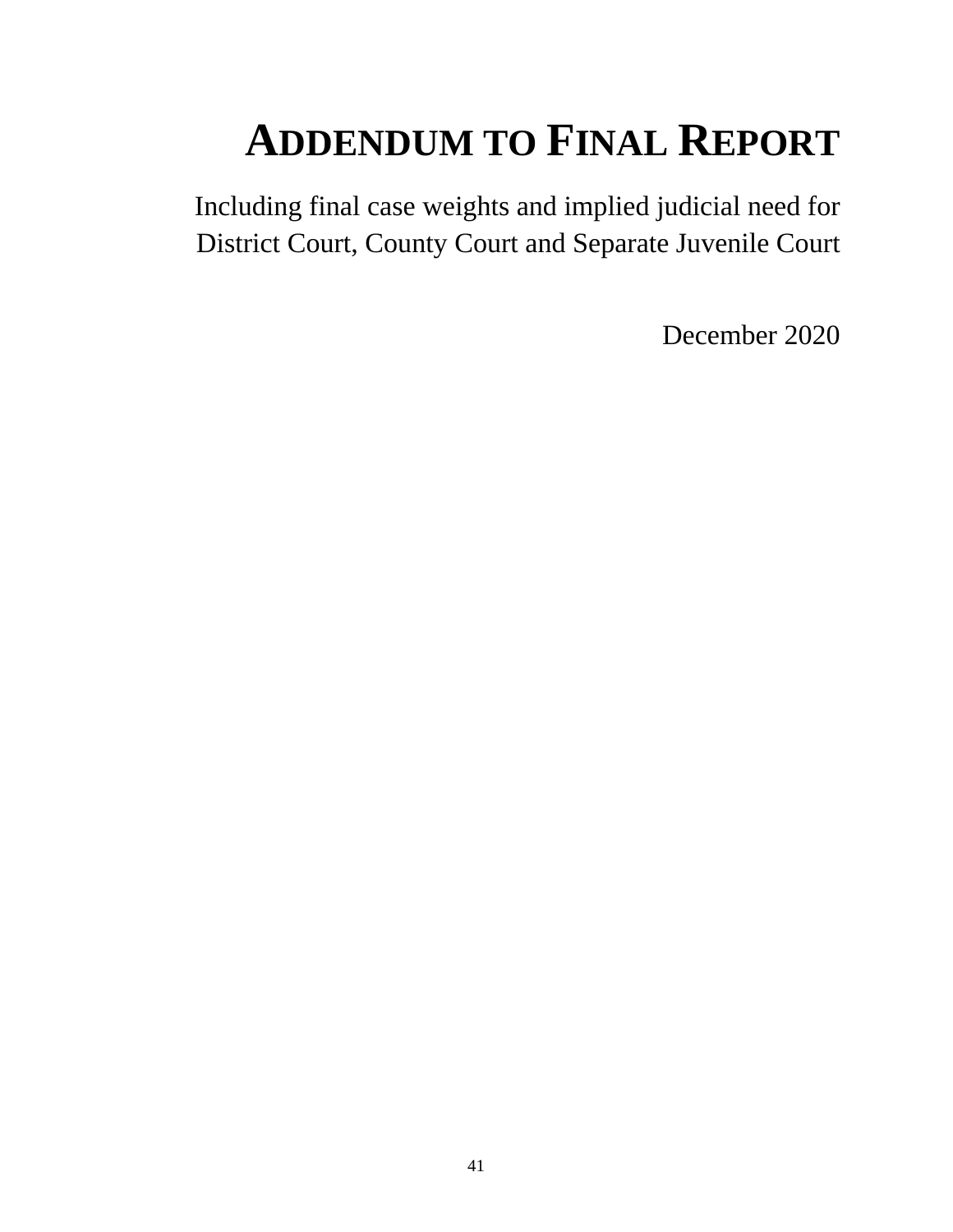# ADDENDUM TO FINAL REPORT

Including final case weights and implied judicial need for District Court, County Court and Separate Juvenile Court

December 2020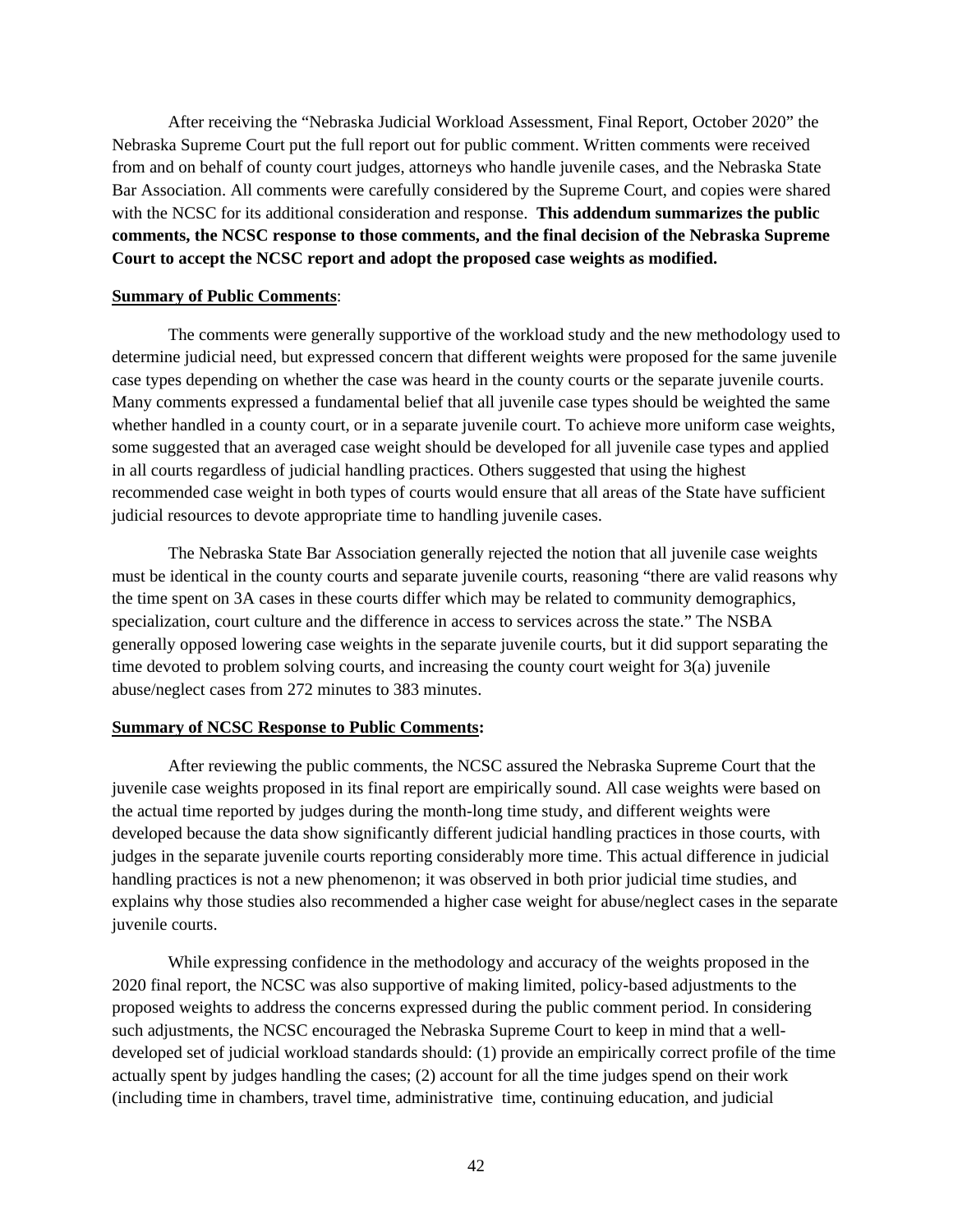After receiving the "Nebraska Judicial Workload Assessment, Final Report, October 2020" the Nebraska Supreme Court put the full report out for public comment. Written comments were received from and on behalf of county court judges, attorneys who handle juvenile cases, and the Nebraska State Bar Association. All comments were carefully considered by the Supreme Court, and copies were shared with the NCSC for its additional consideration and response. **This addendum summarizes the public comments, the NCSC response to those comments, and the final decision of the Nebraska Supreme Court to accept the NCSC report and adopt the proposed case weights as modified.**

**Summary of Public Comments**:

The comments were generally supportive of the workload study and the new methodology used to determine judicial need, but expressed concern that different weights were proposed for the same juvenile case types depending on whether the case was heard in the county courts or the separate juvenile courts. Many comments expressed a fundamental belief that all juvenile case types should be weighted the same whether handled in a county court, or in a separate juvenile court. To achieve more uniform case weights, some suggested that an averaged case weight should be developed for all juvenile case types and applied in all courts regardless of judicial handling practices. Others suggested that using the highest recommended case weight in both types of courts would ensure that all areas of the State have sufficient judicial resources to devote appropriate time to handling juvenile cases.

The Nebraska State Bar Association generally rejected the notion that all juvenile case weights must be identical in the county courts and separate juvenile courts, reasoning "there are valid reasons why the time spent on 3A cases in these courts differ which may be related to community demographics, specialization, court culture and the difference in access to services across the state." The NSBA generally opposed lowering case weights in the separate juvenile courts, but it did support separating the time devoted to problem solving courts, and increasing the county court weight for 3(a) juvenile abuse/neglect cases from 272 minutes to 383 minutes.

**Summary of NCSC Response to Public Comments:**

After reviewing the public comments, the NCSC assured the Nebraska Supreme Court that the juvenile case weights proposed in its final report are empirically sound. All case weights were based on the actual time reported by judges during the month-long time study, and different weights were developed because the data show significantly different judicial handling practices in those courts, with judges in the separate juvenile courts reporting considerably more time. This actual difference in judicial handling practices is not a new phenomenon; it was observed in both prior judicial time studies, and explains why those studies also recommended a higher case weight for abuse/neglect cases in the separate juvenile courts.

While expressing confidence in the methodology and accuracy of the weights proposed in the 2020 final report, the NCSC was also supportive of making limited, policy-based adjustments to the proposed weights to address the concerns expressed during the public comment period. In considering such adjustments, the NCSC encouraged the Nebraska Supreme Court to keep in mind that a well-developed set of judicial workload standards should: (1) provide an empirically correct profile of the time actually spent by judges handling the cases; (2) account for all the time judges spend on their work (including time in chambers, travel time, administrative time, continuing education, and judicial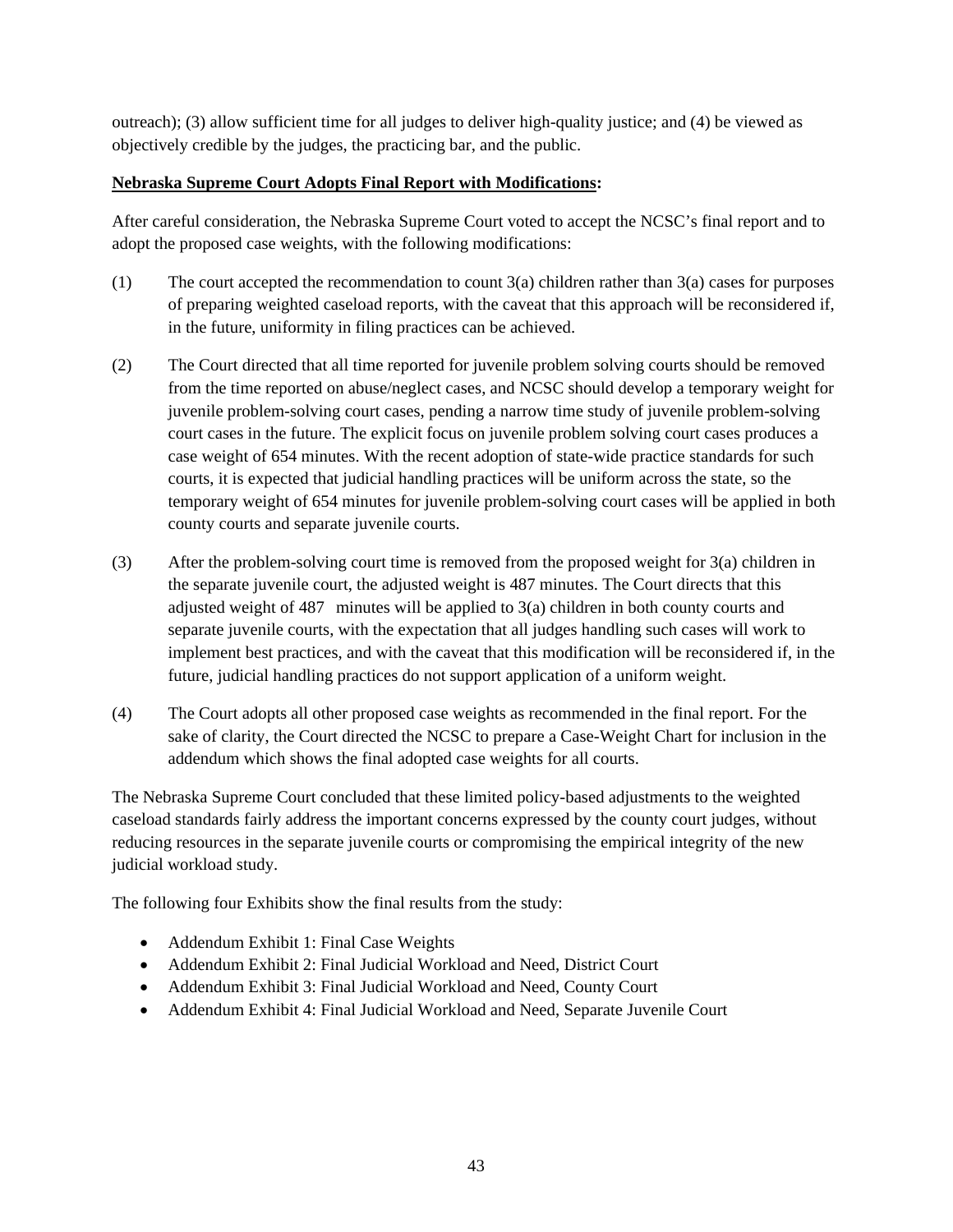outreach); (3) allow sufficient time for all judges to deliver high-quality justice; and (4) be viewed as objectively credible by the judges, the practicing bar, and the public.

**Nebraska Supreme Court Adopts Final Report with Modifications:**

After careful consideration, the Nebraska Supreme Court voted to accept the NCSC's final report and to adopt the proposed case weights, with the following modifications:

(1) The court accepted the recommendation to count 3(a) children rather than 3(a) cases for purposes of preparing weighted caseload reports, with the caveat that this approach will be reconsidered if, in the future, uniformity in filing practices can be achieved.

(2) The Court directed that all time reported for juvenile problem solving courts should be removed from the time reported on abuse/neglect cases, and NCSC should develop a temporary weight for juvenile problem-solving court cases, pending a narrow time study of juvenile problem-solving court cases in the future. The explicit focus on juvenile problem solving court cases produces a case weight of 654 minutes. With the recent adoption of state-wide practice standards for such courts, it is expected that judicial handling practices will be uniform across the state, so the temporary weight of 654 minutes for juvenile problem-solving court cases will be applied in both county courts and separate juvenile courts.

(3) After the problem-solving court time is removed from the proposed weight for 3(a) children in the separate juvenile court, the adjusted weight is 487 minutes. The Court directs that this adjusted weight of 487 minutes will be applied to 3(a) children in both county courts and separate juvenile courts, with the expectation that all judges handling such cases will work to implement best practices, and with the caveat that this modification will be reconsidered if, in the future, judicial handling practices do not support application of a uniform weight.

(4) The Court adopts all other proposed case weights as recommended in the final report. For the sake of clarity, the Court directed the NCSC to prepare a Case-Weight Chart for inclusion in the addendum which shows the final adopted case weights for all courts.

The Nebraska Supreme Court concluded that these limited policy-based adjustments to the weighted caseload standards fairly address the important concerns expressed by the county court judges, without reducing resources in the separate juvenile courts or compromising the empirical integrity of the new judicial workload study.

The following four Exhibits show the final results from the study:

- Addendum Exhibit 1: Final Case Weights
- Addendum Exhibit 2: Final Judicial Workload and Need, District Court
- Addendum Exhibit 3: Final Judicial Workload and Need, County Court
- Addendum Exhibit 4: Final Judicial Workload and Need, Separate Juvenile Court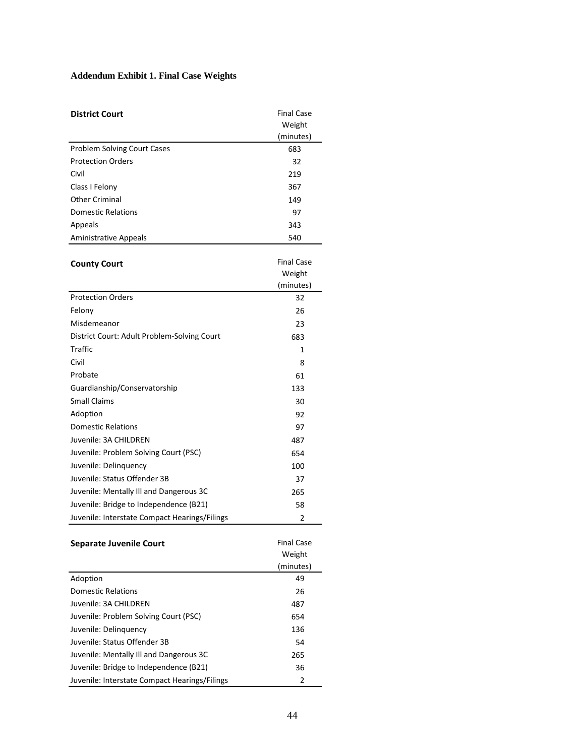**Addendum Exhibit 1. Final Case Weights**

| District Court | Final Case Weight (minutes) |
|---|---|
| Problem Solving Court Cases | 683 |
| Protection Orders | 32 |
| Civil | 219 |
| Class I Felony | 367 |
| Other Criminal | 149 |
| Domestic Relations | 97 |
| Appeals | 343 |
| Aministrative Appeals | 540 |

| County Court | Final Case Weight (minutes) |
|---|---|
| Protection Orders | 32 |
| Felony | 26 |
| Misdemeanor | 23 |
| District Court: Adult Problem-Solving Court | 683 |
| Traffic | 1 |
| Civil | 8 |
| Probate | 61 |
| Guardianship/Conservatorship | 133 |
| Small Claims | 30 |
| Adoption | 92 |
| Domestic Relations | 97 |
| Juvenile: 3A CHILDREN | 487 |
| Juvenile: Problem Solving Court (PSC) | 654 |
| Juvenile: Delinquency | 100 |
| Juvenile: Status Offender 3B | 37 |
| Juvenile: Mentally Ill and Dangerous 3C | 265 |
| Juvenile: Bridge to Independence (B21) | 58 |
| Juvenile: Interstate Compact Hearings/Filings | 2 |

| Separate Juvenile Court | Final Case Weight (minutes) |
|---|---|
| Adoption | 49 |
| Domestic Relations | 26 |
| Juvenile: 3A CHILDREN | 487 |
| Juvenile: Problem Solving Court (PSC) | 654 |
| Juvenile: Delinquency | 136 |
| Juvenile: Status Offender 3B | 54 |
| Juvenile: Mentally Ill and Dangerous 3C | 265 |
| Juvenile: Bridge to Independence (B21) | 36 |
| Juvenile: Interstate Compact Hearings/Filings | 2 |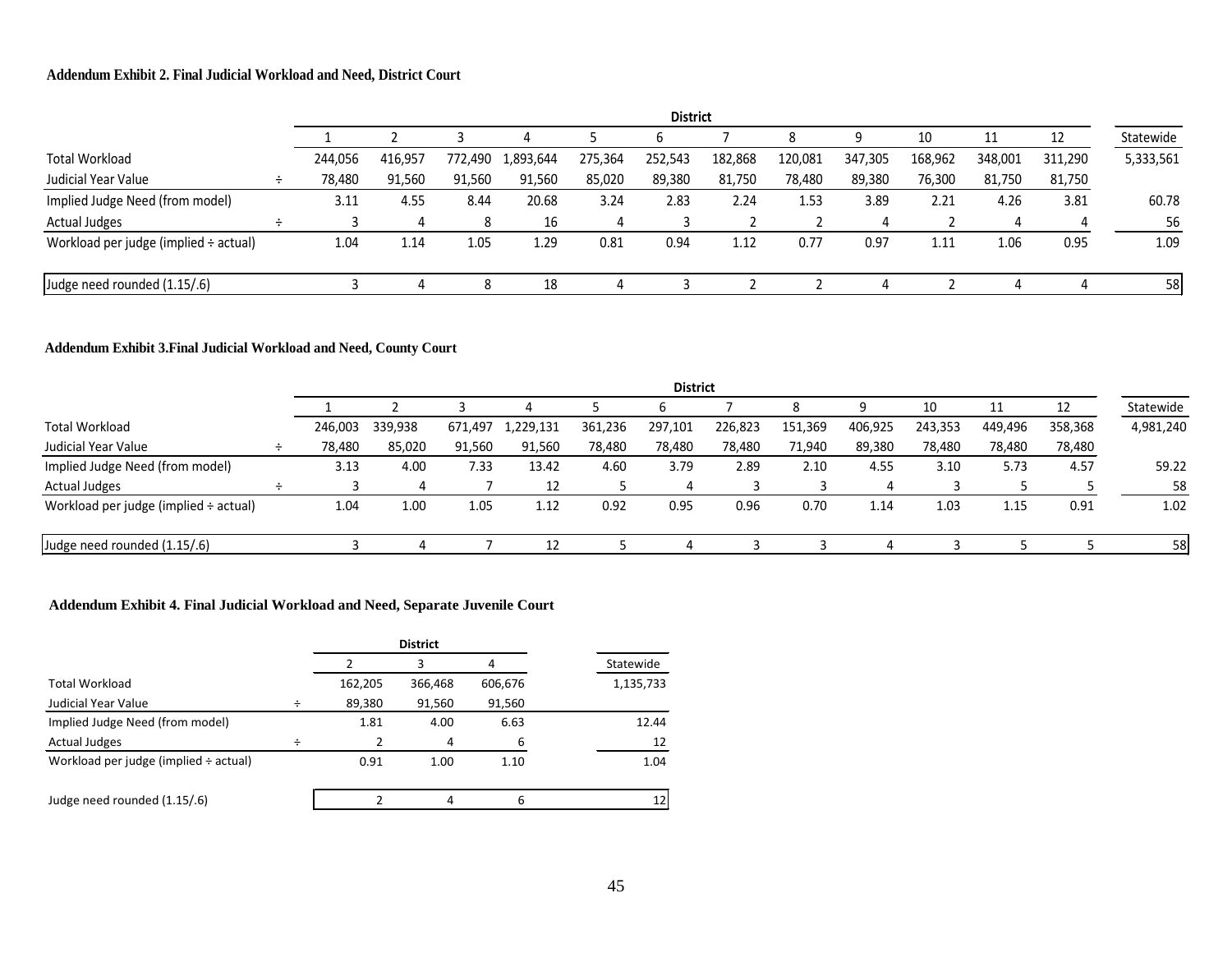**Addendum Exhibit 2. Final Judicial Workload and Need, District Court**

| | | District | | | | | | | | | | | | |
|---|---|---|---|---|---|---|---|---|---|---|---|---|---|---|
| | | 1 | 2 | 3 | 4 | 5 | 6 | 7 | 8 | 9 | 10 | 11 | 12 | Statewide |
| Total Workload | | 244,056 | 416,957 | 772,490 | 1,893,644 | 275,364 | 252,543 | 182,868 | 120,081 | 347,305 | 168,962 | 348,001 | 311,290 | 5,333,561 |
| Judicial Year Value | ÷ | 78,480 | 91,560 | 91,560 | 91,560 | 85,020 | 89,380 | 81,750 | 78,480 | 89,380 | 76,300 | 81,750 | 81,750 | |
| Implied Judge Need (from model) | | 3.11 | 4.55 | 8.44 | 20.68 | 3.24 | 2.83 | 2.24 | 1.53 | 3.89 | 2.21 | 4.26 | 3.81 | 60.78 |
| Actual Judges | ÷ | 3 | 4 | 8 | 16 | 4 | 3 | 2 | 2 | 4 | 2 | 4 | 4 | 56 |
| Workload per judge (implied ÷ actual) | | 1.04 | 1.14 | 1.05 | 1.29 | 0.81 | 0.94 | 1.12 | 0.77 | 0.97 | 1.11 | 1.06 | 0.95 | 1.09 |
| Judge need rounded (1.15/.6) | | 3 | 4 | 8 | 18 | 4 | 3 | 2 | 2 | 4 | 2 | 4 | 4 | 58 |

**Addendum Exhibit 3.Final Judicial Workload and Need, County Court**

| | | District | | | | | | | | | | | | |
|---|---|---|---|---|---|---|---|---|---|---|---|---|---|---|
| | | 1 | 2 | 3 | 4 | 5 | 6 | 7 | 8 | 9 | 10 | 11 | 12 | Statewide |
| Total Workload | | 246,003 | 339,938 | 671,497 | 1,229,131 | 361,236 | 297,101 | 226,823 | 151,369 | 406,925 | 243,353 | 449,496 | 358,368 | 4,981,240 |
| Judicial Year Value | ÷ | 78,480 | 85,020 | 91,560 | 91,560 | 78,480 | 78,480 | 78,480 | 71,940 | 89,380 | 78,480 | 78,480 | 78,480 | |
| Implied Judge Need (from model) | | 3.13 | 4.00 | 7.33 | 13.42 | 4.60 | 3.79 | 2.89 | 2.10 | 4.55 | 3.10 | 5.73 | 4.57 | 59.22 |
| Actual Judges | ÷ | 3 | 4 | 7 | 12 | 5 | 4 | 3 | 3 | 4 | 3 | 5 | 5 | 58 |
| Workload per judge (implied ÷ actual) | | 1.04 | 1.00 | 1.05 | 1.12 | 0.92 | 0.95 | 0.96 | 0.70 | 1.14 | 1.03 | 1.15 | 0.91 | 1.02 |
| Judge need rounded (1.15/.6) | | 3 | 4 | 7 | 12 | 5 | 4 | 3 | 3 | 4 | 3 | 5 | 5 | 58 |

**Addendum Exhibit 4. Final Judicial Workload and Need, Separate Juvenile Court**

| | | District | | | |
|---|---|---|---|---|---|
| | | 2 | 3 | 4 | Statewide |
| Total Workload | | 162,205 | 366,468 | 606,676 | 1,135,733 |
| Judicial Year Value | ÷ | 89,380 | 91,560 | 91,560 | |
| Implied Judge Need (from model) | | 1.81 | 4.00 | 6.63 | 12.44 |
| Actual Judges | ÷ | 2 | 4 | 6 | 12 |
| Workload per judge (implied ÷ actual) | | 0.91 | 1.00 | 1.10 | 1.04 |
| Judge need rounded (1.15/.6) | | 2 | 4 | 6 | 12 |